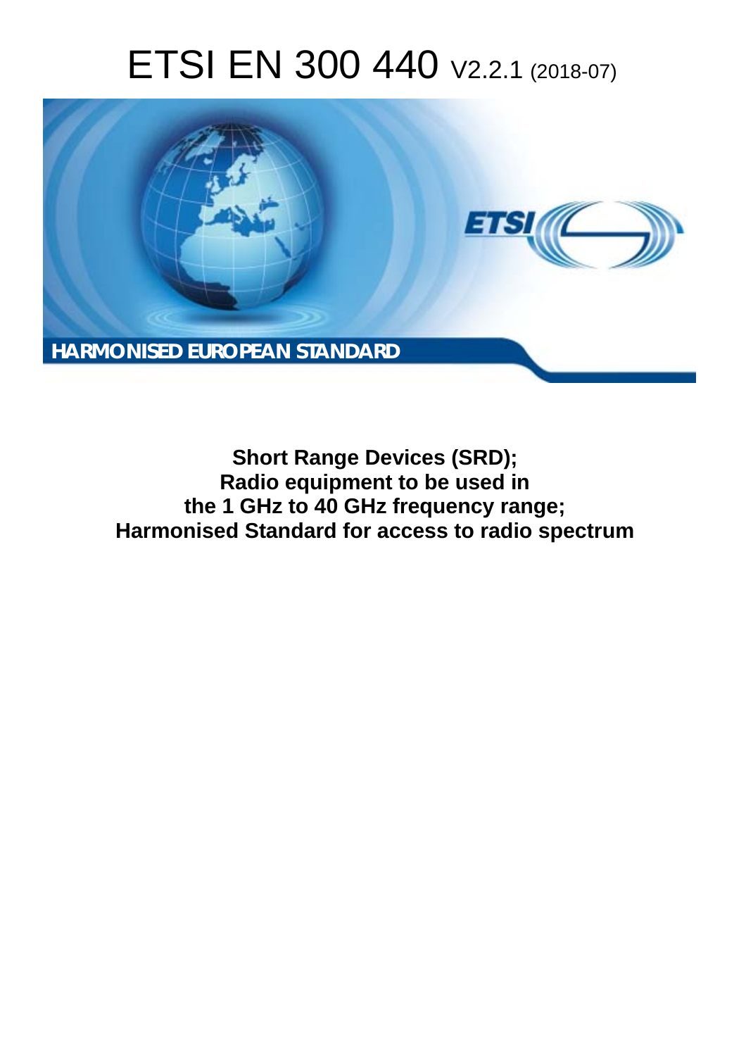# ETSI EN 300 440 V2.2.1 (2018-07)

**HARMONISED EUROPEAN STANDARD**

**Short Range Devices (SRD);**
**Radio equipment to be used in**
**the 1 GHz to 40 GHz frequency range;**
**Harmonised Standard for access to radio spectrum**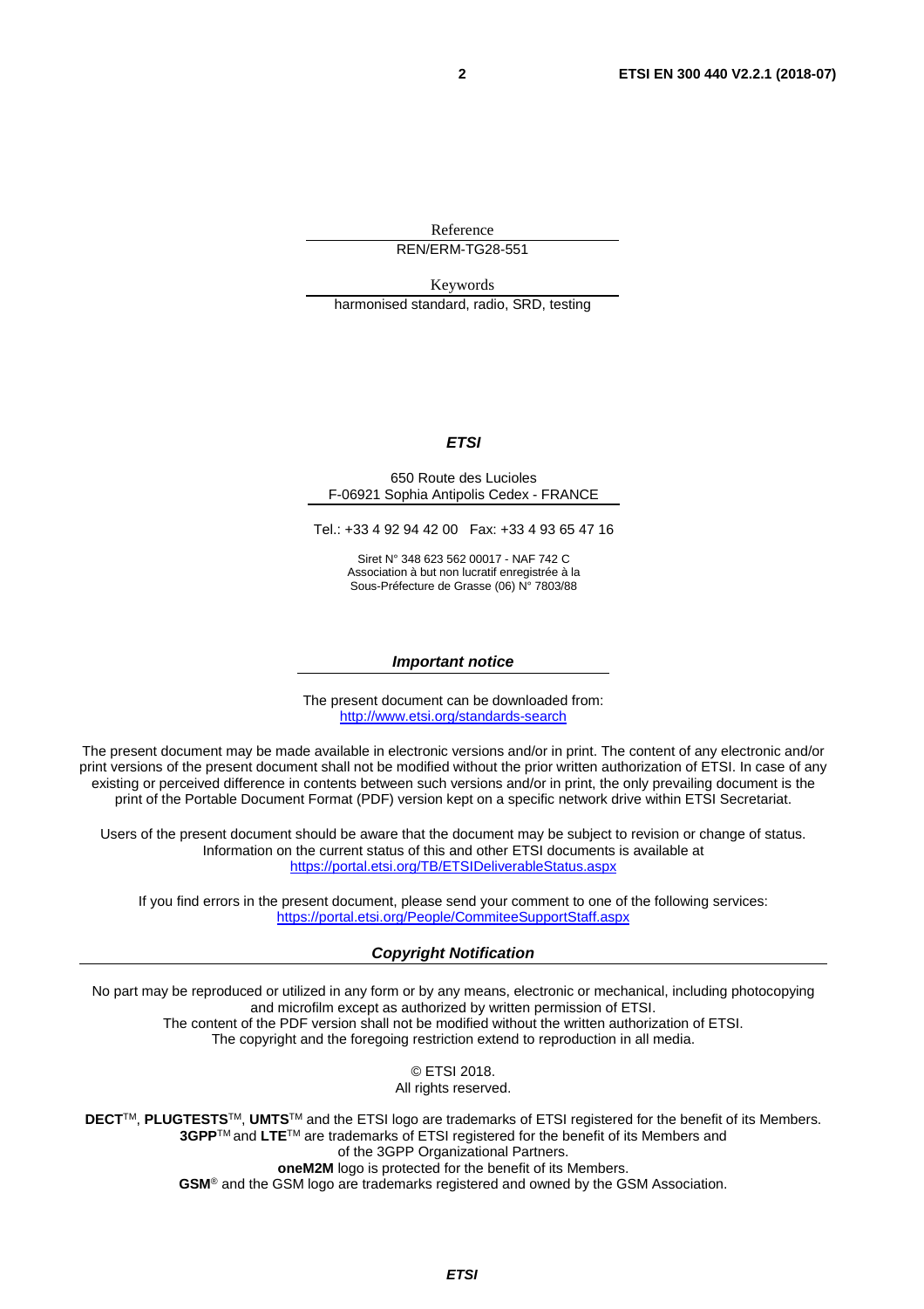Reference

REN/ERM-TG28-551

Keywords

harmonised standard, radio, SRD, testing

***ETSI***

650 Route des Lucioles
F-06921 Sophia Antipolis Cedex - FRANCE

Tel.: +33 4 92 94 42 00   Fax: +33 4 93 65 47 16

Siret N° 348 623 562 00017 - NAF 742 C
Association à but non lucratif enregistrée à la
Sous-Préfecture de Grasse (06) N° 7803/88

***Important notice***

The present document can be downloaded from:
http://www.etsi.org/standards-search

The present document may be made available in electronic versions and/or in print. The content of any electronic and/or print versions of the present document shall not be modified without the prior written authorization of ETSI. In case of any existing or perceived difference in contents between such versions and/or in print, the only prevailing document is the print of the Portable Document Format (PDF) version kept on a specific network drive within ETSI Secretariat.

Users of the present document should be aware that the document may be subject to revision or change of status. Information on the current status of this and other ETSI documents is available at
https://portal.etsi.org/TB/ETSIDeliverableStatus.aspx

If you find errors in the present document, please send your comment to one of the following services:
https://portal.etsi.org/People/CommiteeSupportStaff.aspx

***Copyright Notification***

No part may be reproduced or utilized in any form or by any means, electronic or mechanical, including photocopying and microfilm except as authorized by written permission of ETSI.
The content of the PDF version shall not be modified without the written authorization of ETSI.
The copyright and the foregoing restriction extend to reproduction in all media.

© ETSI 2018.
All rights reserved.

**DECT**™, **PLUGTESTS**™, **UMTS**™ and the ETSI logo are trademarks of ETSI registered for the benefit of its Members.
**3GPP**™ and **LTE**™ are trademarks of ETSI registered for the benefit of its Members and of the 3GPP Organizational Partners.
**oneM2M** logo is protected for the benefit of its Members.
**GSM**® and the GSM logo are trademarks registered and owned by the GSM Association.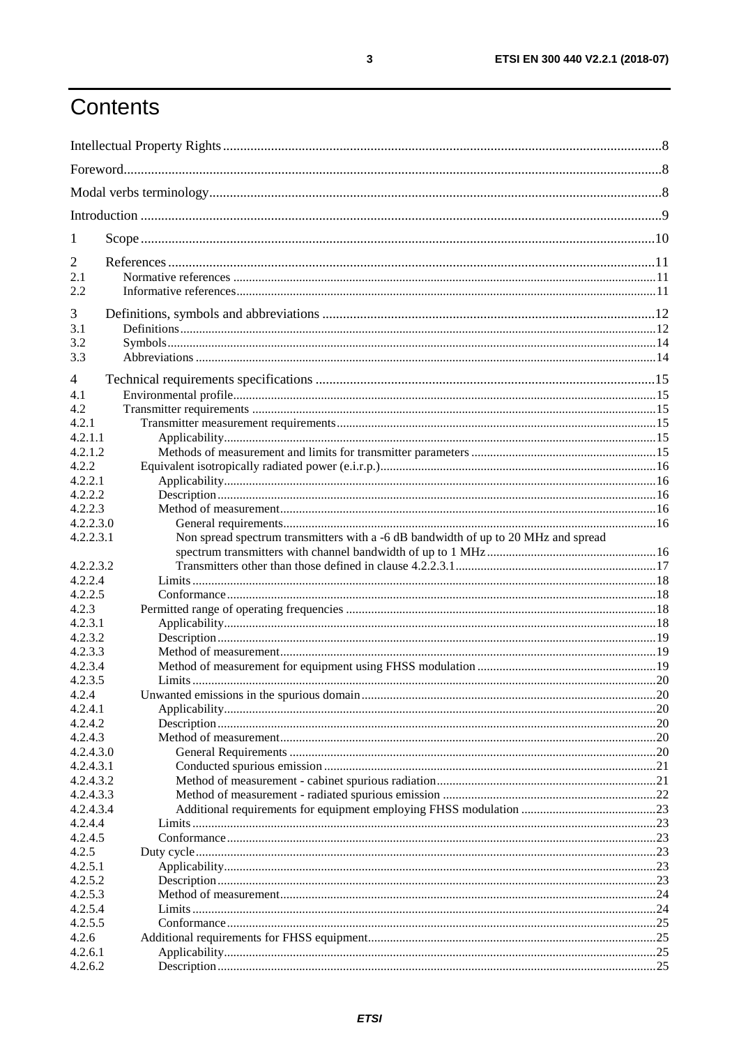# Contents

Intellectual Property Rights ........ 8

Foreword ........ 8

Modal verbs terminology ........ 8

Introduction ........ 9

1 Scope ........ 10

2 References ........ 11
2.1 Normative references ........ 11
2.2 Informative references ........ 11

3 Definitions, symbols and abbreviations ........ 12
3.1 Definitions ........ 12
3.2 Symbols ........ 14
3.3 Abbreviations ........ 14

4 Technical requirements specifications ........ 15
4.1 Environmental profile ........ 15
4.2 Transmitter requirements ........ 15
4.2.1 Transmitter measurement requirements ........ 15
4.2.1.1 Applicability ........ 15
4.2.1.2 Methods of measurement and limits for transmitter parameters ........ 15
4.2.2 Equivalent isotropically radiated power (e.i.r.p.) ........ 16
4.2.2.1 Applicability ........ 16
4.2.2.2 Description ........ 16
4.2.2.3 Method of measurement ........ 16
4.2.2.3.0 General requirements ........ 16
4.2.2.3.1 Non spread spectrum transmitters with a -6 dB bandwidth of up to 20 MHz and spread spectrum transmitters with channel bandwidth of up to 1 MHz ........ 16
4.2.2.3.2 Transmitters other than those defined in clause 4.2.2.3.1 ........ 17
4.2.2.4 Limits ........ 18
4.2.2.5 Conformance ........ 18
4.2.3 Permitted range of operating frequencies ........ 18
4.2.3.1 Applicability ........ 18
4.2.3.2 Description ........ 19
4.2.3.3 Method of measurement ........ 19
4.2.3.4 Method of measurement for equipment using FHSS modulation ........ 19
4.2.3.5 Limits ........ 20
4.2.4 Unwanted emissions in the spurious domain ........ 20
4.2.4.1 Applicability ........ 20
4.2.4.2 Description ........ 20
4.2.4.3 Method of measurement ........ 20
4.2.4.3.0 General Requirements ........ 20
4.2.4.3.1 Conducted spurious emission ........ 21
4.2.4.3.2 Method of measurement - cabinet spurious radiation ........ 21
4.2.4.3.3 Method of measurement - radiated spurious emission ........ 22
4.2.4.3.4 Additional requirements for equipment employing FHSS modulation ........ 23
4.2.4.4 Limits ........ 23
4.2.4.5 Conformance ........ 23
4.2.5 Duty cycle ........ 23
4.2.5.1 Applicability ........ 23
4.2.5.2 Description ........ 23
4.2.5.3 Method of measurement ........ 24
4.2.5.4 Limits ........ 24
4.2.5.5 Conformance ........ 25
4.2.6 Additional requirements for FHSS equipment ........ 25
4.2.6.1 Applicability ........ 25
4.2.6.2 Description ........ 25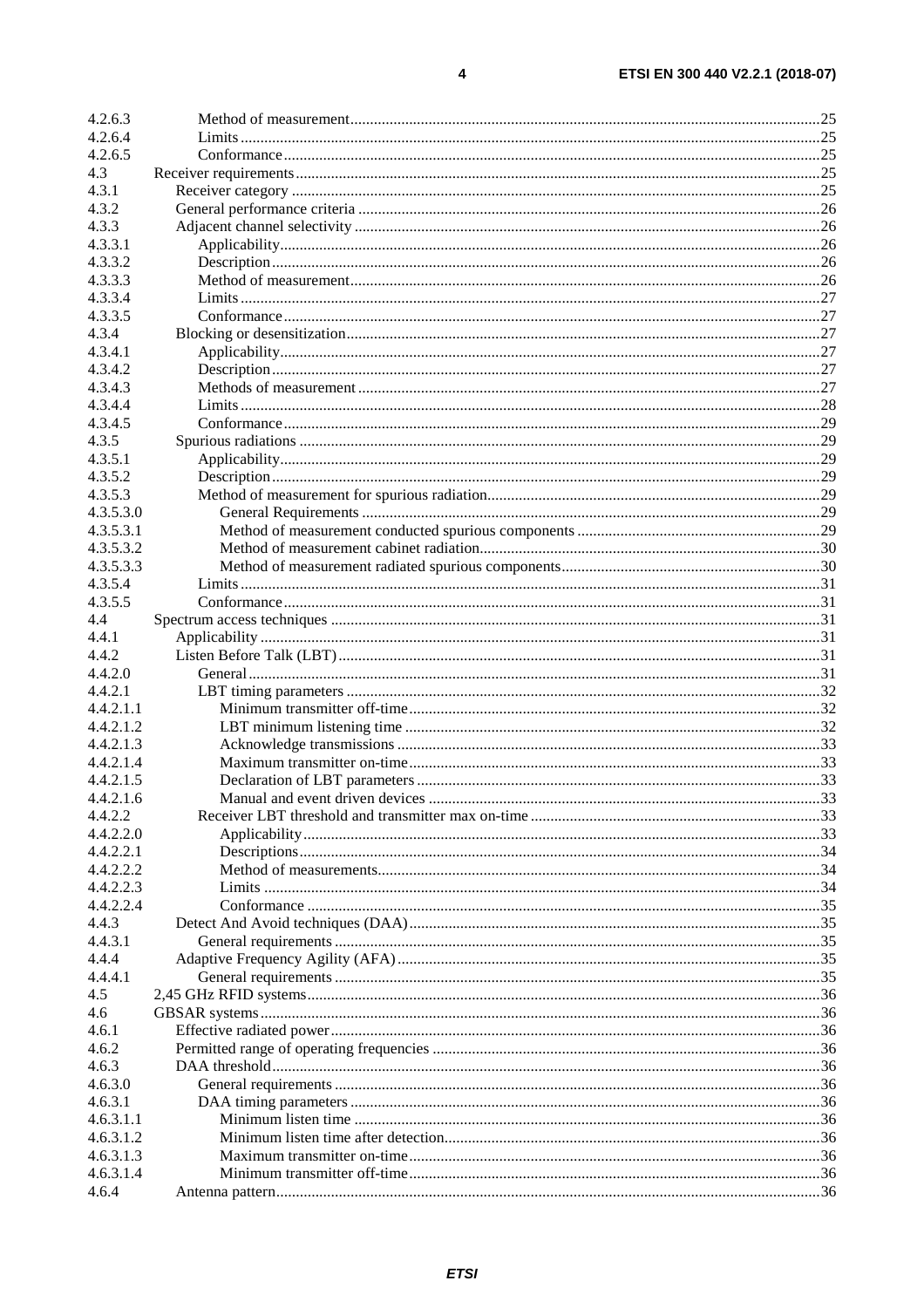4.2.6.3 Method of measurement ....25
4.2.6.4 Limits ....25
4.2.6.5 Conformance ....25
4.3 Receiver requirements ....25
4.3.1 Receiver category ....25
4.3.2 General performance criteria ....26
4.3.3 Adjacent channel selectivity ....26
4.3.3.1 Applicability ....26
4.3.3.2 Description ....26
4.3.3.3 Method of measurement ....26
4.3.3.4 Limits ....27
4.3.3.5 Conformance ....27
4.3.4 Blocking or desensitization ....27
4.3.4.1 Applicability ....27
4.3.4.2 Description ....27
4.3.4.3 Methods of measurement ....27
4.3.4.4 Limits ....28
4.3.4.5 Conformance ....29
4.3.5 Spurious radiations ....29
4.3.5.1 Applicability ....29
4.3.5.2 Description ....29
4.3.5.3 Method of measurement for spurious radiation ....29
4.3.5.3.0 General Requirements ....29
4.3.5.3.1 Method of measurement conducted spurious components ....29
4.3.5.3.2 Method of measurement cabinet radiation ....30
4.3.5.3.3 Method of measurement radiated spurious components ....30
4.3.5.4 Limits ....31
4.3.5.5 Conformance ....31
4.4 Spectrum access techniques ....31
4.4.1 Applicability ....31
4.4.2 Listen Before Talk (LBT) ....31
4.4.2.0 General ....31
4.4.2.1 LBT timing parameters ....32
4.4.2.1.1 Minimum transmitter off-time ....32
4.4.2.1.2 LBT minimum listening time ....32
4.4.2.1.3 Acknowledge transmissions ....33
4.4.2.1.4 Maximum transmitter on-time ....33
4.4.2.1.5 Declaration of LBT parameters ....33
4.4.2.1.6 Manual and event driven devices ....33
4.4.2.2 Receiver LBT threshold and transmitter max on-time ....33
4.4.2.2.0 Applicability ....33
4.4.2.2.1 Descriptions ....34
4.4.2.2.2 Method of measurements ....34
4.4.2.2.3 Limits ....34
4.4.2.2.4 Conformance ....35
4.4.3 Detect And Avoid techniques (DAA) ....35
4.4.3.1 General requirements ....35
4.4.4 Adaptive Frequency Agility (AFA) ....35
4.4.4.1 General requirements ....35
4.5 2,45 GHz RFID systems ....36
4.6 GBSAR systems ....36
4.6.1 Effective radiated power ....36
4.6.2 Permitted range of operating frequencies ....36
4.6.3 DAA threshold ....36
4.6.3.0 General requirements ....36
4.6.3.1 DAA timing parameters ....36
4.6.3.1.1 Minimum listen time ....36
4.6.3.1.2 Minimum listen time after detection ....36
4.6.3.1.3 Maximum transmitter on-time ....36
4.6.3.1.4 Minimum transmitter off-time ....36
4.6.4 Antenna pattern ....36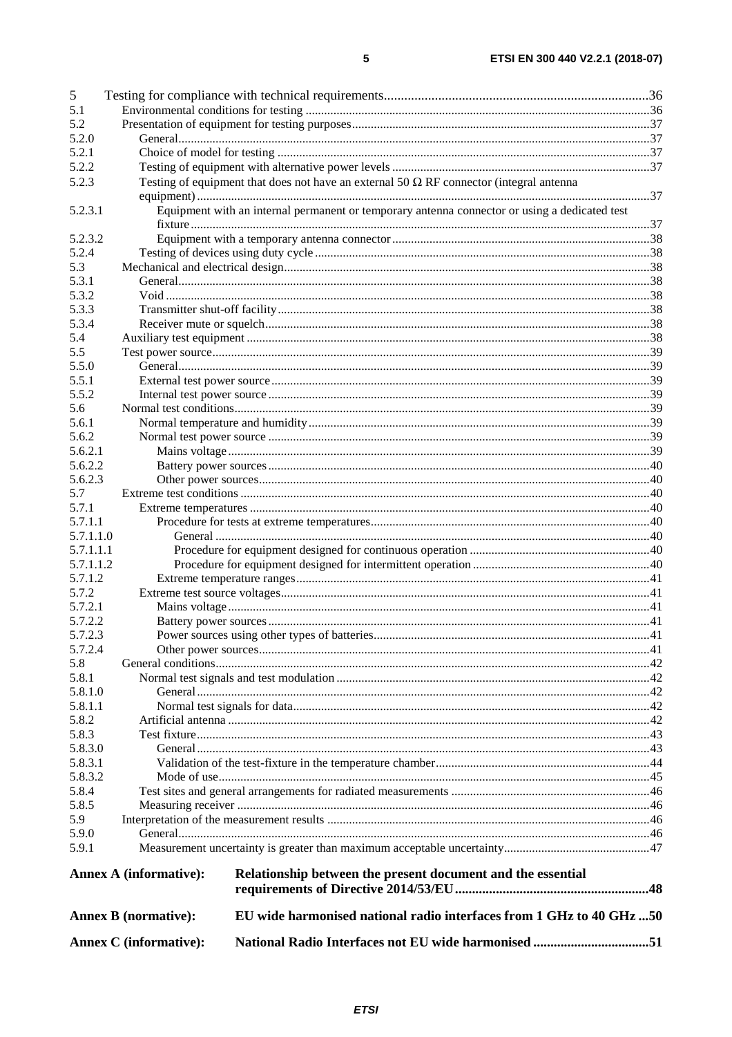5 Testing for compliance with technical requirements ....... 36
5.1 Environmental conditions for testing ....... 36
5.2 Presentation of equipment for testing purposes ....... 37
5.2.0 General ....... 37
5.2.1 Choice of model for testing ....... 37
5.2.2 Testing of equipment with alternative power levels ....... 37
5.2.3 Testing of equipment that does not have an external 50 Ω RF connector (integral antenna equipment) ....... 37
5.2.3.1 Equipment with an internal permanent or temporary antenna connector or using a dedicated test fixture ....... 37
5.2.3.2 Equipment with a temporary antenna connector ....... 38
5.2.4 Testing of devices using duty cycle ....... 38
5.3 Mechanical and electrical design ....... 38
5.3.1 General ....... 38
5.3.2 Void ....... 38
5.3.3 Transmitter shut-off facility ....... 38
5.3.4 Receiver mute or squelch ....... 38
5.4 Auxiliary test equipment ....... 38
5.5 Test power source ....... 39
5.5.0 General ....... 39
5.5.1 External test power source ....... 39
5.5.2 Internal test power source ....... 39
5.6 Normal test conditions ....... 39
5.6.1 Normal temperature and humidity ....... 39
5.6.2 Normal test power source ....... 39
5.6.2.1 Mains voltage ....... 39
5.6.2.2 Battery power sources ....... 40
5.6.2.3 Other power sources ....... 40
5.7 Extreme test conditions ....... 40
5.7.1 Extreme temperatures ....... 40
5.7.1.1 Procedure for tests at extreme temperatures ....... 40
5.7.1.1.0 General ....... 40
5.7.1.1.1 Procedure for equipment designed for continuous operation ....... 40
5.7.1.1.2 Procedure for equipment designed for intermittent operation ....... 40
5.7.1.2 Extreme temperature ranges ....... 41
5.7.2 Extreme test source voltages ....... 41
5.7.2.1 Mains voltage ....... 41
5.7.2.2 Battery power sources ....... 41
5.7.2.3 Power sources using other types of batteries ....... 41
5.7.2.4 Other power sources ....... 41
5.8 General conditions ....... 42
5.8.1 Normal test signals and test modulation ....... 42
5.8.1.0 General ....... 42
5.8.1.1 Normal test signals for data ....... 42
5.8.2 Artificial antenna ....... 42
5.8.3 Test fixture ....... 43
5.8.3.0 General ....... 43
5.8.3.1 Validation of the test-fixture in the temperature chamber ....... 44
5.8.3.2 Mode of use ....... 45
5.8.4 Test sites and general arrangements for radiated measurements ....... 46
5.8.5 Measuring receiver ....... 46
5.9 Interpretation of the measurement results ....... 46
5.9.0 General ....... 46
5.9.1 Measurement uncertainty is greater than maximum acceptable uncertainty ....... 47

**Annex A (informative): Relationship between the present document and the essential requirements of Directive 2014/53/EU ....... 48**

**Annex B (normative): EU wide harmonised national radio interfaces from 1 GHz to 40 GHz ....... 50**

**Annex C (informative): National Radio Interfaces not EU wide harmonised ....... 51**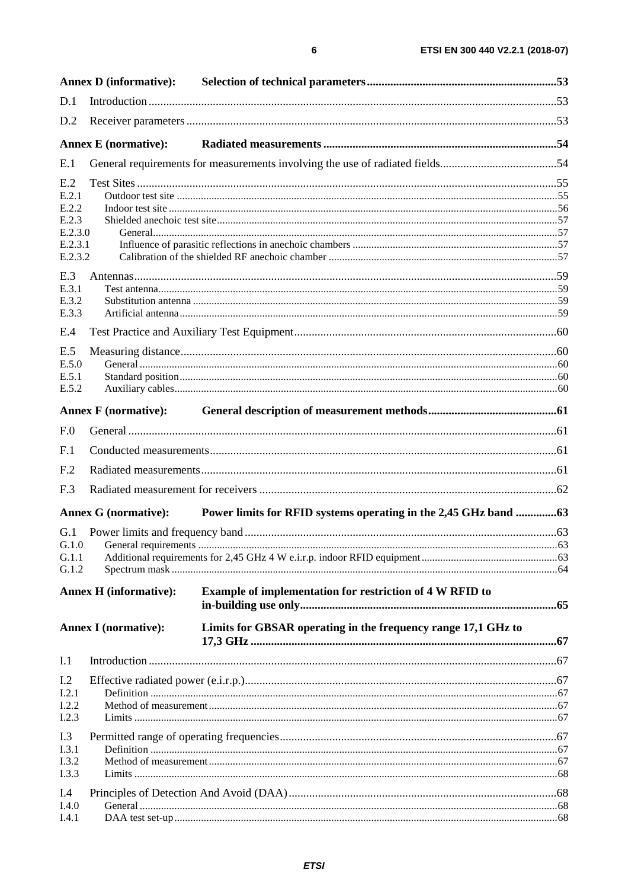**Annex D (informative): Selection of technical parameters** .....53

D.1 Introduction .....53

D.2 Receiver parameters .....53

**Annex E (normative): Radiated measurements** .....54

E.1 General requirements for measurements involving the use of radiated fields.....54

E.2 Test Sites .....55
E.2.1 Outdoor test site .....55
E.2.2 Indoor test site .....56
E.2.3 Shielded anechoic test site.....57
E.2.3.0 General.....57
E.2.3.1 Influence of parasitic reflections in anechoic chambers .....57
E.2.3.2 Calibration of the shielded RF anechoic chamber .....57

E.3 Antennas.....59
E.3.1 Test antenna.....59
E.3.2 Substitution antenna .....59
E.3.3 Artificial antenna.....59

E.4 Test Practice and Auxiliary Test Equipment.....60

E.5 Measuring distance.....60
E.5.0 General .....60
E.5.1 Standard position.....60
E.5.2 Auxiliary cables.....60

**Annex F (normative): General description of measurement methods** .....61

F.0 General .....61

F.1 Conducted measurements.....61

F.2 Radiated measurements.....61

F.3 Radiated measurement for receivers .....62

**Annex G (normative): Power limits for RFID systems operating in the 2,45 GHz band** .....63

G.1 Power limits and frequency band.....63
G.1.0 General requirements .....63
G.1.1 Additional requirements for 2,45 GHz 4 W e.i.r.p. indoor RFID equipment.....63
G.1.2 Spectrum mask .....64

**Annex H (informative): Example of implementation for restriction of 4 W RFID to in-building use only**.....65

**Annex I (normative): Limits for GBSAR operating in the frequency range 17,1 GHz to 17,3 GHz** .....67

I.1 Introduction .....67

I.2 Effective radiated power (e.i.r.p.).....67
I.2.1 Definition .....67
I.2.2 Method of measurement.....67
I.2.3 Limits .....67

I.3 Permitted range of operating frequencies.....67
I.3.1 Definition .....67
I.3.2 Method of measurement.....67
I.3.3 Limits .....68

I.4 Principles of Detection And Avoid (DAA).....68
I.4.0 General .....68
I.4.1 DAA test set-up.....68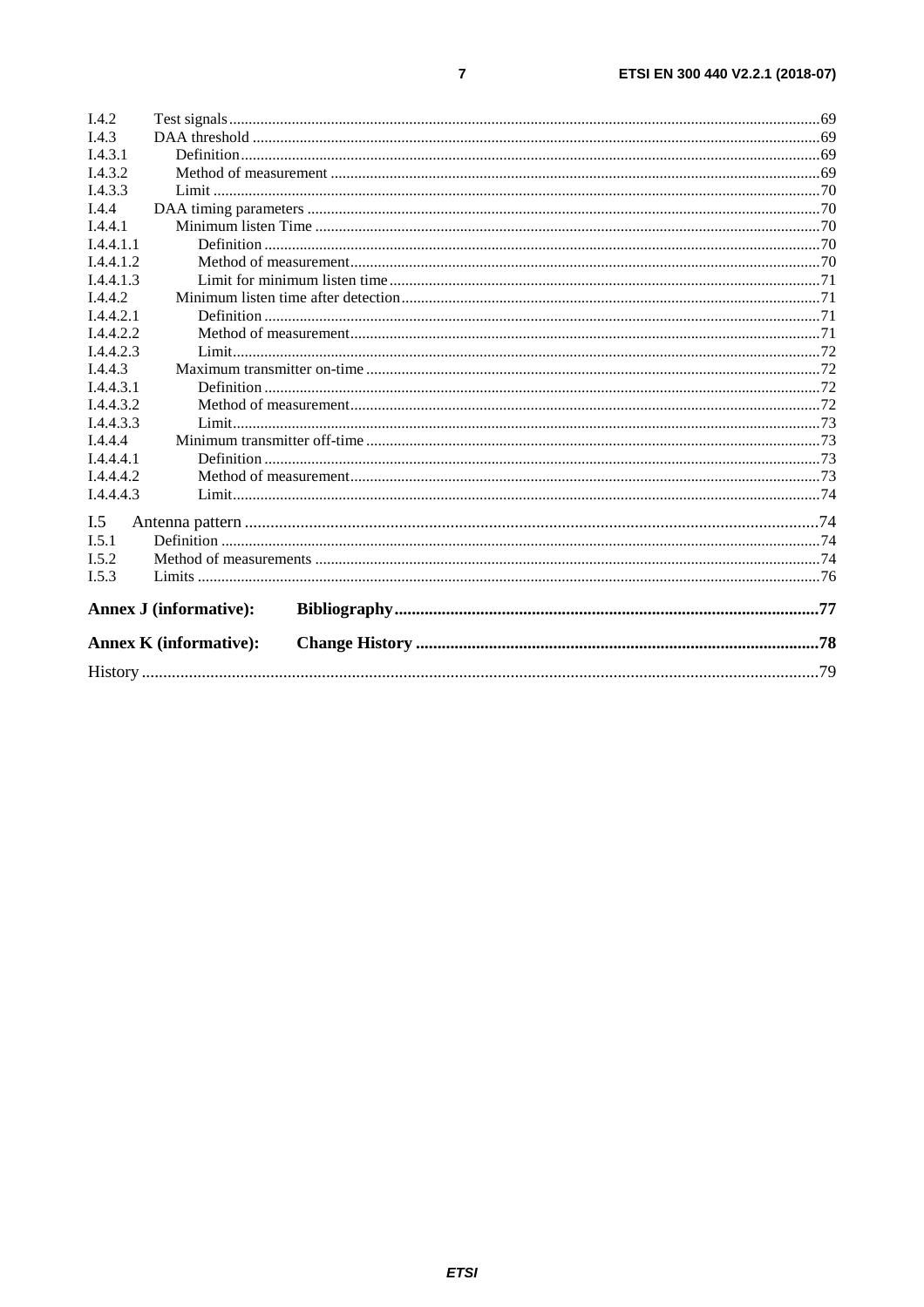I.4.2 Test signals ... 69
I.4.3 DAA threshold ... 69
I.4.3.1 Definition ... 69
I.4.3.2 Method of measurement ... 69
I.4.3.3 Limit ... 70
I.4.4 DAA timing parameters ... 70
I.4.4.1 Minimum listen Time ... 70
I.4.4.1.1 Definition ... 70
I.4.4.1.2 Method of measurement ... 70
I.4.4.1.3 Limit for minimum listen time ... 71
I.4.4.2 Minimum listen time after detection ... 71
I.4.4.2.1 Definition ... 71
I.4.4.2.2 Method of measurement ... 71
I.4.4.2.3 Limit ... 72
I.4.4.3 Maximum transmitter on-time ... 72
I.4.4.3.1 Definition ... 72
I.4.4.3.2 Method of measurement ... 72
I.4.4.3.3 Limit ... 73
I.4.4.4 Minimum transmitter off-time ... 73
I.4.4.4.1 Definition ... 73
I.4.4.4.2 Method of measurement ... 73
I.4.4.4.3 Limit ... 74

I.5 Antenna pattern ... 74
I.5.1 Definition ... 74
I.5.2 Method of measurements ... 74
I.5.3 Limits ... 76

**Annex J (informative): Bibliography ... 77**

**Annex K (informative): Change History ... 78**

History ... 79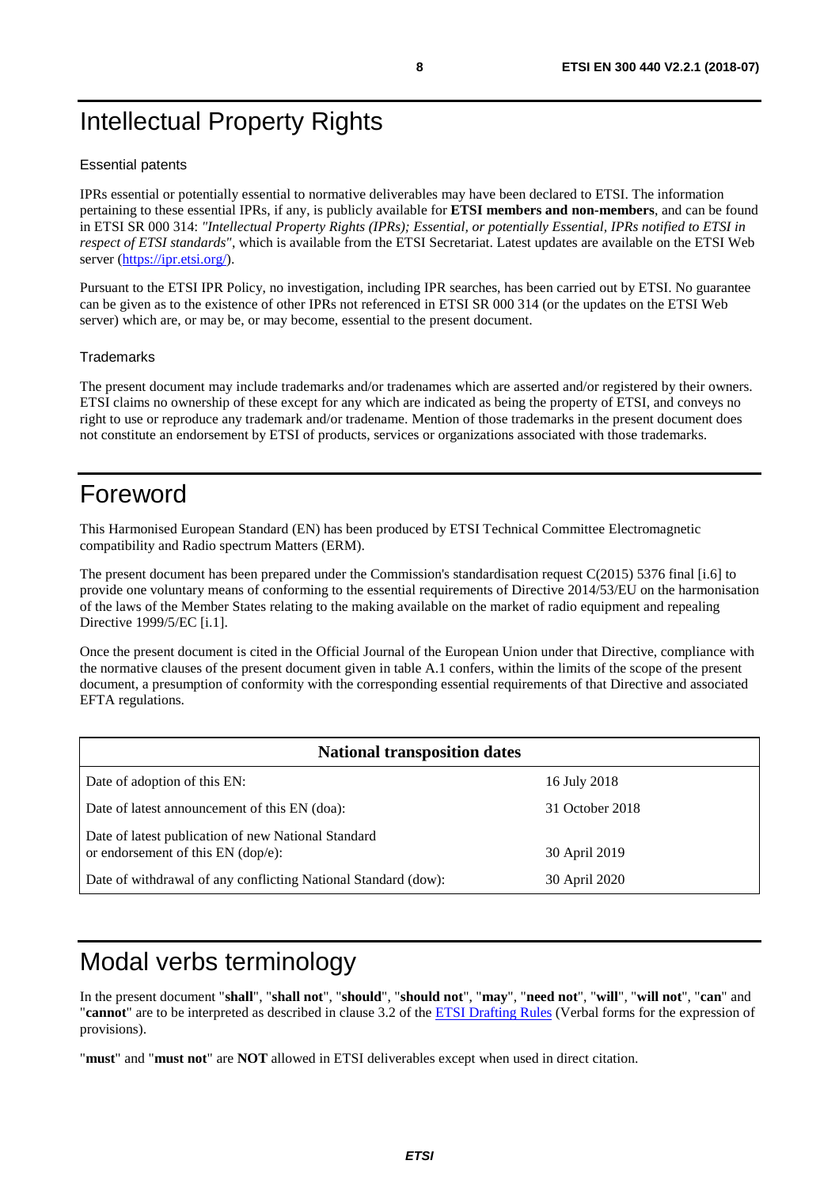# Intellectual Property Rights

## Essential patents

IPRs essential or potentially essential to normative deliverables may have been declared to ETSI. The information pertaining to these essential IPRs, if any, is publicly available for **ETSI members and non-members**, and can be found in ETSI SR 000 314: *"Intellectual Property Rights (IPRs); Essential, or potentially Essential, IPRs notified to ETSI in respect of ETSI standards"*, which is available from the ETSI Secretariat. Latest updates are available on the ETSI Web server (https://ipr.etsi.org/).

Pursuant to the ETSI IPR Policy, no investigation, including IPR searches, has been carried out by ETSI. No guarantee can be given as to the existence of other IPRs not referenced in ETSI SR 000 314 (or the updates on the ETSI Web server) which are, or may be, or may become, essential to the present document.

## Trademarks

The present document may include trademarks and/or tradenames which are asserted and/or registered by their owners. ETSI claims no ownership of these except for any which are indicated as being the property of ETSI, and conveys no right to use or reproduce any trademark and/or tradename. Mention of those trademarks in the present document does not constitute an endorsement by ETSI of products, services or organizations associated with those trademarks.

# Foreword

This Harmonised European Standard (EN) has been produced by ETSI Technical Committee Electromagnetic compatibility and Radio spectrum Matters (ERM).

The present document has been prepared under the Commission's standardisation request C(2015) 5376 final [i.6] to provide one voluntary means of conforming to the essential requirements of Directive 2014/53/EU on the harmonisation of the laws of the Member States relating to the making available on the market of radio equipment and repealing Directive 1999/5/EC [i.1].

Once the present document is cited in the Official Journal of the European Union under that Directive, compliance with the normative clauses of the present document given in table A.1 confers, within the limits of the scope of the present document, a presumption of conformity with the corresponding essential requirements of that Directive and associated EFTA regulations.

| **National transposition dates** | |
|---|---|
| Date of adoption of this EN: | 16 July 2018 |
| Date of latest announcement of this EN (doa): | 31 October 2018 |
| Date of latest publication of new National Standard or endorsement of this EN (dop/e): | 30 April 2019 |
| Date of withdrawal of any conflicting National Standard (dow): | 30 April 2020 |

# Modal verbs terminology

In the present document "**shall**", "**shall not**", "**should**", "**should not**", "**may**", "**need not**", "**will**", "**will not**", "**can**" and "**cannot**" are to be interpreted as described in clause 3.2 of the ETSI Drafting Rules (Verbal forms for the expression of provisions).

"**must**" and "**must not**" are **NOT** allowed in ETSI deliverables except when used in direct citation.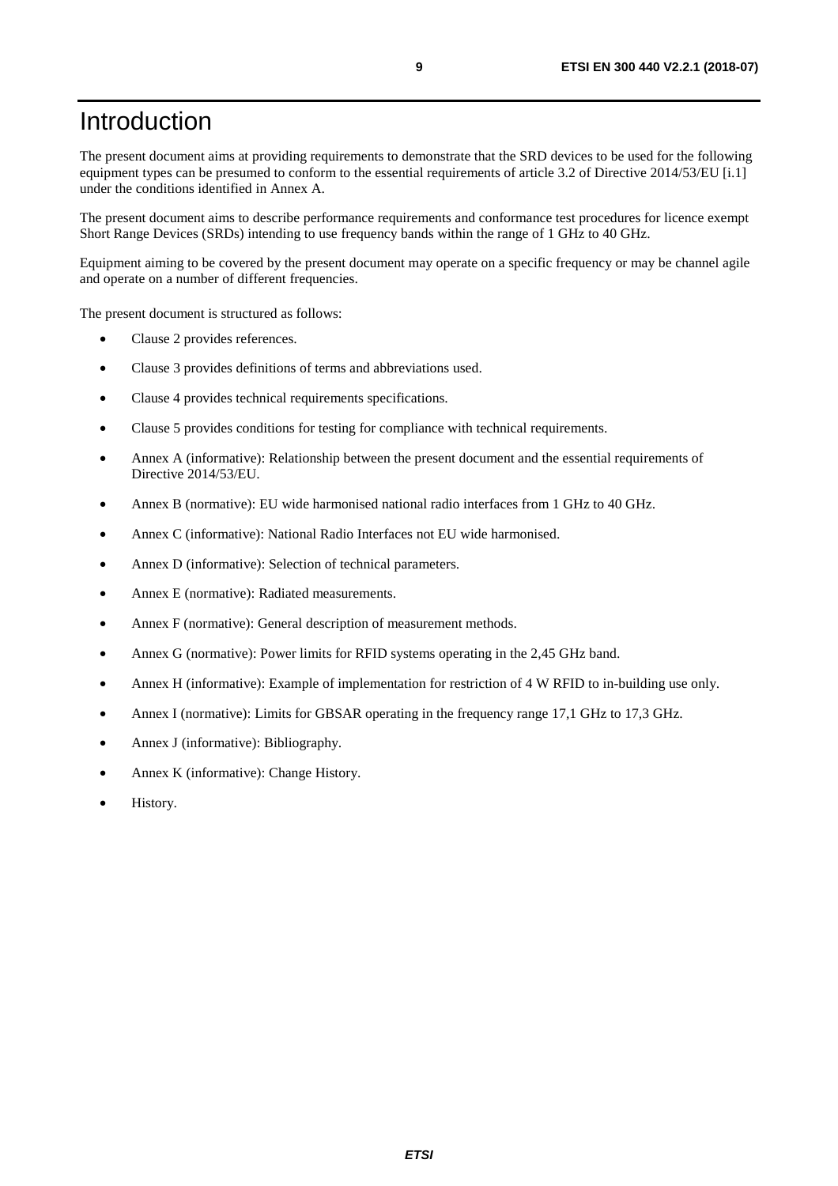# Introduction

The present document aims at providing requirements to demonstrate that the SRD devices to be used for the following equipment types can be presumed to conform to the essential requirements of article 3.2 of Directive 2014/53/EU [i.1] under the conditions identified in Annex A.

The present document aims to describe performance requirements and conformance test procedures for licence exempt Short Range Devices (SRDs) intending to use frequency bands within the range of 1 GHz to 40 GHz.

Equipment aiming to be covered by the present document may operate on a specific frequency or may be channel agile and operate on a number of different frequencies.

The present document is structured as follows:

- Clause 2 provides references.
- Clause 3 provides definitions of terms and abbreviations used.
- Clause 4 provides technical requirements specifications.
- Clause 5 provides conditions for testing for compliance with technical requirements.
- Annex A (informative): Relationship between the present document and the essential requirements of Directive 2014/53/EU.
- Annex B (normative): EU wide harmonised national radio interfaces from 1 GHz to 40 GHz.
- Annex C (informative): National Radio Interfaces not EU wide harmonised.
- Annex D (informative): Selection of technical parameters.
- Annex E (normative): Radiated measurements.
- Annex F (normative): General description of measurement methods.
- Annex G (normative): Power limits for RFID systems operating in the 2,45 GHz band.
- Annex H (informative): Example of implementation for restriction of 4 W RFID to in-building use only.
- Annex I (normative): Limits for GBSAR operating in the frequency range 17,1 GHz to 17,3 GHz.
- Annex J (informative): Bibliography.
- Annex K (informative): Change History.
- History.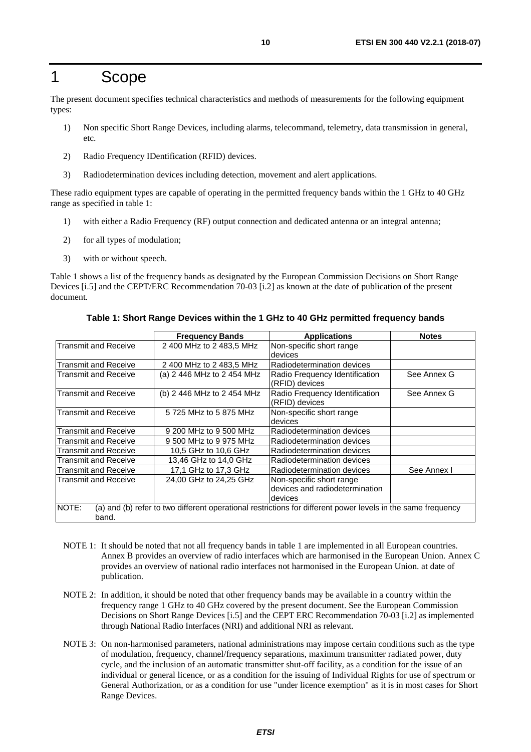# 1 Scope

The present document specifies technical characteristics and methods of measurements for the following equipment types:

1) Non specific Short Range Devices, including alarms, telecommand, telemetry, data transmission in general, etc.

2) Radio Frequency IDentification (RFID) devices.

3) Radiodetermination devices including detection, movement and alert applications.

These radio equipment types are capable of operating in the permitted frequency bands within the 1 GHz to 40 GHz range as specified in table 1:

1) with either a Radio Frequency (RF) output connection and dedicated antenna or an integral antenna;

2) for all types of modulation;

3) with or without speech.

Table 1 shows a list of the frequency bands as designated by the European Commission Decisions on Short Range Devices [i.5] and the CEPT/ERC Recommendation 70-03 [i.2] as known at the date of publication of the present document.

**Table 1: Short Range Devices within the 1 GHz to 40 GHz permitted frequency bands**

| | Frequency Bands | Applications | Notes |
|---|---|---|---|
| Transmit and Receive | 2 400 MHz to 2 483,5 MHz | Non-specific short range devices | |
| Transmit and Receive | 2 400 MHz to 2 483,5 MHz | Radiodetermination devices | |
| Transmit and Receive | (a) 2 446 MHz to 2 454 MHz | Radio Frequency Identification (RFID) devices | See Annex G |
| Transmit and Receive | (b) 2 446 MHz to 2 454 MHz | Radio Frequency Identification (RFID) devices | See Annex G |
| Transmit and Receive | 5 725 MHz to 5 875 MHz | Non-specific short range devices | |
| Transmit and Receive | 9 200 MHz to 9 500 MHz | Radiodetermination devices | |
| Transmit and Receive | 9 500 MHz to 9 975 MHz | Radiodetermination devices | |
| Transmit and Receive | 10,5 GHz to 10,6 GHz | Radiodetermination devices | |
| Transmit and Receive | 13,46 GHz to 14,0 GHz | Radiodetermination devices | |
| Transmit and Receive | 17,1 GHz to 17,3 GHz | Radiodetermination devices | See Annex I |
| Transmit and Receive | 24,00 GHz to 24,25 GHz | Non-specific short range devices and radiodetermination devices | |
| NOTE: (a) and (b) refer to two different operational restrictions for different power levels in the same frequency band. | | | |

NOTE 1: It should be noted that not all frequency bands in table 1 are implemented in all European countries. Annex B provides an overview of radio interfaces which are harmonised in the European Union. Annex C provides an overview of national radio interfaces not harmonised in the European Union. at date of publication.

NOTE 2: In addition, it should be noted that other frequency bands may be available in a country within the frequency range 1 GHz to 40 GHz covered by the present document. See the European Commission Decisions on Short Range Devices [i.5] and the CEPT ERC Recommendation 70-03 [i.2] as implemented through National Radio Interfaces (NRI) and additional NRI as relevant.

NOTE 3: On non-harmonised parameters, national administrations may impose certain conditions such as the type of modulation, frequency, channel/frequency separations, maximum transmitter radiated power, duty cycle, and the inclusion of an automatic transmitter shut-off facility, as a condition for the issue of an individual or general licence, or as a condition for the issuing of Individual Rights for use of spectrum or General Authorization, or as a condition for use "under licence exemption" as it is in most cases for Short Range Devices.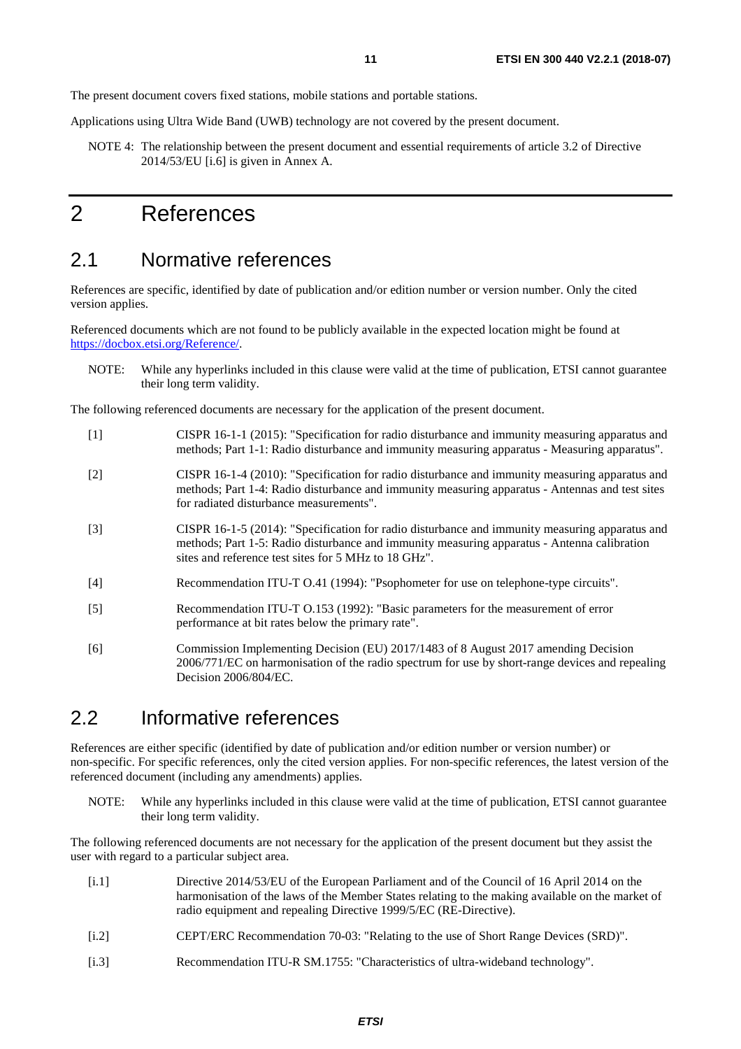The present document covers fixed stations, mobile stations and portable stations.

Applications using Ultra Wide Band (UWB) technology are not covered by the present document.

NOTE 4: The relationship between the present document and essential requirements of article 3.2 of Directive 2014/53/EU [i.6] is given in Annex A.

# 2 References

## 2.1 Normative references

References are specific, identified by date of publication and/or edition number or version number. Only the cited version applies.

Referenced documents which are not found to be publicly available in the expected location might be found at https://docbox.etsi.org/Reference/.

NOTE: While any hyperlinks included in this clause were valid at the time of publication, ETSI cannot guarantee their long term validity.

The following referenced documents are necessary for the application of the present document.

[1] CISPR 16-1-1 (2015): "Specification for radio disturbance and immunity measuring apparatus and methods; Part 1-1: Radio disturbance and immunity measuring apparatus - Measuring apparatus".

[2] CISPR 16-1-4 (2010): "Specification for radio disturbance and immunity measuring apparatus and methods; Part 1-4: Radio disturbance and immunity measuring apparatus - Antennas and test sites for radiated disturbance measurements".

[3] CISPR 16-1-5 (2014): "Specification for radio disturbance and immunity measuring apparatus and methods; Part 1-5: Radio disturbance and immunity measuring apparatus - Antenna calibration sites and reference test sites for 5 MHz to 18 GHz".

[4] Recommendation ITU-T O.41 (1994): "Psophometer for use on telephone-type circuits".

[5] Recommendation ITU-T O.153 (1992): "Basic parameters for the measurement of error performance at bit rates below the primary rate".

[6] Commission Implementing Decision (EU) 2017/1483 of 8 August 2017 amending Decision 2006/771/EC on harmonisation of the radio spectrum for use by short-range devices and repealing Decision 2006/804/EC.

## 2.2 Informative references

References are either specific (identified by date of publication and/or edition number or version number) or non-specific. For specific references, only the cited version applies. For non-specific references, the latest version of the referenced document (including any amendments) applies.

NOTE: While any hyperlinks included in this clause were valid at the time of publication, ETSI cannot guarantee their long term validity.

The following referenced documents are not necessary for the application of the present document but they assist the user with regard to a particular subject area.

[i.1] Directive 2014/53/EU of the European Parliament and of the Council of 16 April 2014 on the harmonisation of the laws of the Member States relating to the making available on the market of radio equipment and repealing Directive 1999/5/EC (RE-Directive).

[i.2] CEPT/ERC Recommendation 70-03: "Relating to the use of Short Range Devices (SRD)".

[i.3] Recommendation ITU-R SM.1755: "Characteristics of ultra-wideband technology".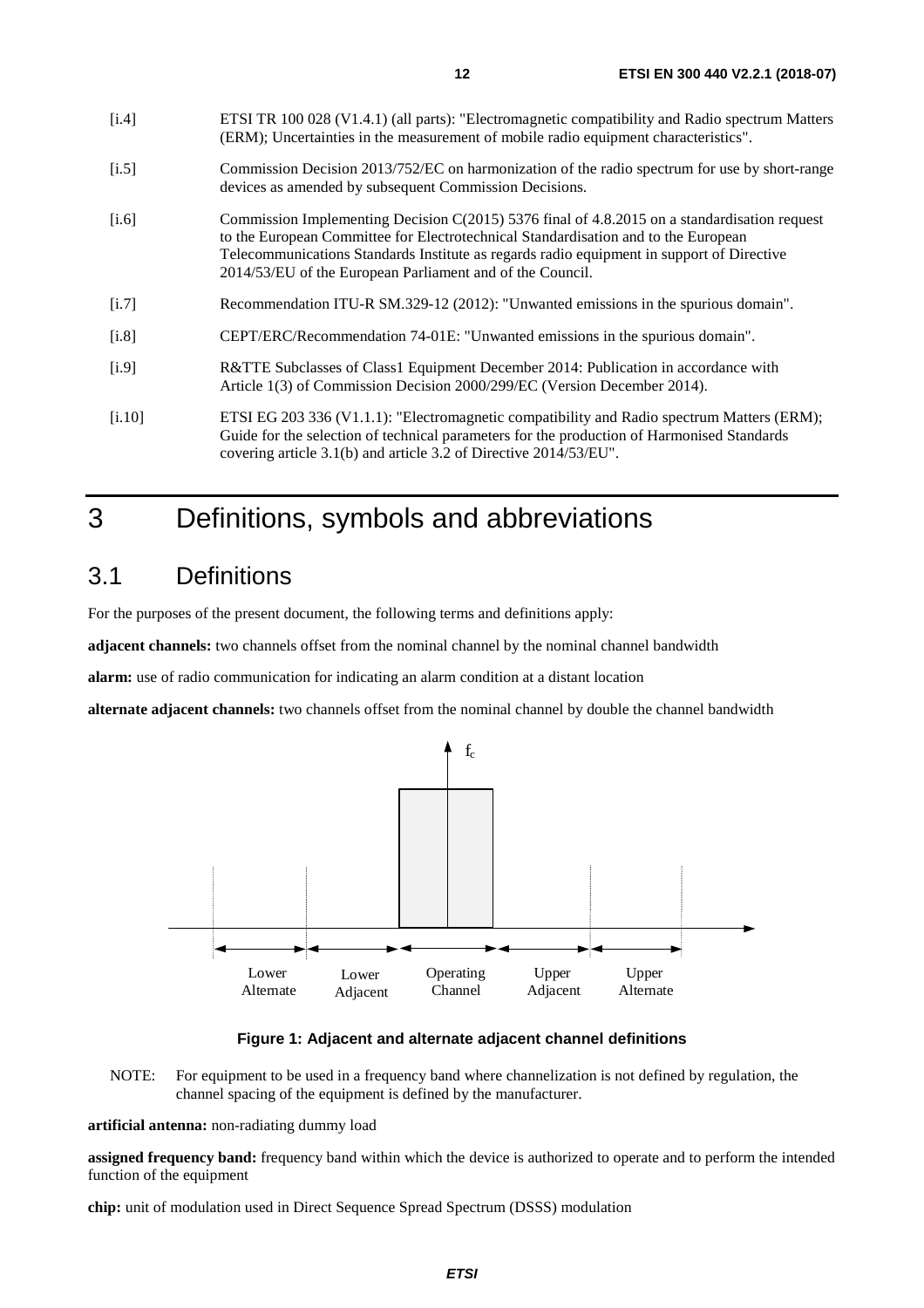[i.4] ETSI TR 100 028 (V1.4.1) (all parts): "Electromagnetic compatibility and Radio spectrum Matters (ERM); Uncertainties in the measurement of mobile radio equipment characteristics".

[i.5] Commission Decision 2013/752/EC on harmonization of the radio spectrum for use by short-range devices as amended by subsequent Commission Decisions.

[i.6] Commission Implementing Decision C(2015) 5376 final of 4.8.2015 on a standardisation request to the European Committee for Electrotechnical Standardisation and to the European Telecommunications Standards Institute as regards radio equipment in support of Directive 2014/53/EU of the European Parliament and of the Council.

[i.7] Recommendation ITU-R SM.329-12 (2012): "Unwanted emissions in the spurious domain".

[i.8] CEPT/ERC/Recommendation 74-01E: "Unwanted emissions in the spurious domain".

[i.9] R&TTE Subclasses of Class1 Equipment December 2014: Publication in accordance with Article 1(3) of Commission Decision 2000/299/EC (Version December 2014).

[i.10] ETSI EG 203 336 (V1.1.1): "Electromagnetic compatibility and Radio spectrum Matters (ERM); Guide for the selection of technical parameters for the production of Harmonised Standards covering article 3.1(b) and article 3.2 of Directive 2014/53/EU".

# 3 Definitions, symbols and abbreviations

## 3.1 Definitions

For the purposes of the present document, the following terms and definitions apply:

**adjacent channels:** two channels offset from the nominal channel by the nominal channel bandwidth

**alarm:** use of radio communication for indicating an alarm condition at a distant location

**alternate adjacent channels:** two channels offset from the nominal channel by double the channel bandwidth

$f_c$

Lower Alternate | Lower Adjacent | Operating Channel | Upper Adjacent | Upper Alternate

**Figure 1: Adjacent and alternate adjacent channel definitions**

NOTE: For equipment to be used in a frequency band where channelization is not defined by regulation, the channel spacing of the equipment is defined by the manufacturer.

**artificial antenna:** non-radiating dummy load

**assigned frequency band:** frequency band within which the device is authorized to operate and to perform the intended function of the equipment

**chip:** unit of modulation used in Direct Sequence Spread Spectrum (DSSS) modulation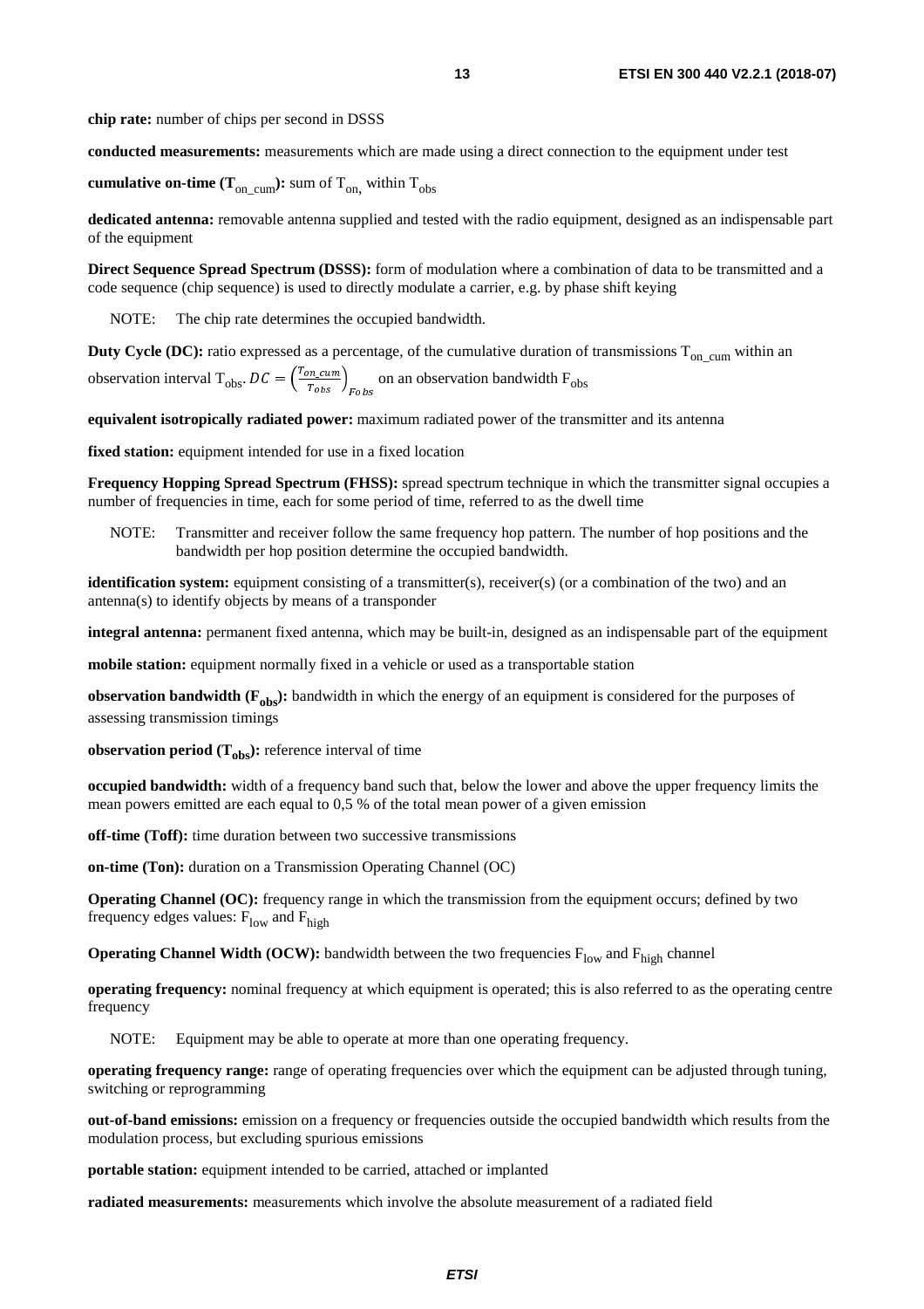**chip rate:** number of chips per second in DSSS

**conducted measurements:** measurements which are made using a direct connection to the equipment under test

**cumulative on-time ($T_{on\_cum}$):** sum of $T_{on}$, within $T_{obs}$

**dedicated antenna:** removable antenna supplied and tested with the radio equipment, designed as an indispensable part of the equipment

**Direct Sequence Spread Spectrum (DSSS):** form of modulation where a combination of data to be transmitted and a code sequence (chip sequence) is used to directly modulate a carrier, e.g. by phase shift keying

NOTE: The chip rate determines the occupied bandwidth.

**Duty Cycle (DC):** ratio expressed as a percentage, of the cumulative duration of transmissions $T_{on\_cum}$ within an observation interval $T_{obs}$. $DC = \left(\frac{T_{on\_cum}}{T_{obs}}\right)_{Fobs}$ on an observation bandwidth $F_{obs}$

**equivalent isotropically radiated power:** maximum radiated power of the transmitter and its antenna

**fixed station:** equipment intended for use in a fixed location

**Frequency Hopping Spread Spectrum (FHSS):** spread spectrum technique in which the transmitter signal occupies a number of frequencies in time, each for some period of time, referred to as the dwell time

NOTE: Transmitter and receiver follow the same frequency hop pattern. The number of hop positions and the bandwidth per hop position determine the occupied bandwidth.

**identification system:** equipment consisting of a transmitter(s), receiver(s) (or a combination of the two) and an antenna(s) to identify objects by means of a transponder

**integral antenna:** permanent fixed antenna, which may be built-in, designed as an indispensable part of the equipment

**mobile station:** equipment normally fixed in a vehicle or used as a transportable station

**observation bandwidth ($F_{obs}$):** bandwidth in which the energy of an equipment is considered for the purposes of assessing transmission timings

**observation period ($T_{obs}$):** reference interval of time

**occupied bandwidth:** width of a frequency band such that, below the lower and above the upper frequency limits the mean powers emitted are each equal to 0,5 % of the total mean power of a given emission

**off-time (Toff):** time duration between two successive transmissions

**on-time (Ton):** duration on a Transmission Operating Channel (OC)

**Operating Channel (OC):** frequency range in which the transmission from the equipment occurs; defined by two frequency edges values: $F_{low}$ and $F_{high}$

**Operating Channel Width (OCW):** bandwidth between the two frequencies $F_{low}$ and $F_{high}$ channel

**operating frequency:** nominal frequency at which equipment is operated; this is also referred to as the operating centre frequency

NOTE: Equipment may be able to operate at more than one operating frequency.

**operating frequency range:** range of operating frequencies over which the equipment can be adjusted through tuning, switching or reprogramming

**out-of-band emissions:** emission on a frequency or frequencies outside the occupied bandwidth which results from the modulation process, but excluding spurious emissions

**portable station:** equipment intended to be carried, attached or implanted

**radiated measurements:** measurements which involve the absolute measurement of a radiated field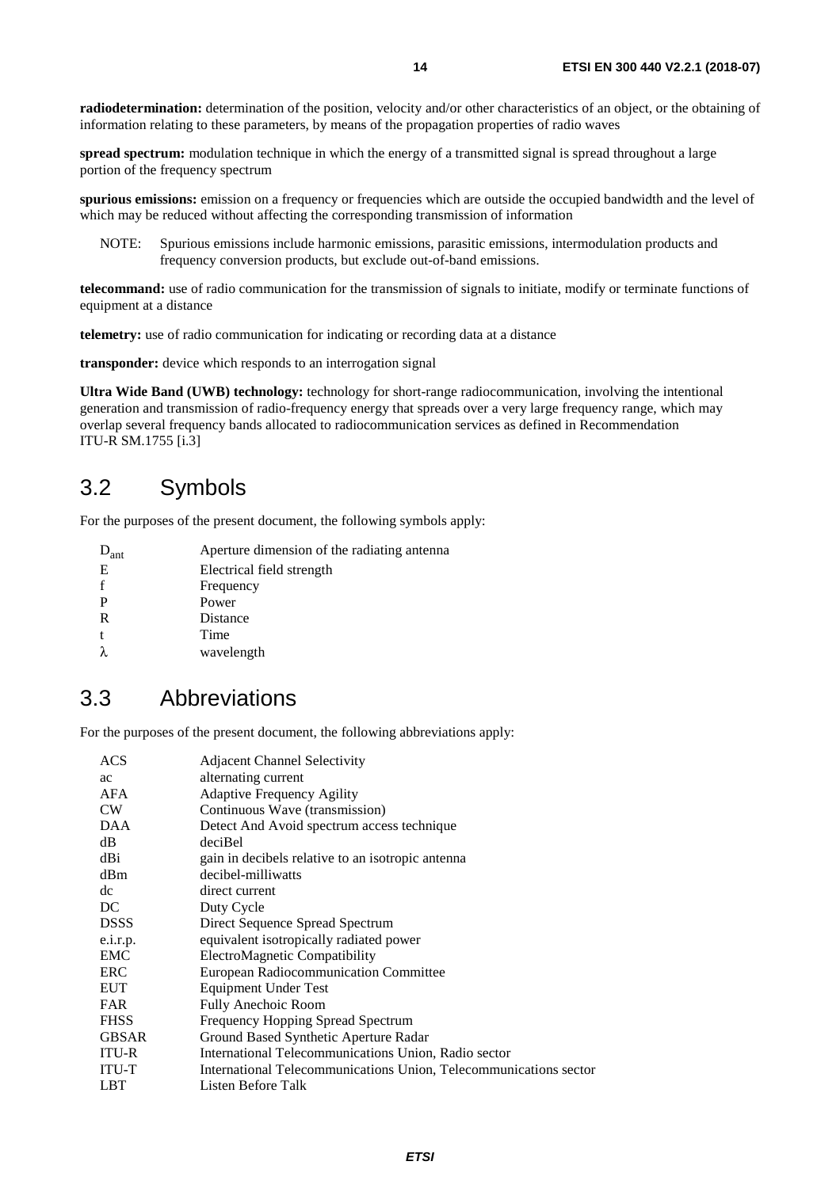**radiodetermination:** determination of the position, velocity and/or other characteristics of an object, or the obtaining of information relating to these parameters, by means of the propagation properties of radio waves

**spread spectrum:** modulation technique in which the energy of a transmitted signal is spread throughout a large portion of the frequency spectrum

**spurious emissions:** emission on a frequency or frequencies which are outside the occupied bandwidth and the level of which may be reduced without affecting the corresponding transmission of information

NOTE: Spurious emissions include harmonic emissions, parasitic emissions, intermodulation products and frequency conversion products, but exclude out-of-band emissions.

**telecommand:** use of radio communication for the transmission of signals to initiate, modify or terminate functions of equipment at a distance

**telemetry:** use of radio communication for indicating or recording data at a distance

**transponder:** device which responds to an interrogation signal

**Ultra Wide Band (UWB) technology:** technology for short-range radiocommunication, involving the intentional generation and transmission of radio-frequency energy that spreads over a very large frequency range, which may overlap several frequency bands allocated to radiocommunication services as defined in Recommendation ITU-R SM.1755 [i.3]

## 3.2 Symbols

For the purposes of the present document, the following symbols apply:

| | |
|---|---|
| $D_{ant}$ | Aperture dimension of the radiating antenna |
| E | Electrical field strength |
| f | Frequency |
| P | Power |
| R | Distance |
| t | Time |
| $\lambda$ | wavelength |

## 3.3 Abbreviations

For the purposes of the present document, the following abbreviations apply:

| | |
|---|---|
| ACS | Adjacent Channel Selectivity |
| ac | alternating current |
| AFA | Adaptive Frequency Agility |
| CW | Continuous Wave (transmission) |
| DAA | Detect And Avoid spectrum access technique |
| dB | deciBel |
| dBi | gain in decibels relative to an isotropic antenna |
| dBm | decibel-milliwatts |
| dc | direct current |
| DC | Duty Cycle |
| DSSS | Direct Sequence Spread Spectrum |
| e.i.r.p. | equivalent isotropically radiated power |
| EMC | ElectroMagnetic Compatibility |
| ERC | European Radiocommunication Committee |
| EUT | Equipment Under Test |
| FAR | Fully Anechoic Room |
| FHSS | Frequency Hopping Spread Spectrum |
| GBSAR | Ground Based Synthetic Aperture Radar |
| ITU-R | International Telecommunications Union, Radio sector |
| ITU-T | International Telecommunications Union, Telecommunications sector |
| LBT | Listen Before Talk |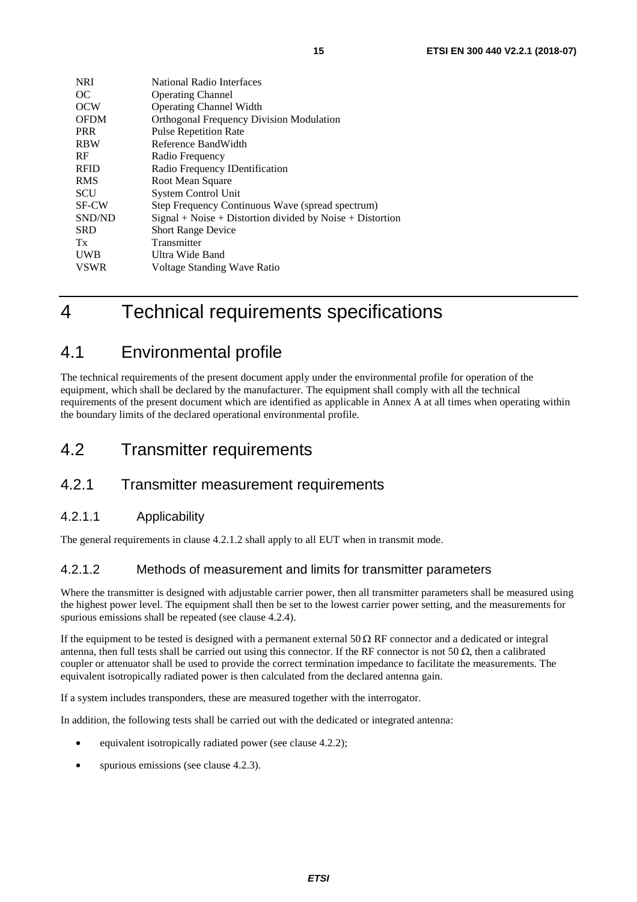| | |
|---|---|
| NRI | National Radio Interfaces |
| OC | Operating Channel |
| OCW | Operating Channel Width |
| OFDM | Orthogonal Frequency Division Modulation |
| PRR | Pulse Repetition Rate |
| RBW | Reference BandWidth |
| RF | Radio Frequency |
| RFID | Radio Frequency IDentification |
| RMS | Root Mean Square |
| SCU | System Control Unit |
| SF-CW | Step Frequency Continuous Wave (spread spectrum) |
| SND/ND | Signal + Noise + Distortion divided by Noise + Distortion |
| SRD | Short Range Device |
| Tx | Transmitter |
| UWB | Ultra Wide Band |
| VSWR | Voltage Standing Wave Ratio |

# 4 Technical requirements specifications

## 4.1 Environmental profile

The technical requirements of the present document apply under the environmental profile for operation of the equipment, which shall be declared by the manufacturer. The equipment shall comply with all the technical requirements of the present document which are identified as applicable in Annex A at all times when operating within the boundary limits of the declared operational environmental profile.

## 4.2 Transmitter requirements

### 4.2.1 Transmitter measurement requirements

#### 4.2.1.1 Applicability

The general requirements in clause 4.2.1.2 shall apply to all EUT when in transmit mode.

#### 4.2.1.2 Methods of measurement and limits for transmitter parameters

Where the transmitter is designed with adjustable carrier power, then all transmitter parameters shall be measured using the highest power level. The equipment shall then be set to the lowest carrier power setting, and the measurements for spurious emissions shall be repeated (see clause 4.2.4).

If the equipment to be tested is designed with a permanent external 50 Ω RF connector and a dedicated or integral antenna, then full tests shall be carried out using this connector. If the RF connector is not 50 Ω, then a calibrated coupler or attenuator shall be used to provide the correct termination impedance to facilitate the measurements. The equivalent isotropically radiated power is then calculated from the declared antenna gain.

If a system includes transponders, these are measured together with the interrogator.

In addition, the following tests shall be carried out with the dedicated or integrated antenna:

- equivalent isotropically radiated power (see clause 4.2.2);
- spurious emissions (see clause 4.2.3).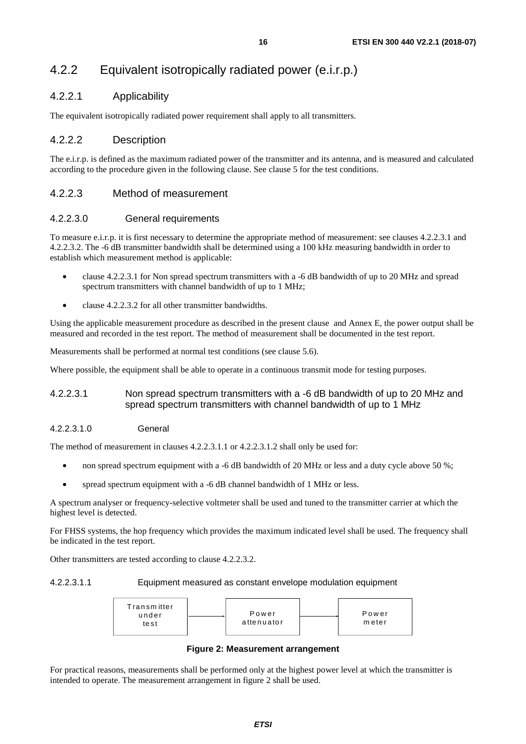## 4.2.2 Equivalent isotropically radiated power (e.i.r.p.)

### 4.2.2.1 Applicability

The equivalent isotropically radiated power requirement shall apply to all transmitters.

### 4.2.2.2 Description

The e.i.r.p. is defined as the maximum radiated power of the transmitter and its antenna, and is measured and calculated according to the procedure given in the following clause. See clause 5 for the test conditions.

### 4.2.2.3 Method of measurement

#### 4.2.2.3.0 General requirements

To measure e.i.r.p. it is first necessary to determine the appropriate method of measurement: see clauses 4.2.2.3.1 and 4.2.2.3.2. The -6 dB transmitter bandwidth shall be determined using a 100 kHz measuring bandwidth in order to establish which measurement method is applicable:

- clause 4.2.2.3.1 for Non spread spectrum transmitters with a -6 dB bandwidth of up to 20 MHz and spread spectrum transmitters with channel bandwidth of up to 1 MHz;
- clause 4.2.2.3.2 for all other transmitter bandwidths.

Using the applicable measurement procedure as described in the present clause and Annex E, the power output shall be measured and recorded in the test report. The method of measurement shall be documented in the test report.

Measurements shall be performed at normal test conditions (see clause 5.6).

Where possible, the equipment shall be able to operate in a continuous transmit mode for testing purposes.

#### 4.2.2.3.1 Non spread spectrum transmitters with a -6 dB bandwidth of up to 20 MHz and spread spectrum transmitters with channel bandwidth of up to 1 MHz

##### 4.2.2.3.1.0 General

The method of measurement in clauses 4.2.2.3.1.1 or 4.2.2.3.1.2 shall only be used for:

- non spread spectrum equipment with a -6 dB bandwidth of 20 MHz or less and a duty cycle above 50 %;
- spread spectrum equipment with a -6 dB channel bandwidth of 1 MHz or less.

A spectrum analyser or frequency-selective voltmeter shall be used and tuned to the transmitter carrier at which the highest level is detected.

For FHSS systems, the hop frequency which provides the maximum indicated level shall be used. The frequency shall be indicated in the test report.

Other transmitters are tested according to clause 4.2.2.3.2.

##### 4.2.2.3.1.1 Equipment measured as constant envelope modulation equipment

Transmitter under test → Power attenuator → Power meter

**Figure 2: Measurement arrangement**

For practical reasons, measurements shall be performed only at the highest power level at which the transmitter is intended to operate. The measurement arrangement in figure 2 shall be used.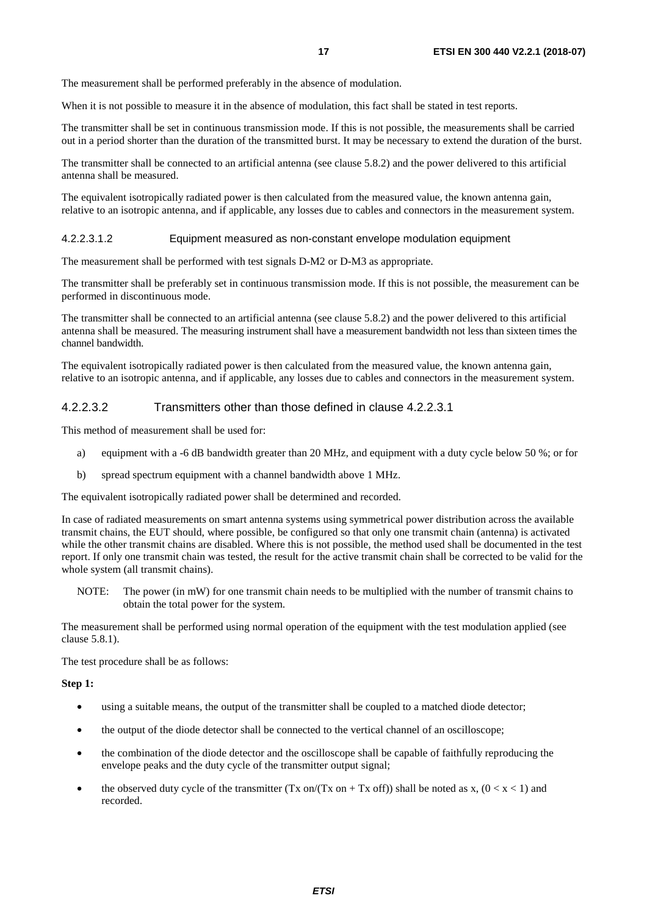The measurement shall be performed preferably in the absence of modulation.

When it is not possible to measure it in the absence of modulation, this fact shall be stated in test reports.

The transmitter shall be set in continuous transmission mode. If this is not possible, the measurements shall be carried out in a period shorter than the duration of the transmitted burst. It may be necessary to extend the duration of the burst.

The transmitter shall be connected to an artificial antenna (see clause 5.8.2) and the power delivered to this artificial antenna shall be measured.

The equivalent isotropically radiated power is then calculated from the measured value, the known antenna gain, relative to an isotropic antenna, and if applicable, any losses due to cables and connectors in the measurement system.

##### 4.2.2.3.1.2 Equipment measured as non-constant envelope modulation equipment

The measurement shall be performed with test signals D-M2 or D-M3 as appropriate.

The transmitter shall be preferably set in continuous transmission mode. If this is not possible, the measurement can be performed in discontinuous mode.

The transmitter shall be connected to an artificial antenna (see clause 5.8.2) and the power delivered to this artificial antenna shall be measured. The measuring instrument shall have a measurement bandwidth not less than sixteen times the channel bandwidth.

The equivalent isotropically radiated power is then calculated from the measured value, the known antenna gain, relative to an isotropic antenna, and if applicable, any losses due to cables and connectors in the measurement system.

#### 4.2.2.3.2 Transmitters other than those defined in clause 4.2.2.3.1

This method of measurement shall be used for:

a) equipment with a -6 dB bandwidth greater than 20 MHz, and equipment with a duty cycle below 50 %; or for

b) spread spectrum equipment with a channel bandwidth above 1 MHz.

The equivalent isotropically radiated power shall be determined and recorded.

In case of radiated measurements on smart antenna systems using symmetrical power distribution across the available transmit chains, the EUT should, where possible, be configured so that only one transmit chain (antenna) is activated while the other transmit chains are disabled. Where this is not possible, the method used shall be documented in the test report. If only one transmit chain was tested, the result for the active transmit chain shall be corrected to be valid for the whole system (all transmit chains).

NOTE: The power (in mW) for one transmit chain needs to be multiplied with the number of transmit chains to obtain the total power for the system.

The measurement shall be performed using normal operation of the equipment with the test modulation applied (see clause 5.8.1).

The test procedure shall be as follows:

**Step 1:**

- using a suitable means, the output of the transmitter shall be coupled to a matched diode detector;
- the output of the diode detector shall be connected to the vertical channel of an oscilloscope;
- the combination of the diode detector and the oscilloscope shall be capable of faithfully reproducing the envelope peaks and the duty cycle of the transmitter output signal;
- the observed duty cycle of the transmitter (Tx on/(Tx on + Tx off)) shall be noted as x, $(0 < x < 1)$ and recorded.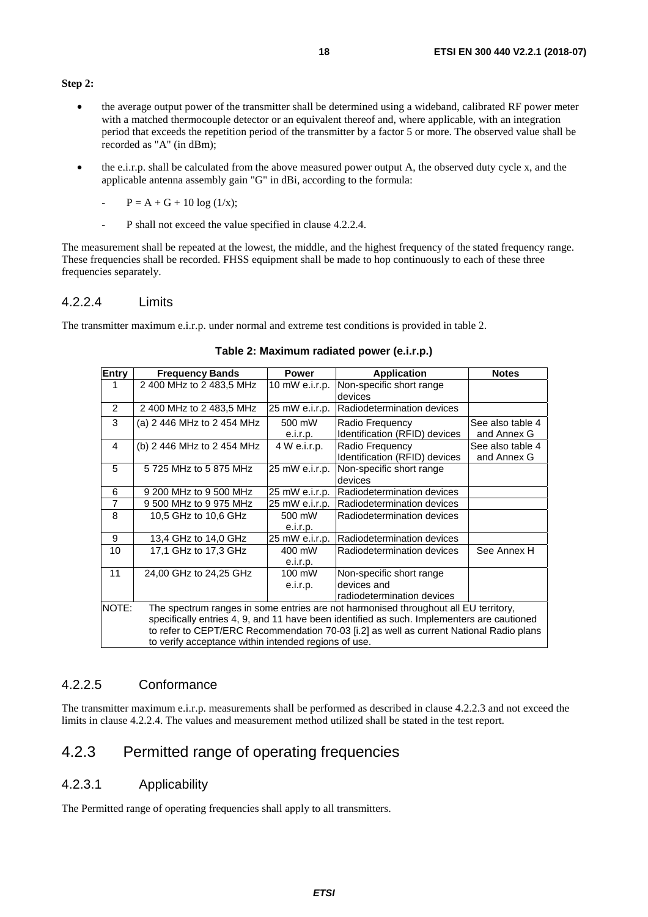**Step 2:**

- the average output power of the transmitter shall be determined using a wideband, calibrated RF power meter with a matched thermocouple detector or an equivalent thereof and, where applicable, with an integration period that exceeds the repetition period of the transmitter by a factor 5 or more. The observed value shall be recorded as "A" (in dBm);
- the e.i.r.p. shall be calculated from the above measured power output A, the observed duty cycle x, and the applicable antenna assembly gain "G" in dBi, according to the formula:
  - $P = A + G + 10 \log (1/x)$;
  - P shall not exceed the value specified in clause 4.2.2.4.

The measurement shall be repeated at the lowest, the middle, and the highest frequency of the stated frequency range. These frequencies shall be recorded. FHSS equipment shall be made to hop continuously to each of these three frequencies separately.

#### 4.2.2.4 Limits

The transmitter maximum e.i.r.p. under normal and extreme test conditions is provided in table 2.

**Table 2: Maximum radiated power (e.i.r.p.)**

| Entry | Frequency Bands | Power | Application | Notes |
|---|---|---|---|---|
| 1 | 2 400 MHz to 2 483,5 MHz | 10 mW e.i.r.p. | Non-specific short range devices | |
| 2 | 2 400 MHz to 2 483,5 MHz | 25 mW e.i.r.p. | Radiodetermination devices | |
| 3 | (a) 2 446 MHz to 2 454 MHz | 500 mW e.i.r.p. | Radio Frequency Identification (RFID) devices | See also table 4 and Annex G |
| 4 | (b) 2 446 MHz to 2 454 MHz | 4 W e.i.r.p. | Radio Frequency Identification (RFID) devices | See also table 4 and Annex G |
| 5 | 5 725 MHz to 5 875 MHz | 25 mW e.i.r.p. | Non-specific short range devices | |
| 6 | 9 200 MHz to 9 500 MHz | 25 mW e.i.r.p. | Radiodetermination devices | |
| 7 | 9 500 MHz to 9 975 MHz | 25 mW e.i.r.p. | Radiodetermination devices | |
| 8 | 10,5 GHz to 10,6 GHz | 500 mW e.i.r.p. | Radiodetermination devices | |
| 9 | 13,4 GHz to 14,0 GHz | 25 mW e.i.r.p. | Radiodetermination devices | |
| 10 | 17,1 GHz to 17,3 GHz | 400 mW e.i.r.p. | Radiodetermination devices | See Annex H |
| 11 | 24,00 GHz to 24,25 GHz | 100 mW e.i.r.p. | Non-specific short range devices and radiodetermination devices | |
| NOTE: | The spectrum ranges in some entries are not harmonised throughout all EU territory, specifically entries 4, 9, and 11 have been identified as such. Implementers are cautioned to refer to CEPT/ERC Recommendation 70-03 [i.2] as well as current National Radio plans to verify acceptance within intended regions of use. | | | |

#### 4.2.2.5 Conformance

The transmitter maximum e.i.r.p. measurements shall be performed as described in clause 4.2.2.3 and not exceed the limits in clause 4.2.2.4. The values and measurement method utilized shall be stated in the test report.

### 4.2.3 Permitted range of operating frequencies

#### 4.2.3.1 Applicability

The Permitted range of operating frequencies shall apply to all transmitters.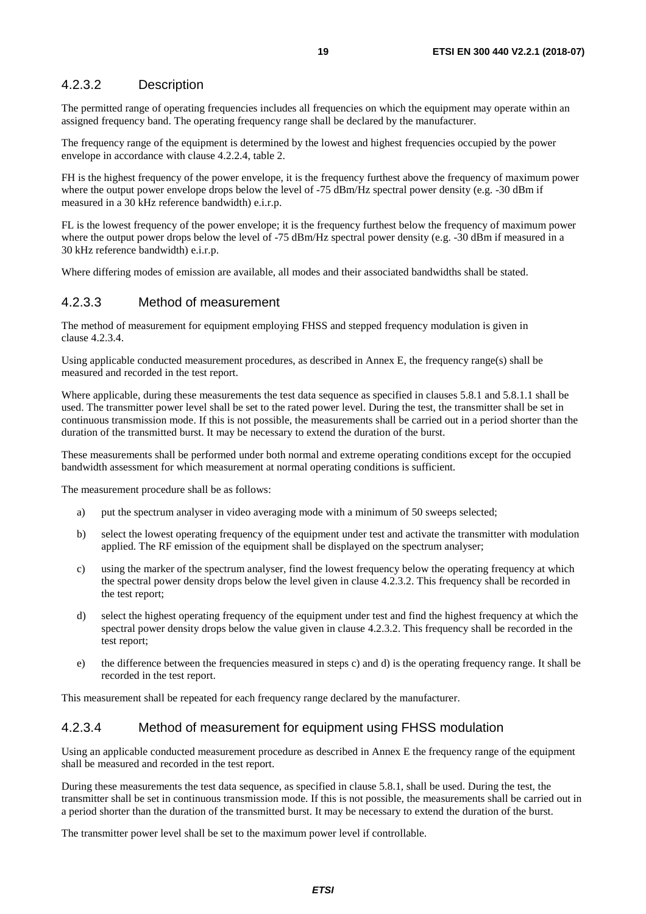### 4.2.3.2 Description

The permitted range of operating frequencies includes all frequencies on which the equipment may operate within an assigned frequency band. The operating frequency range shall be declared by the manufacturer.

The frequency range of the equipment is determined by the lowest and highest frequencies occupied by the power envelope in accordance with clause 4.2.2.4, table 2.

FH is the highest frequency of the power envelope, it is the frequency furthest above the frequency of maximum power where the output power envelope drops below the level of -75 dBm/Hz spectral power density (e.g. -30 dBm if measured in a 30 kHz reference bandwidth) e.i.r.p.

FL is the lowest frequency of the power envelope; it is the frequency furthest below the frequency of maximum power where the output power drops below the level of -75 dBm/Hz spectral power density (e.g. -30 dBm if measured in a 30 kHz reference bandwidth) e.i.r.p.

Where differing modes of emission are available, all modes and their associated bandwidths shall be stated.

### 4.2.3.3 Method of measurement

The method of measurement for equipment employing FHSS and stepped frequency modulation is given in clause 4.2.3.4.

Using applicable conducted measurement procedures, as described in Annex E, the frequency range(s) shall be measured and recorded in the test report.

Where applicable, during these measurements the test data sequence as specified in clauses 5.8.1 and 5.8.1.1 shall be used. The transmitter power level shall be set to the rated power level. During the test, the transmitter shall be set in continuous transmission mode. If this is not possible, the measurements shall be carried out in a period shorter than the duration of the transmitted burst. It may be necessary to extend the duration of the burst.

These measurements shall be performed under both normal and extreme operating conditions except for the occupied bandwidth assessment for which measurement at normal operating conditions is sufficient.

The measurement procedure shall be as follows:

a) put the spectrum analyser in video averaging mode with a minimum of 50 sweeps selected;

b) select the lowest operating frequency of the equipment under test and activate the transmitter with modulation applied. The RF emission of the equipment shall be displayed on the spectrum analyser;

c) using the marker of the spectrum analyser, find the lowest frequency below the operating frequency at which the spectral power density drops below the level given in clause 4.2.3.2. This frequency shall be recorded in the test report;

d) select the highest operating frequency of the equipment under test and find the highest frequency at which the spectral power density drops below the value given in clause 4.2.3.2. This frequency shall be recorded in the test report;

e) the difference between the frequencies measured in steps c) and d) is the operating frequency range. It shall be recorded in the test report.

This measurement shall be repeated for each frequency range declared by the manufacturer.

### 4.2.3.4 Method of measurement for equipment using FHSS modulation

Using an applicable conducted measurement procedure as described in Annex E the frequency range of the equipment shall be measured and recorded in the test report.

During these measurements the test data sequence, as specified in clause 5.8.1, shall be used. During the test, the transmitter shall be set in continuous transmission mode. If this is not possible, the measurements shall be carried out in a period shorter than the duration of the transmitted burst. It may be necessary to extend the duration of the burst.

The transmitter power level shall be set to the maximum power level if controllable.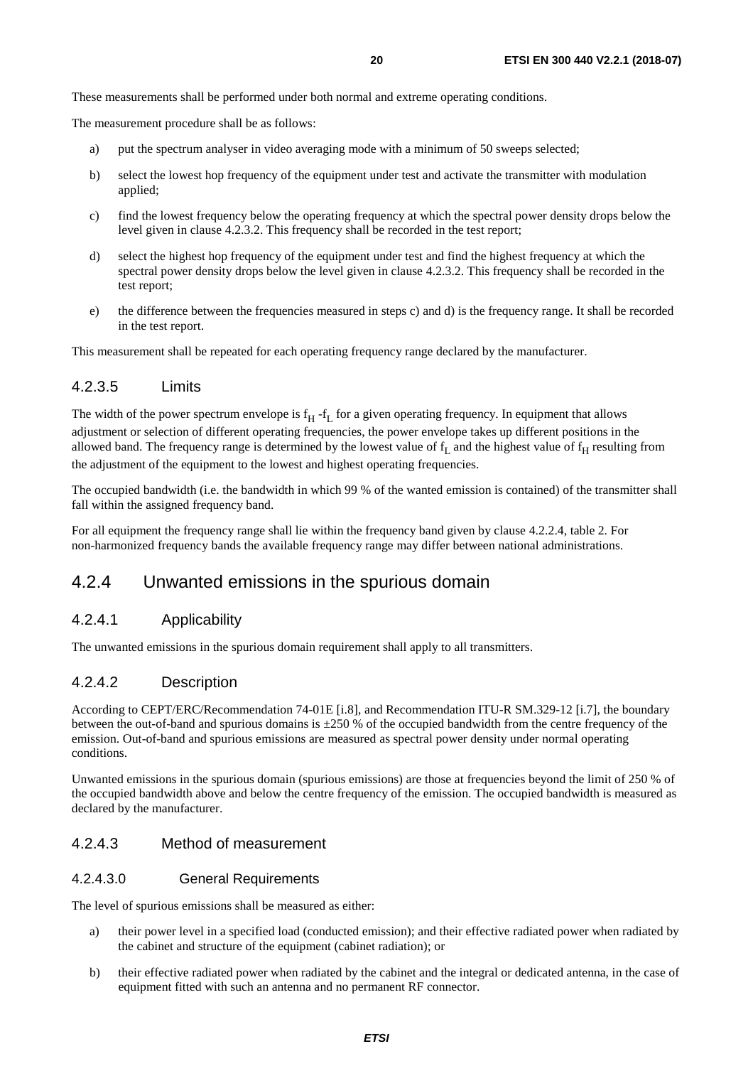These measurements shall be performed under both normal and extreme operating conditions.

The measurement procedure shall be as follows:

a) put the spectrum analyser in video averaging mode with a minimum of 50 sweeps selected;

b) select the lowest hop frequency of the equipment under test and activate the transmitter with modulation applied;

c) find the lowest frequency below the operating frequency at which the spectral power density drops below the level given in clause 4.2.3.2. This frequency shall be recorded in the test report;

d) select the highest hop frequency of the equipment under test and find the highest frequency at which the spectral power density drops below the level given in clause 4.2.3.2. This frequency shall be recorded in the test report;

e) the difference between the frequencies measured in steps c) and d) is the frequency range. It shall be recorded in the test report.

This measurement shall be repeated for each operating frequency range declared by the manufacturer.

### 4.2.3.5 Limits

The width of the power spectrum envelope is $f_H$ -$f_L$ for a given operating frequency. In equipment that allows adjustment or selection of different operating frequencies, the power envelope takes up different positions in the allowed band. The frequency range is determined by the lowest value of $f_L$ and the highest value of $f_H$ resulting from the adjustment of the equipment to the lowest and highest operating frequencies.

The occupied bandwidth (i.e. the bandwidth in which 99 % of the wanted emission is contained) of the transmitter shall fall within the assigned frequency band.

For all equipment the frequency range shall lie within the frequency band given by clause 4.2.2.4, table 2. For non-harmonized frequency bands the available frequency range may differ between national administrations.

## 4.2.4 Unwanted emissions in the spurious domain

### 4.2.4.1 Applicability

The unwanted emissions in the spurious domain requirement shall apply to all transmitters.

### 4.2.4.2 Description

According to CEPT/ERC/Recommendation 74-01E [i.8], and Recommendation ITU-R SM.329-12 [i.7], the boundary between the out-of-band and spurious domains is ±250 % of the occupied bandwidth from the centre frequency of the emission. Out-of-band and spurious emissions are measured as spectral power density under normal operating conditions.

Unwanted emissions in the spurious domain (spurious emissions) are those at frequencies beyond the limit of 250 % of the occupied bandwidth above and below the centre frequency of the emission. The occupied bandwidth is measured as declared by the manufacturer.

### 4.2.4.3 Method of measurement

#### 4.2.4.3.0 General Requirements

The level of spurious emissions shall be measured as either:

a) their power level in a specified load (conducted emission); and their effective radiated power when radiated by the cabinet and structure of the equipment (cabinet radiation); or

b) their effective radiated power when radiated by the cabinet and the integral or dedicated antenna, in the case of equipment fitted with such an antenna and no permanent RF connector.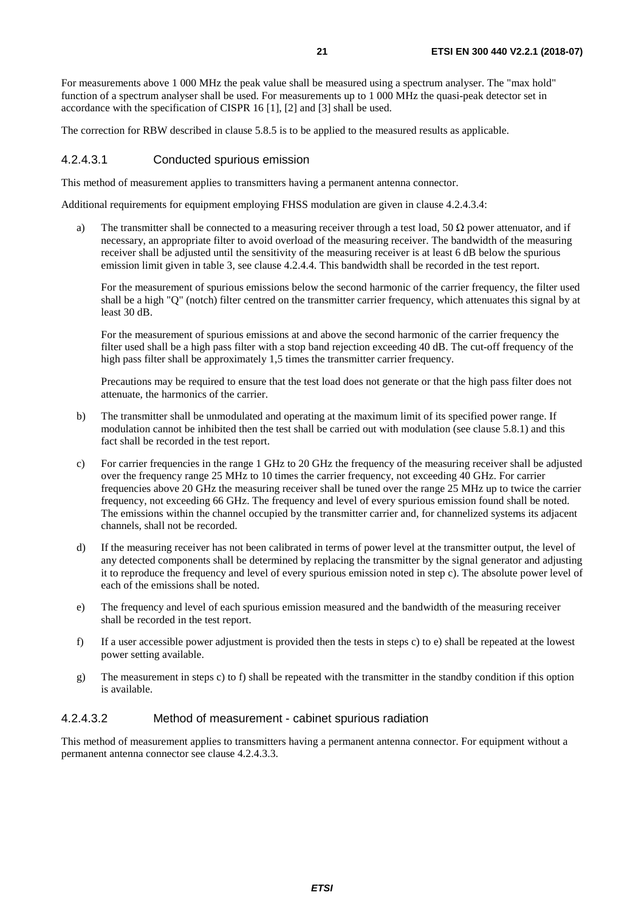For measurements above 1 000 MHz the peak value shall be measured using a spectrum analyser. The "max hold" function of a spectrum analyser shall be used. For measurements up to 1 000 MHz the quasi-peak detector set in accordance with the specification of CISPR 16 [1], [2] and [3] shall be used.

The correction for RBW described in clause 5.8.5 is to be applied to the measured results as applicable.

#### 4.2.4.3.1 Conducted spurious emission

This method of measurement applies to transmitters having a permanent antenna connector.

Additional requirements for equipment employing FHSS modulation are given in clause 4.2.4.3.4:

a) The transmitter shall be connected to a measuring receiver through a test load, 50 Ω power attenuator, and if necessary, an appropriate filter to avoid overload of the measuring receiver. The bandwidth of the measuring receiver shall be adjusted until the sensitivity of the measuring receiver is at least 6 dB below the spurious emission limit given in table 3, see clause 4.2.4.4. This bandwidth shall be recorded in the test report.

   For the measurement of spurious emissions below the second harmonic of the carrier frequency, the filter used shall be a high "Q" (notch) filter centred on the transmitter carrier frequency, which attenuates this signal by at least 30 dB.

   For the measurement of spurious emissions at and above the second harmonic of the carrier frequency the filter used shall be a high pass filter with a stop band rejection exceeding 40 dB. The cut-off frequency of the high pass filter shall be approximately 1,5 times the transmitter carrier frequency.

   Precautions may be required to ensure that the test load does not generate or that the high pass filter does not attenuate, the harmonics of the carrier.

b) The transmitter shall be unmodulated and operating at the maximum limit of its specified power range. If modulation cannot be inhibited then the test shall be carried out with modulation (see clause 5.8.1) and this fact shall be recorded in the test report.

c) For carrier frequencies in the range 1 GHz to 20 GHz the frequency of the measuring receiver shall be adjusted over the frequency range 25 MHz to 10 times the carrier frequency, not exceeding 40 GHz. For carrier frequencies above 20 GHz the measuring receiver shall be tuned over the range 25 MHz up to twice the carrier frequency, not exceeding 66 GHz. The frequency and level of every spurious emission found shall be noted. The emissions within the channel occupied by the transmitter carrier and, for channelized systems its adjacent channels, shall not be recorded.

d) If the measuring receiver has not been calibrated in terms of power level at the transmitter output, the level of any detected components shall be determined by replacing the transmitter by the signal generator and adjusting it to reproduce the frequency and level of every spurious emission noted in step c). The absolute power level of each of the emissions shall be noted.

e) The frequency and level of each spurious emission measured and the bandwidth of the measuring receiver shall be recorded in the test report.

f) If a user accessible power adjustment is provided then the tests in steps c) to e) shall be repeated at the lowest power setting available.

g) The measurement in steps c) to f) shall be repeated with the transmitter in the standby condition if this option is available.

#### 4.2.4.3.2 Method of measurement - cabinet spurious radiation

This method of measurement applies to transmitters having a permanent antenna connector. For equipment without a permanent antenna connector see clause 4.2.4.3.3.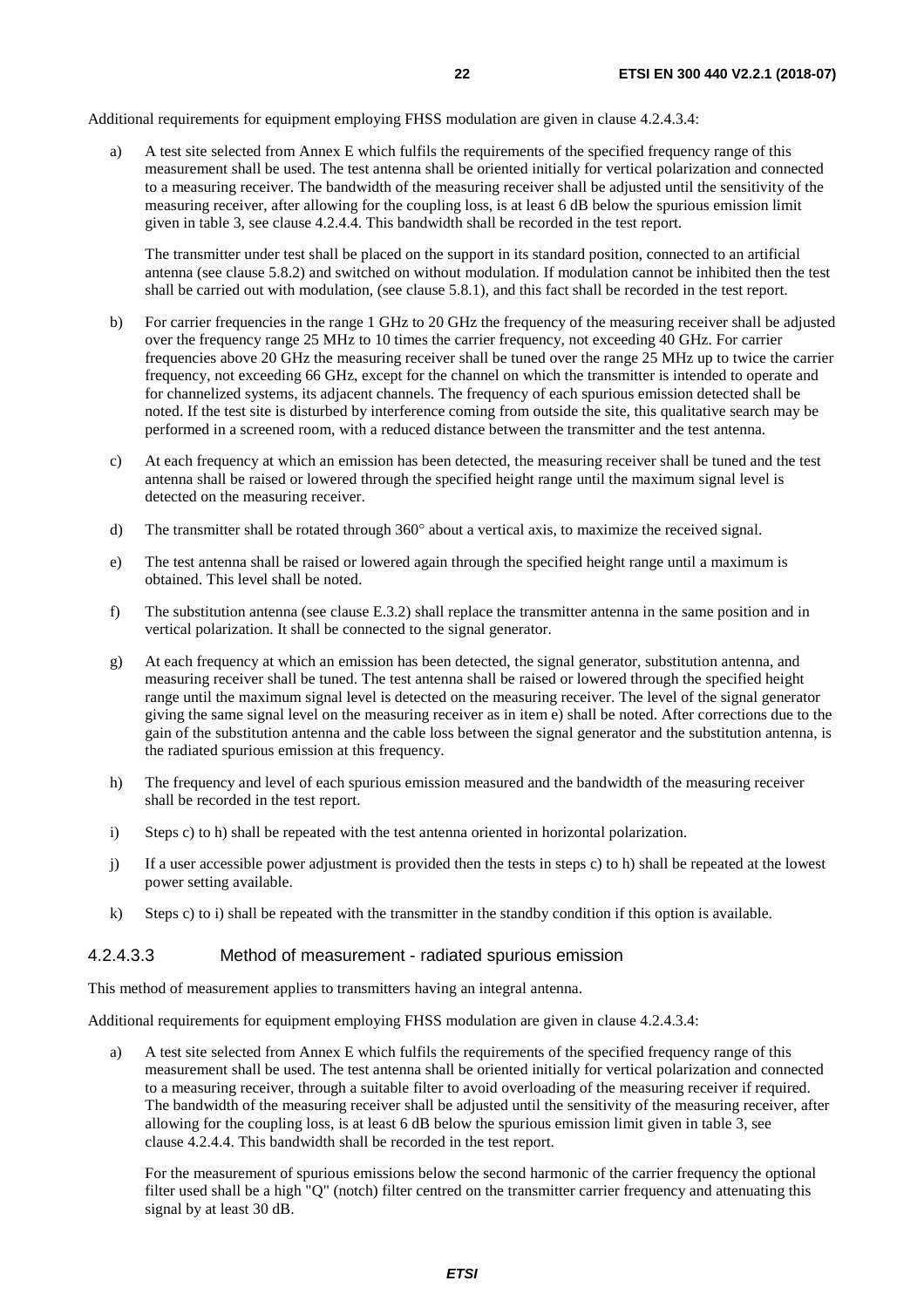Additional requirements for equipment employing FHSS modulation are given in clause 4.2.4.3.4:

a) A test site selected from Annex E which fulfils the requirements of the specified frequency range of this measurement shall be used. The test antenna shall be oriented initially for vertical polarization and connected to a measuring receiver. The bandwidth of the measuring receiver shall be adjusted until the sensitivity of the measuring receiver, after allowing for the coupling loss, is at least 6 dB below the spurious emission limit given in table 3, see clause 4.2.4.4. This bandwidth shall be recorded in the test report.

   The transmitter under test shall be placed on the support in its standard position, connected to an artificial antenna (see clause 5.8.2) and switched on without modulation. If modulation cannot be inhibited then the test shall be carried out with modulation, (see clause 5.8.1), and this fact shall be recorded in the test report.

b) For carrier frequencies in the range 1 GHz to 20 GHz the frequency of the measuring receiver shall be adjusted over the frequency range 25 MHz to 10 times the carrier frequency, not exceeding 40 GHz. For carrier frequencies above 20 GHz the measuring receiver shall be tuned over the range 25 MHz up to twice the carrier frequency, not exceeding 66 GHz, except for the channel on which the transmitter is intended to operate and for channelized systems, its adjacent channels. The frequency of each spurious emission detected shall be noted. If the test site is disturbed by interference coming from outside the site, this qualitative search may be performed in a screened room, with a reduced distance between the transmitter and the test antenna.

c) At each frequency at which an emission has been detected, the measuring receiver shall be tuned and the test antenna shall be raised or lowered through the specified height range until the maximum signal level is detected on the measuring receiver.

d) The transmitter shall be rotated through 360° about a vertical axis, to maximize the received signal.

e) The test antenna shall be raised or lowered again through the specified height range until a maximum is obtained. This level shall be noted.

f) The substitution antenna (see clause E.3.2) shall replace the transmitter antenna in the same position and in vertical polarization. It shall be connected to the signal generator.

g) At each frequency at which an emission has been detected, the signal generator, substitution antenna, and measuring receiver shall be tuned. The test antenna shall be raised or lowered through the specified height range until the maximum signal level is detected on the measuring receiver. The level of the signal generator giving the same signal level on the measuring receiver as in item e) shall be noted. After corrections due to the gain of the substitution antenna and the cable loss between the signal generator and the substitution antenna, is the radiated spurious emission at this frequency.

h) The frequency and level of each spurious emission measured and the bandwidth of the measuring receiver shall be recorded in the test report.

i) Steps c) to h) shall be repeated with the test antenna oriented in horizontal polarization.

j) If a user accessible power adjustment is provided then the tests in steps c) to h) shall be repeated at the lowest power setting available.

k) Steps c) to i) shall be repeated with the transmitter in the standby condition if this option is available.

#### 4.2.4.3.3 Method of measurement - radiated spurious emission

This method of measurement applies to transmitters having an integral antenna.

Additional requirements for equipment employing FHSS modulation are given in clause 4.2.4.3.4:

a) A test site selected from Annex E which fulfils the requirements of the specified frequency range of this measurement shall be used. The test antenna shall be oriented initially for vertical polarization and connected to a measuring receiver, through a suitable filter to avoid overloading of the measuring receiver if required. The bandwidth of the measuring receiver shall be adjusted until the sensitivity of the measuring receiver, after allowing for the coupling loss, is at least 6 dB below the spurious emission limit given in table 3, see clause 4.2.4.4. This bandwidth shall be recorded in the test report.

   For the measurement of spurious emissions below the second harmonic of the carrier frequency the optional filter used shall be a high "Q" (notch) filter centred on the transmitter carrier frequency and attenuating this signal by at least 30 dB.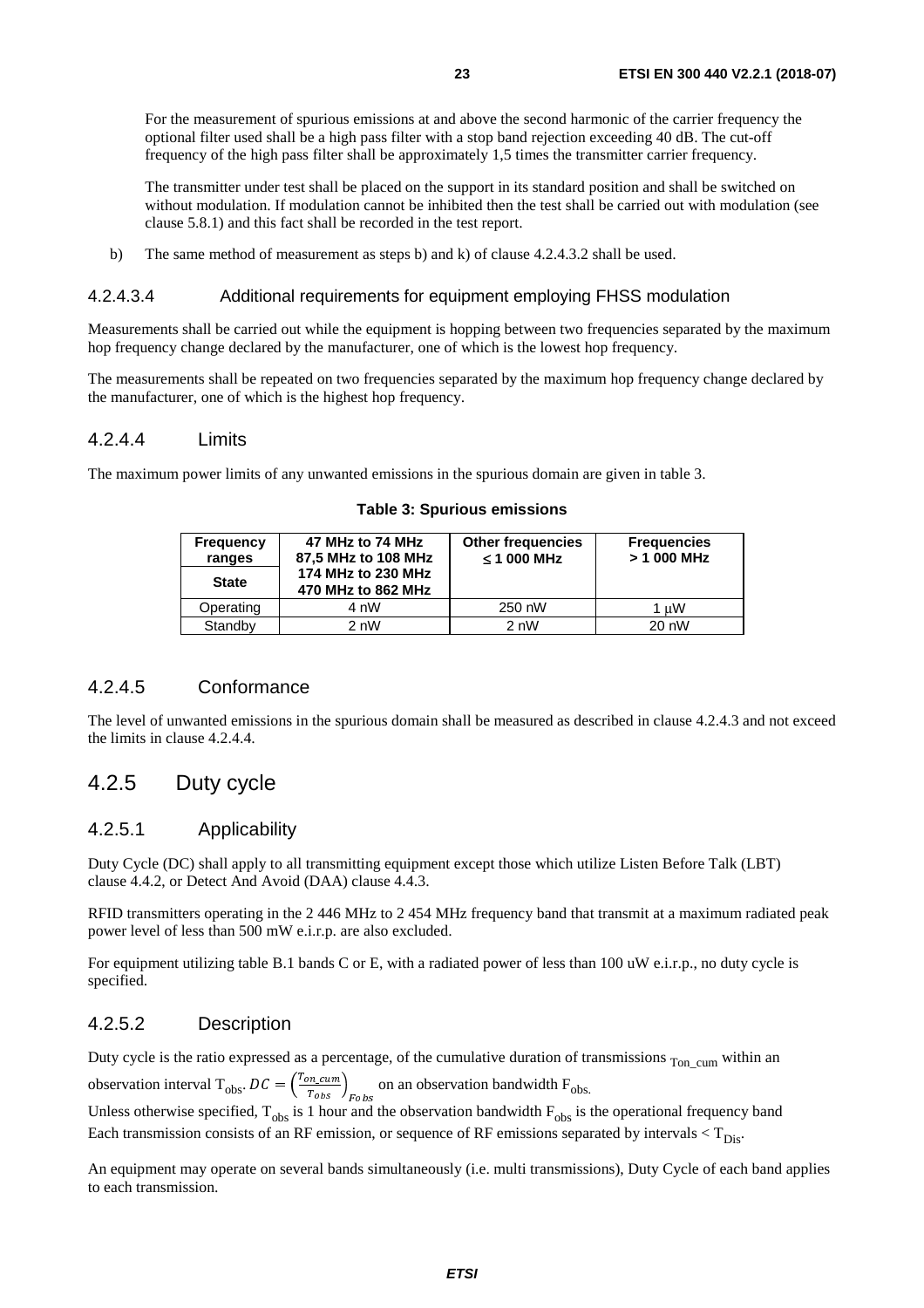For the measurement of spurious emissions at and above the second harmonic of the carrier frequency the optional filter used shall be a high pass filter with a stop band rejection exceeding 40 dB. The cut-off frequency of the high pass filter shall be approximately 1,5 times the transmitter carrier frequency.

The transmitter under test shall be placed on the support in its standard position and shall be switched on without modulation. If modulation cannot be inhibited then the test shall be carried out with modulation (see clause 5.8.1) and this fact shall be recorded in the test report.

b) The same method of measurement as steps b) and k) of clause 4.2.4.3.2 shall be used.

#### 4.2.4.3.4 Additional requirements for equipment employing FHSS modulation

Measurements shall be carried out while the equipment is hopping between two frequencies separated by the maximum hop frequency change declared by the manufacturer, one of which is the lowest hop frequency.

The measurements shall be repeated on two frequencies separated by the maximum hop frequency change declared by the manufacturer, one of which is the highest hop frequency.

### 4.2.4.4 Limits

The maximum power limits of any unwanted emissions in the spurious domain are given in table 3.

**Table 3: Spurious emissions**

| **Frequency ranges** / **State** | **47 MHz to 74 MHz 87,5 MHz to 108 MHz 174 MHz to 230 MHz 470 MHz to 862 MHz** | **Other frequencies ≤ 1 000 MHz** | **Frequencies > 1 000 MHz** |
|---|---|---|---|
| Operating | 4 nW | 250 nW | 1 μW |
| Standby | 2 nW | 2 nW | 20 nW |

### 4.2.4.5 Conformance

The level of unwanted emissions in the spurious domain shall be measured as described in clause 4.2.4.3 and not exceed the limits in clause 4.2.4.4.

## 4.2.5 Duty cycle

### 4.2.5.1 Applicability

Duty Cycle (DC) shall apply to all transmitting equipment except those which utilize Listen Before Talk (LBT) clause 4.4.2, or Detect And Avoid (DAA) clause 4.4.3.

RFID transmitters operating in the 2 446 MHz to 2 454 MHz frequency band that transmit at a maximum radiated peak power level of less than 500 mW e.i.r.p. are also excluded.

For equipment utilizing table B.1 bands C or E, with a radiated power of less than 100 uW e.i.r.p., no duty cycle is specified.

### 4.2.5.2 Description

Duty cycle is the ratio expressed as a percentage, of the cumulative duration of transmissions $_{Ton\_cum}$ within an observation interval $T_{obs}$. $DC = \left(\frac{T_{on\_cum}}{T_{obs}}\right)_{Fobs}$ on an observation bandwidth $F_{obs.}$

Unless otherwise specified, $T_{obs}$ is 1 hour and the observation bandwidth $F_{obs}$ is the operational frequency band Each transmission consists of an RF emission, or sequence of RF emissions separated by intervals $< T_{Dis}$.

An equipment may operate on several bands simultaneously (i.e. multi transmissions), Duty Cycle of each band applies to each transmission.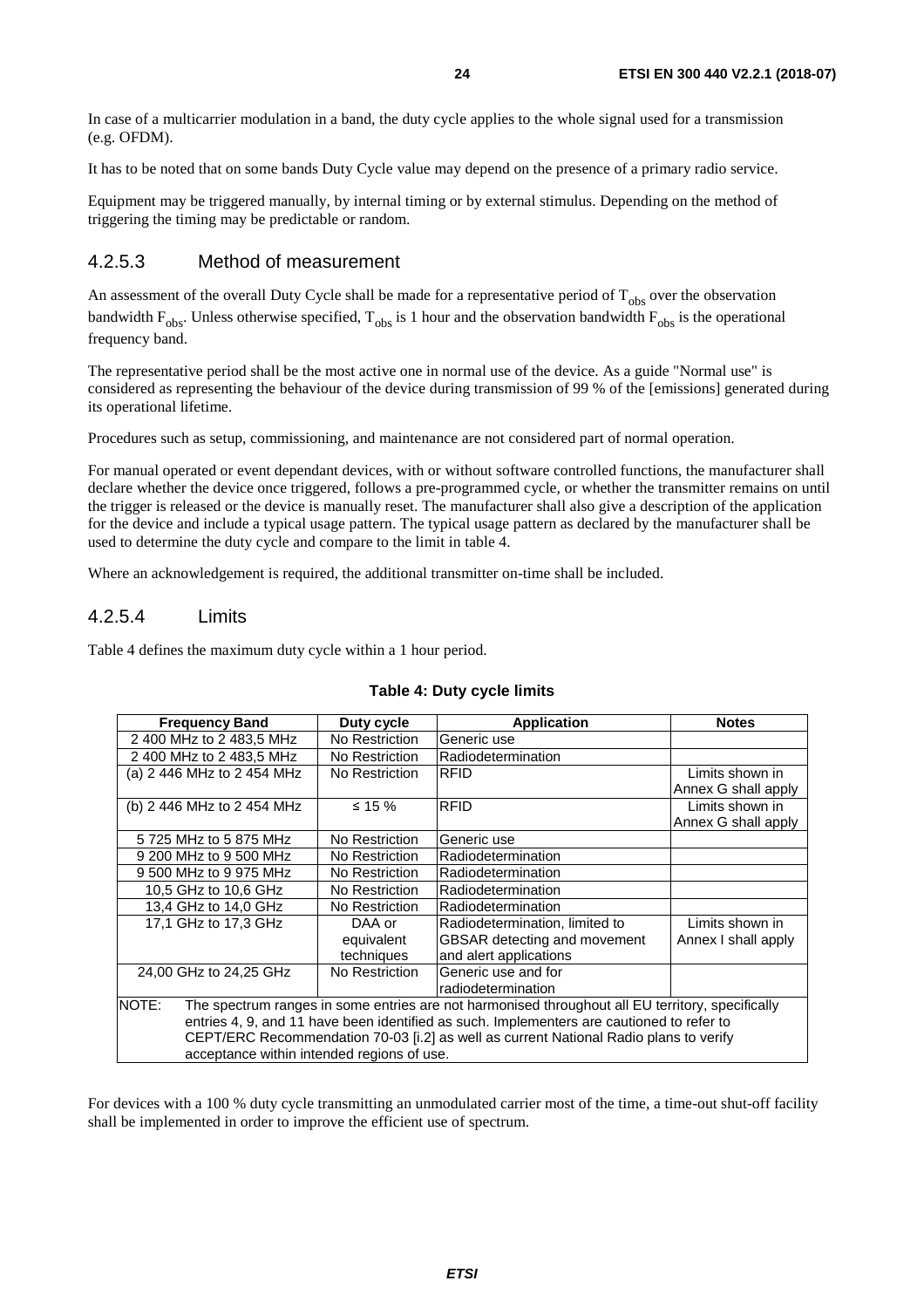In case of a multicarrier modulation in a band, the duty cycle applies to the whole signal used for a transmission (e.g. OFDM).

It has to be noted that on some bands Duty Cycle value may depend on the presence of a primary radio service.

Equipment may be triggered manually, by internal timing or by external stimulus. Depending on the method of triggering the timing may be predictable or random.

### 4.2.5.3 Method of measurement

An assessment of the overall Duty Cycle shall be made for a representative period of $T_{obs}$ over the observation bandwidth $F_{obs}$. Unless otherwise specified, $T_{obs}$ is 1 hour and the observation bandwidth $F_{obs}$ is the operational frequency band.

The representative period shall be the most active one in normal use of the device. As a guide "Normal use" is considered as representing the behaviour of the device during transmission of 99 % of the [emissions] generated during its operational lifetime.

Procedures such as setup, commissioning, and maintenance are not considered part of normal operation.

For manual operated or event dependant devices, with or without software controlled functions, the manufacturer shall declare whether the device once triggered, follows a pre-programmed cycle, or whether the transmitter remains on until the trigger is released or the device is manually reset. The manufacturer shall also give a description of the application for the device and include a typical usage pattern. The typical usage pattern as declared by the manufacturer shall be used to determine the duty cycle and compare to the limit in table 4.

Where an acknowledgement is required, the additional transmitter on-time shall be included.

### 4.2.5.4 Limits

Table 4 defines the maximum duty cycle within a 1 hour period.

**Table 4: Duty cycle limits**

| Frequency Band | Duty cycle | Application | Notes |
|---|---|---|---|
| 2 400 MHz to 2 483,5 MHz | No Restriction | Generic use | |
| 2 400 MHz to 2 483,5 MHz | No Restriction | Radiodetermination | |
| (a) 2 446 MHz to 2 454 MHz | No Restriction | RFID | Limits shown in Annex G shall apply |
| (b) 2 446 MHz to 2 454 MHz | ≤ 15 % | RFID | Limits shown in Annex G shall apply |
| 5 725 MHz to 5 875 MHz | No Restriction | Generic use | |
| 9 200 MHz to 9 500 MHz | No Restriction | Radiodetermination | |
| 9 500 MHz to 9 975 MHz | No Restriction | Radiodetermination | |
| 10,5 GHz to 10,6 GHz | No Restriction | Radiodetermination | |
| 13,4 GHz to 14,0 GHz | No Restriction | Radiodetermination | |
| 17,1 GHz to 17,3 GHz | DAA or equivalent techniques | Radiodetermination, limited to GBSAR detecting and movement and alert applications | Limits shown in Annex I shall apply |
| 24,00 GHz to 24,25 GHz | No Restriction | Generic use and for radiodetermination | |
| NOTE: The spectrum ranges in some entries are not harmonised throughout all EU territory, specifically entries 4, 9, and 11 have been identified as such. Implementers are cautioned to refer to CEPT/ERC Recommendation 70-03 [i.2] as well as current National Radio plans to verify acceptance within intended regions of use. | | | |

For devices with a 100 % duty cycle transmitting an unmodulated carrier most of the time, a time-out shut-off facility shall be implemented in order to improve the efficient use of spectrum.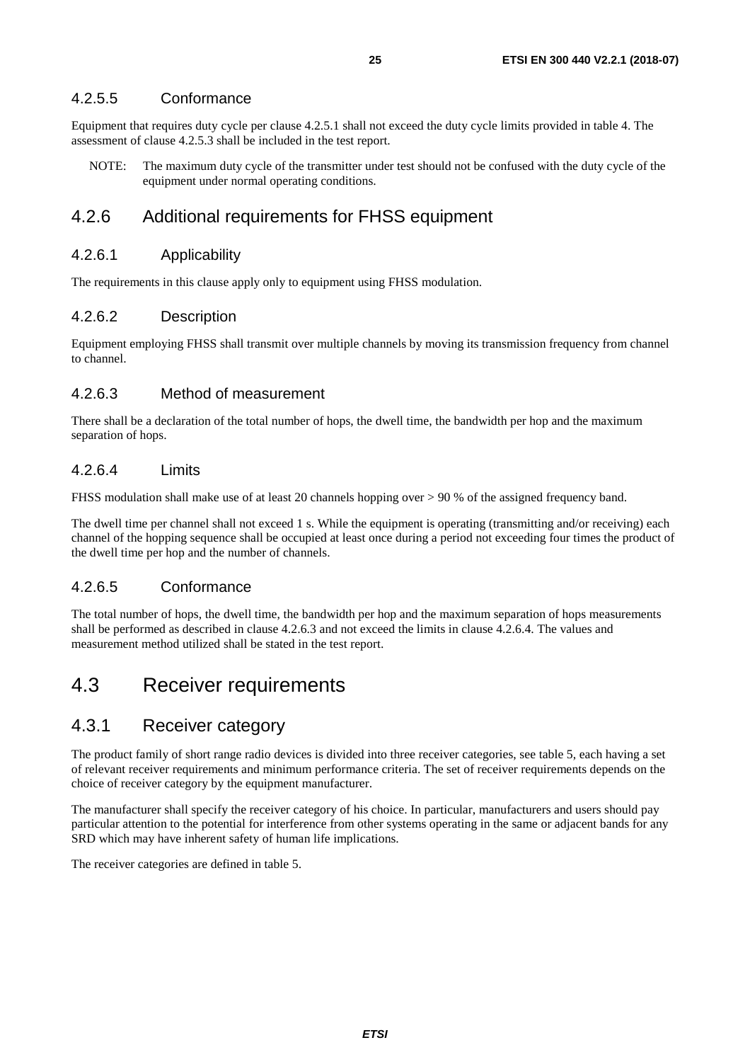#### 4.2.5.5 Conformance

Equipment that requires duty cycle per clause 4.2.5.1 shall not exceed the duty cycle limits provided in table 4. The assessment of clause 4.2.5.3 shall be included in the test report.

NOTE: The maximum duty cycle of the transmitter under test should not be confused with the duty cycle of the equipment under normal operating conditions.

### 4.2.6 Additional requirements for FHSS equipment

#### 4.2.6.1 Applicability

The requirements in this clause apply only to equipment using FHSS modulation.

#### 4.2.6.2 Description

Equipment employing FHSS shall transmit over multiple channels by moving its transmission frequency from channel to channel.

#### 4.2.6.3 Method of measurement

There shall be a declaration of the total number of hops, the dwell time, the bandwidth per hop and the maximum separation of hops.

#### 4.2.6.4 Limits

FHSS modulation shall make use of at least 20 channels hopping over > 90 % of the assigned frequency band.

The dwell time per channel shall not exceed 1 s. While the equipment is operating (transmitting and/or receiving) each channel of the hopping sequence shall be occupied at least once during a period not exceeding four times the product of the dwell time per hop and the number of channels.

#### 4.2.6.5 Conformance

The total number of hops, the dwell time, the bandwidth per hop and the maximum separation of hops measurements shall be performed as described in clause 4.2.6.3 and not exceed the limits in clause 4.2.6.4. The values and measurement method utilized shall be stated in the test report.

## 4.3 Receiver requirements

### 4.3.1 Receiver category

The product family of short range radio devices is divided into three receiver categories, see table 5, each having a set of relevant receiver requirements and minimum performance criteria. The set of receiver requirements depends on the choice of receiver category by the equipment manufacturer.

The manufacturer shall specify the receiver category of his choice. In particular, manufacturers and users should pay particular attention to the potential for interference from other systems operating in the same or adjacent bands for any SRD which may have inherent safety of human life implications.

The receiver categories are defined in table 5.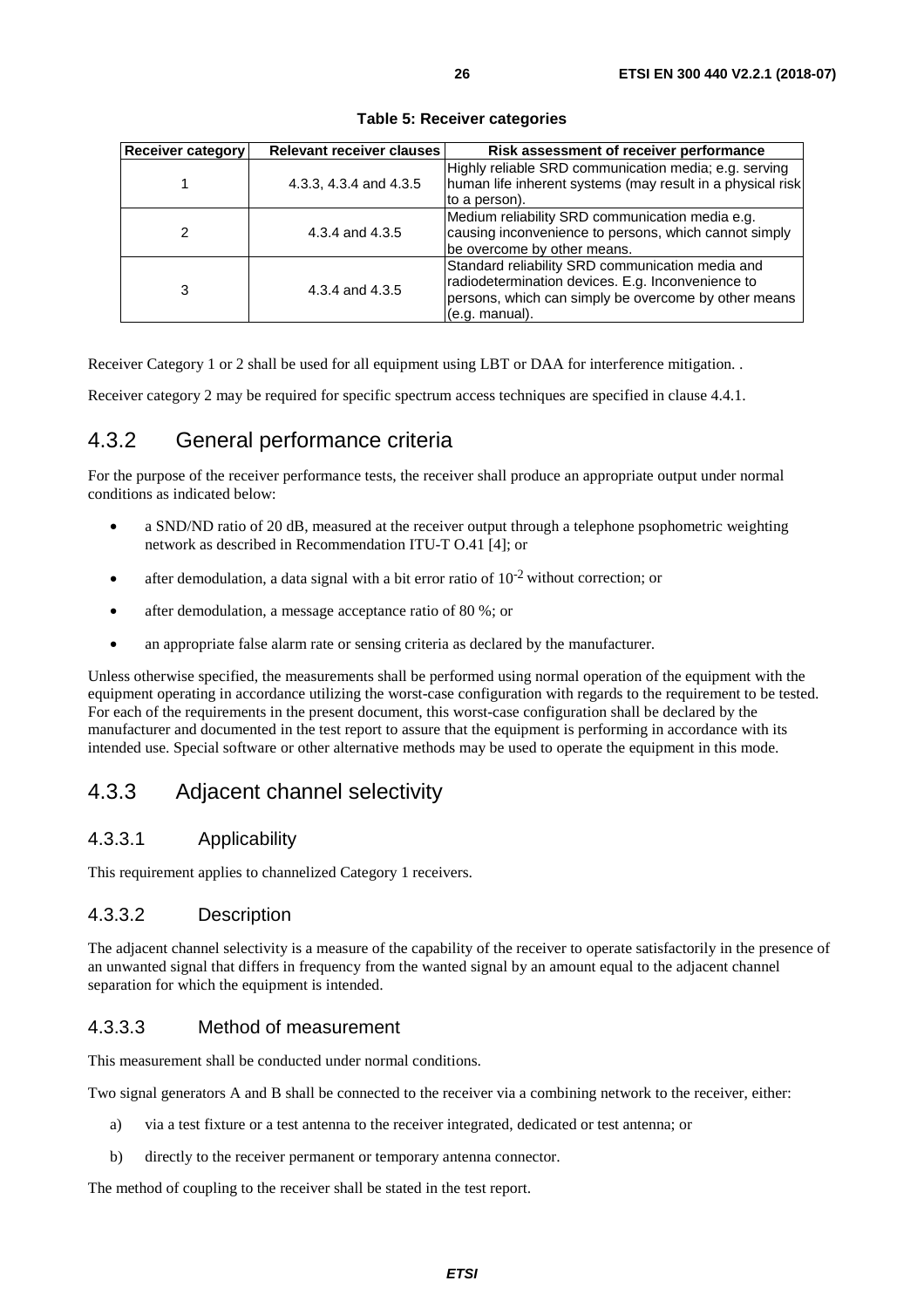**Table 5: Receiver categories**

| Receiver category | Relevant receiver clauses | Risk assessment of receiver performance |
|---|---|---|
| 1 | 4.3.3, 4.3.4 and 4.3.5 | Highly reliable SRD communication media; e.g. serving human life inherent systems (may result in a physical risk to a person). |
| 2 | 4.3.4 and 4.3.5 | Medium reliability SRD communication media e.g. causing inconvenience to persons, which cannot simply be overcome by other means. |
| 3 | 4.3.4 and 4.3.5 | Standard reliability SRD communication media and radiodetermination devices. E.g. Inconvenience to persons, which can simply be overcome by other means (e.g. manual). |

Receiver Category 1 or 2 shall be used for all equipment using LBT or DAA for interference mitigation. .

Receiver category 2 may be required for specific spectrum access techniques are specified in clause 4.4.1.

## 4.3.2 General performance criteria

For the purpose of the receiver performance tests, the receiver shall produce an appropriate output under normal conditions as indicated below:

- a SND/ND ratio of 20 dB, measured at the receiver output through a telephone psophometric weighting network as described in Recommendation ITU-T O.41 [4]; or
- after demodulation, a data signal with a bit error ratio of $10^{-2}$ without correction; or
- after demodulation, a message acceptance ratio of 80 %; or
- an appropriate false alarm rate or sensing criteria as declared by the manufacturer.

Unless otherwise specified, the measurements shall be performed using normal operation of the equipment with the equipment operating in accordance utilizing the worst-case configuration with regards to the requirement to be tested. For each of the requirements in the present document, this worst-case configuration shall be declared by the manufacturer and documented in the test report to assure that the equipment is performing in accordance with its intended use. Special software or other alternative methods may be used to operate the equipment in this mode.

## 4.3.3 Adjacent channel selectivity

### 4.3.3.1 Applicability

This requirement applies to channelized Category 1 receivers.

### 4.3.3.2 Description

The adjacent channel selectivity is a measure of the capability of the receiver to operate satisfactorily in the presence of an unwanted signal that differs in frequency from the wanted signal by an amount equal to the adjacent channel separation for which the equipment is intended.

### 4.3.3.3 Method of measurement

This measurement shall be conducted under normal conditions.

Two signal generators A and B shall be connected to the receiver via a combining network to the receiver, either:

a) via a test fixture or a test antenna to the receiver integrated, dedicated or test antenna; or

b) directly to the receiver permanent or temporary antenna connector.

The method of coupling to the receiver shall be stated in the test report.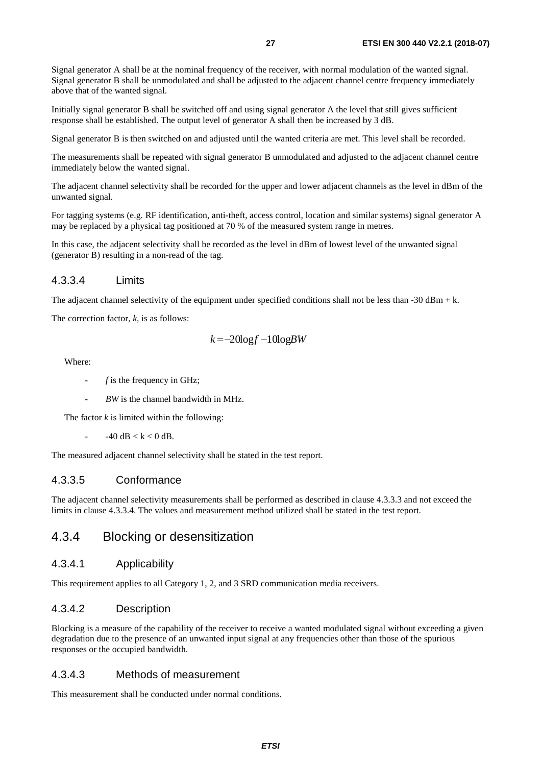Signal generator A shall be at the nominal frequency of the receiver, with normal modulation of the wanted signal. Signal generator B shall be unmodulated and shall be adjusted to the adjacent channel centre frequency immediately above that of the wanted signal.

Initially signal generator B shall be switched off and using signal generator A the level that still gives sufficient response shall be established. The output level of generator A shall then be increased by 3 dB.

Signal generator B is then switched on and adjusted until the wanted criteria are met. This level shall be recorded.

The measurements shall be repeated with signal generator B unmodulated and adjusted to the adjacent channel centre immediately below the wanted signal.

The adjacent channel selectivity shall be recorded for the upper and lower adjacent channels as the level in dBm of the unwanted signal.

For tagging systems (e.g. RF identification, anti-theft, access control, location and similar systems) signal generator A may be replaced by a physical tag positioned at 70 % of the measured system range in metres.

In this case, the adjacent selectivity shall be recorded as the level in dBm of lowest level of the unwanted signal (generator B) resulting in a non-read of the tag.

### 4.3.3.4 Limits

The adjacent channel selectivity of the equipment under specified conditions shall not be less than -30 dBm + k.

The correction factor, *k*, is as follows:

$$k = -20\log f - 10\log BW$$

Where:

- *f* is the frequency in GHz;
- *BW* is the channel bandwidth in MHz.

The factor *k* is limited within the following:

- $-40 \text{ dB} < k < 0 \text{ dB}$.

The measured adjacent channel selectivity shall be stated in the test report.

### 4.3.3.5 Conformance

The adjacent channel selectivity measurements shall be performed as described in clause 4.3.3.3 and not exceed the limits in clause 4.3.3.4. The values and measurement method utilized shall be stated in the test report.

## 4.3.4 Blocking or desensitization

### 4.3.4.1 Applicability

This requirement applies to all Category 1, 2, and 3 SRD communication media receivers.

### 4.3.4.2 Description

Blocking is a measure of the capability of the receiver to receive a wanted modulated signal without exceeding a given degradation due to the presence of an unwanted input signal at any frequencies other than those of the spurious responses or the occupied bandwidth.

### 4.3.4.3 Methods of measurement

This measurement shall be conducted under normal conditions.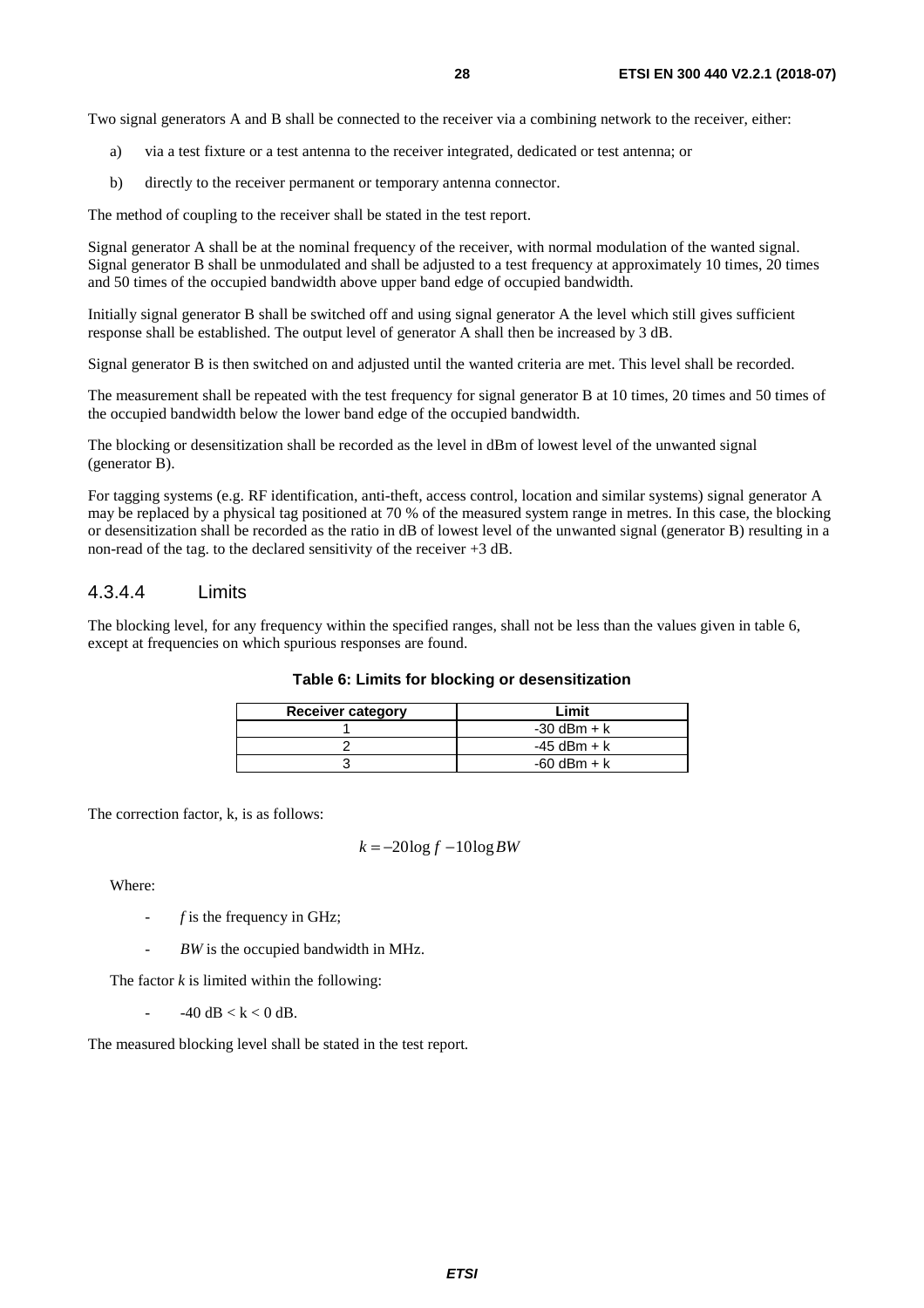Two signal generators A and B shall be connected to the receiver via a combining network to the receiver, either:

a) via a test fixture or a test antenna to the receiver integrated, dedicated or test antenna; or

b) directly to the receiver permanent or temporary antenna connector.

The method of coupling to the receiver shall be stated in the test report.

Signal generator A shall be at the nominal frequency of the receiver, with normal modulation of the wanted signal. Signal generator B shall be unmodulated and shall be adjusted to a test frequency at approximately 10 times, 20 times and 50 times of the occupied bandwidth above upper band edge of occupied bandwidth.

Initially signal generator B shall be switched off and using signal generator A the level which still gives sufficient response shall be established. The output level of generator A shall then be increased by 3 dB.

Signal generator B is then switched on and adjusted until the wanted criteria are met. This level shall be recorded.

The measurement shall be repeated with the test frequency for signal generator B at 10 times, 20 times and 50 times of the occupied bandwidth below the lower band edge of the occupied bandwidth.

The blocking or desensitization shall be recorded as the level in dBm of lowest level of the unwanted signal (generator B).

For tagging systems (e.g. RF identification, anti-theft, access control, location and similar systems) signal generator A may be replaced by a physical tag positioned at 70 % of the measured system range in metres. In this case, the blocking or desensitization shall be recorded as the ratio in dB of lowest level of the unwanted signal (generator B) resulting in a non-read of the tag. to the declared sensitivity of the receiver +3 dB.

### 4.3.4.4 Limits

The blocking level, for any frequency within the specified ranges, shall not be less than the values given in table 6, except at frequencies on which spurious responses are found.

**Table 6: Limits for blocking or desensitization**

| Receiver category | Limit |
|---|---|
| 1 | -30 dBm + k |
| 2 | -45 dBm + k |
| 3 | -60 dBm + k |

The correction factor, k, is as follows:

$$k = -20\log f - 10\log BW$$

Where:

- $f$ is the frequency in GHz;
- $BW$ is the occupied bandwidth in MHz.

The factor $k$ is limited within the following:

- $-40 \text{ dB} < k < 0 \text{ dB}$.

The measured blocking level shall be stated in the test report.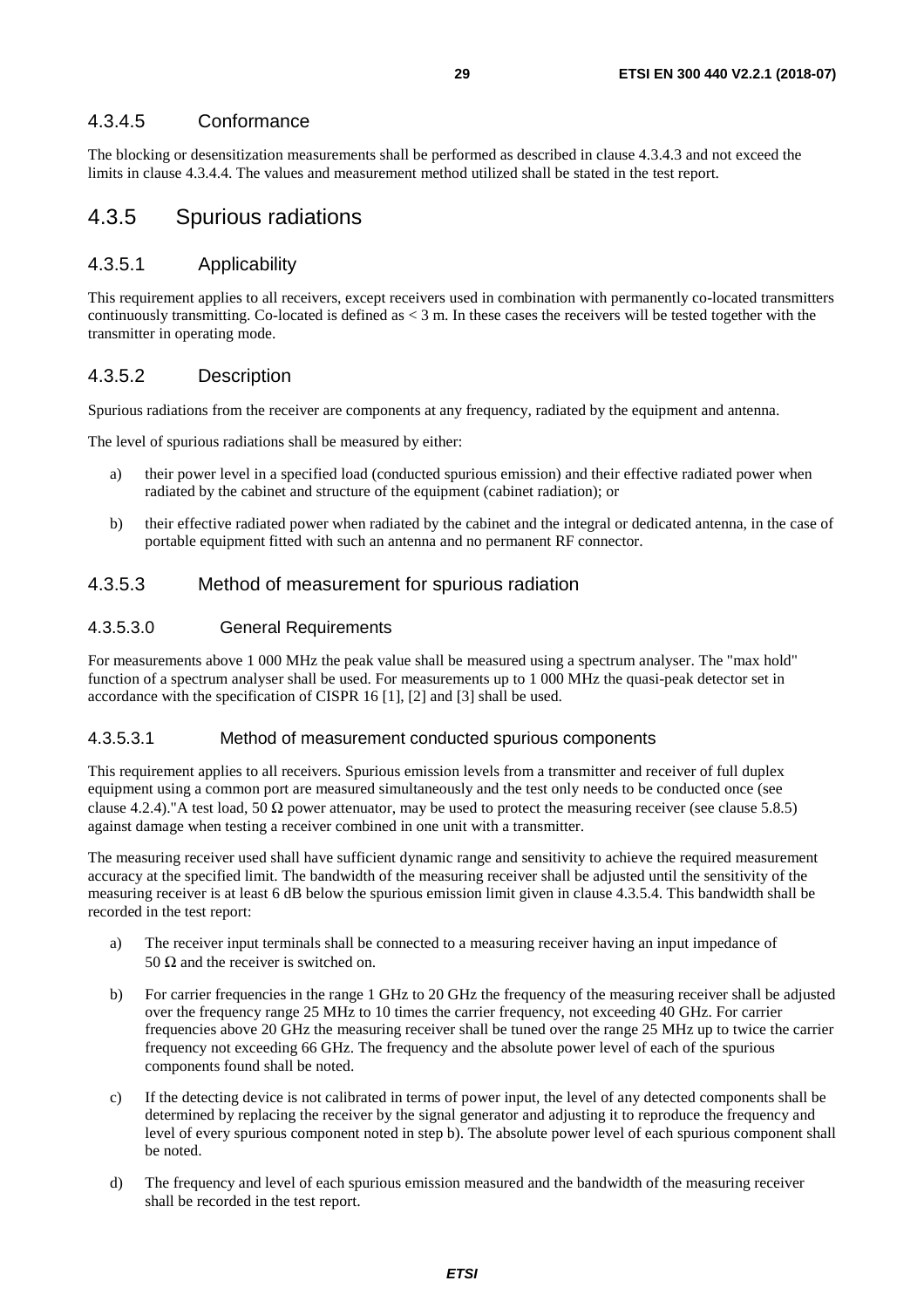#### 4.3.4.5 Conformance

The blocking or desensitization measurements shall be performed as described in clause 4.3.4.3 and not exceed the limits in clause 4.3.4.4. The values and measurement method utilized shall be stated in the test report.

### 4.3.5 Spurious radiations

#### 4.3.5.1 Applicability

This requirement applies to all receivers, except receivers used in combination with permanently co-located transmitters continuously transmitting. Co-located is defined as < 3 m. In these cases the receivers will be tested together with the transmitter in operating mode.

#### 4.3.5.2 Description

Spurious radiations from the receiver are components at any frequency, radiated by the equipment and antenna.

The level of spurious radiations shall be measured by either:

a) their power level in a specified load (conducted spurious emission) and their effective radiated power when radiated by the cabinet and structure of the equipment (cabinet radiation); or

b) their effective radiated power when radiated by the cabinet and the integral or dedicated antenna, in the case of portable equipment fitted with such an antenna and no permanent RF connector.

#### 4.3.5.3 Method of measurement for spurious radiation

##### 4.3.5.3.0 General Requirements

For measurements above 1 000 MHz the peak value shall be measured using a spectrum analyser. The "max hold" function of a spectrum analyser shall be used. For measurements up to 1 000 MHz the quasi-peak detector set in accordance with the specification of CISPR 16 [1], [2] and [3] shall be used.

##### 4.3.5.3.1 Method of measurement conducted spurious components

This requirement applies to all receivers. Spurious emission levels from a transmitter and receiver of full duplex equipment using a common port are measured simultaneously and the test only needs to be conducted once (see clause 4.2.4)."A test load, 50 Ω power attenuator, may be used to protect the measuring receiver (see clause 5.8.5) against damage when testing a receiver combined in one unit with a transmitter.

The measuring receiver used shall have sufficient dynamic range and sensitivity to achieve the required measurement accuracy at the specified limit. The bandwidth of the measuring receiver shall be adjusted until the sensitivity of the measuring receiver is at least 6 dB below the spurious emission limit given in clause 4.3.5.4. This bandwidth shall be recorded in the test report:

a) The receiver input terminals shall be connected to a measuring receiver having an input impedance of 50 Ω and the receiver is switched on.

b) For carrier frequencies in the range 1 GHz to 20 GHz the frequency of the measuring receiver shall be adjusted over the frequency range 25 MHz to 10 times the carrier frequency, not exceeding 40 GHz. For carrier frequencies above 20 GHz the measuring receiver shall be tuned over the range 25 MHz up to twice the carrier frequency not exceeding 66 GHz. The frequency and the absolute power level of each of the spurious components found shall be noted.

c) If the detecting device is not calibrated in terms of power input, the level of any detected components shall be determined by replacing the receiver by the signal generator and adjusting it to reproduce the frequency and level of every spurious component noted in step b). The absolute power level of each spurious component shall be noted.

d) The frequency and level of each spurious emission measured and the bandwidth of the measuring receiver shall be recorded in the test report.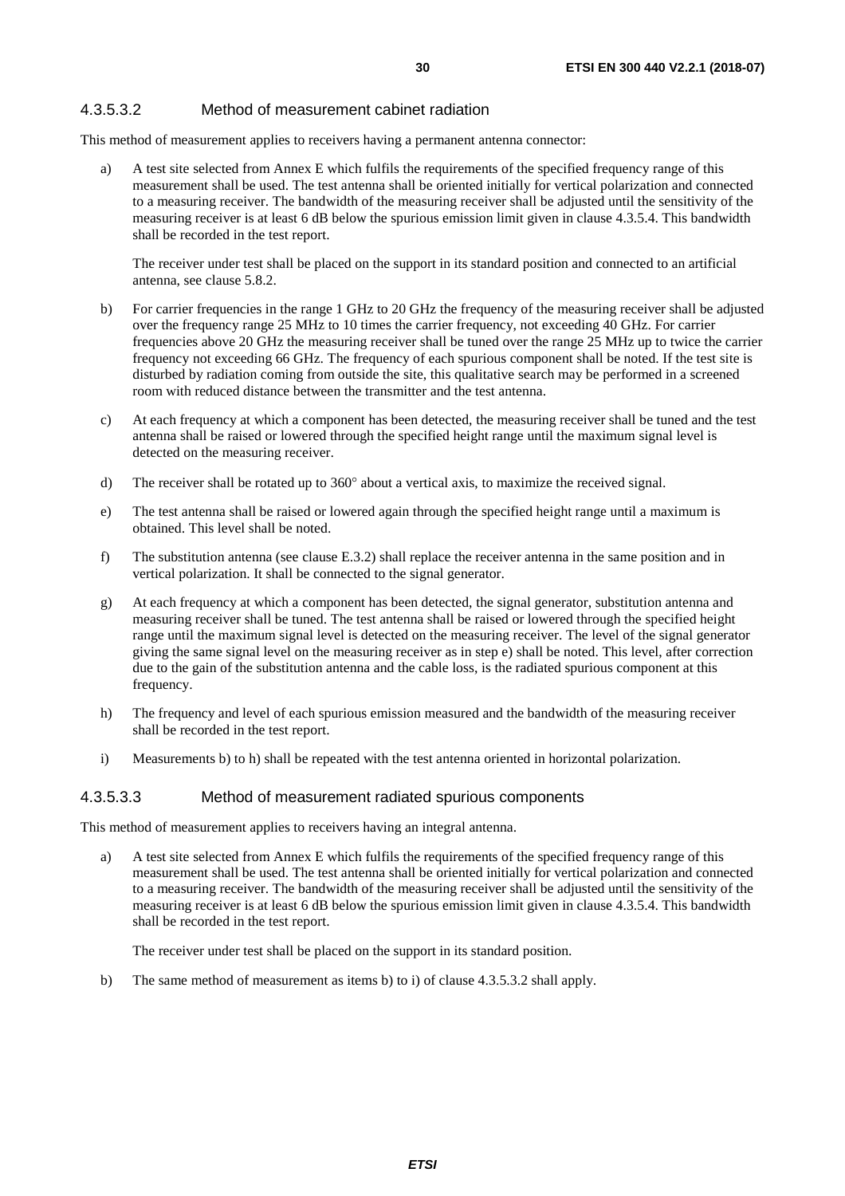#### 4.3.5.3.2 Method of measurement cabinet radiation

This method of measurement applies to receivers having a permanent antenna connector:

a) A test site selected from Annex E which fulfils the requirements of the specified frequency range of this measurement shall be used. The test antenna shall be oriented initially for vertical polarization and connected to a measuring receiver. The bandwidth of the measuring receiver shall be adjusted until the sensitivity of the measuring receiver is at least 6 dB below the spurious emission limit given in clause 4.3.5.4. This bandwidth shall be recorded in the test report.

   The receiver under test shall be placed on the support in its standard position and connected to an artificial antenna, see clause 5.8.2.

b) For carrier frequencies in the range 1 GHz to 20 GHz the frequency of the measuring receiver shall be adjusted over the frequency range 25 MHz to 10 times the carrier frequency, not exceeding 40 GHz. For carrier frequencies above 20 GHz the measuring receiver shall be tuned over the range 25 MHz up to twice the carrier frequency not exceeding 66 GHz. The frequency of each spurious component shall be noted. If the test site is disturbed by radiation coming from outside the site, this qualitative search may be performed in a screened room with reduced distance between the transmitter and the test antenna.

c) At each frequency at which a component has been detected, the measuring receiver shall be tuned and the test antenna shall be raised or lowered through the specified height range until the maximum signal level is detected on the measuring receiver.

d) The receiver shall be rotated up to 360° about a vertical axis, to maximize the received signal.

e) The test antenna shall be raised or lowered again through the specified height range until a maximum is obtained. This level shall be noted.

f) The substitution antenna (see clause E.3.2) shall replace the receiver antenna in the same position and in vertical polarization. It shall be connected to the signal generator.

g) At each frequency at which a component has been detected, the signal generator, substitution antenna and measuring receiver shall be tuned. The test antenna shall be raised or lowered through the specified height range until the maximum signal level is detected on the measuring receiver. The level of the signal generator giving the same signal level on the measuring receiver as in step e) shall be noted. This level, after correction due to the gain of the substitution antenna and the cable loss, is the radiated spurious component at this frequency.

h) The frequency and level of each spurious emission measured and the bandwidth of the measuring receiver shall be recorded in the test report.

i) Measurements b) to h) shall be repeated with the test antenna oriented in horizontal polarization.

#### 4.3.5.3.3 Method of measurement radiated spurious components

This method of measurement applies to receivers having an integral antenna.

a) A test site selected from Annex E which fulfils the requirements of the specified frequency range of this measurement shall be used. The test antenna shall be oriented initially for vertical polarization and connected to a measuring receiver. The bandwidth of the measuring receiver shall be adjusted until the sensitivity of the measuring receiver is at least 6 dB below the spurious emission limit given in clause 4.3.5.4. This bandwidth shall be recorded in the test report.

   The receiver under test shall be placed on the support in its standard position.

b) The same method of measurement as items b) to i) of clause 4.3.5.3.2 shall apply.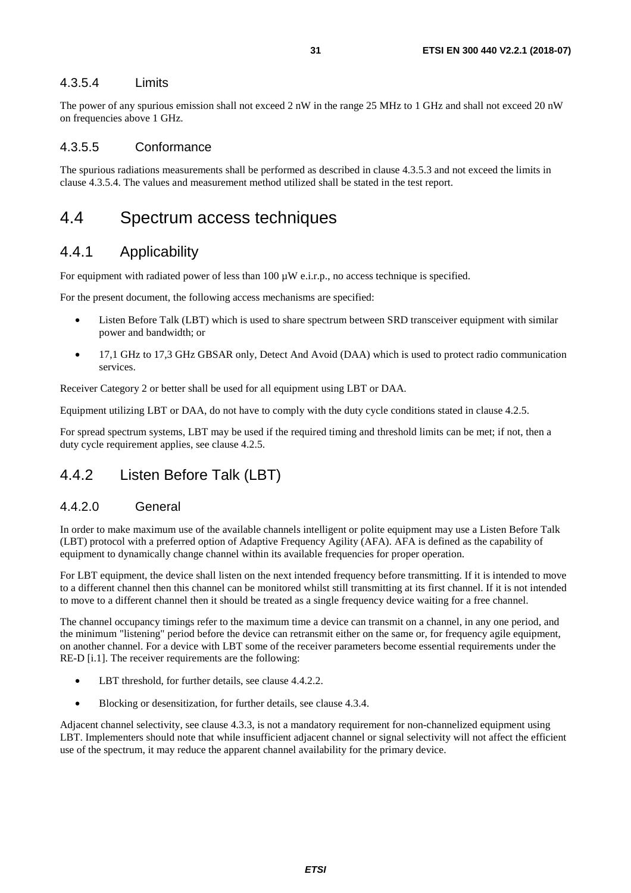#### 4.3.5.4 Limits

The power of any spurious emission shall not exceed 2 nW in the range 25 MHz to 1 GHz and shall not exceed 20 nW on frequencies above 1 GHz.

#### 4.3.5.5 Conformance

The spurious radiations measurements shall be performed as described in clause 4.3.5.3 and not exceed the limits in clause 4.3.5.4. The values and measurement method utilized shall be stated in the test report.

## 4.4 Spectrum access techniques

### 4.4.1 Applicability

For equipment with radiated power of less than 100 µW e.i.r.p., no access technique is specified.

For the present document, the following access mechanisms are specified:

- Listen Before Talk (LBT) which is used to share spectrum between SRD transceiver equipment with similar power and bandwidth; or
- 17,1 GHz to 17,3 GHz GBSAR only, Detect And Avoid (DAA) which is used to protect radio communication services.

Receiver Category 2 or better shall be used for all equipment using LBT or DAA.

Equipment utilizing LBT or DAA, do not have to comply with the duty cycle conditions stated in clause 4.2.5.

For spread spectrum systems, LBT may be used if the required timing and threshold limits can be met; if not, then a duty cycle requirement applies, see clause 4.2.5.

### 4.4.2 Listen Before Talk (LBT)

#### 4.4.2.0 General

In order to make maximum use of the available channels intelligent or polite equipment may use a Listen Before Talk (LBT) protocol with a preferred option of Adaptive Frequency Agility (AFA). AFA is defined as the capability of equipment to dynamically change channel within its available frequencies for proper operation.

For LBT equipment, the device shall listen on the next intended frequency before transmitting. If it is intended to move to a different channel then this channel can be monitored whilst still transmitting at its first channel. If it is not intended to move to a different channel then it should be treated as a single frequency device waiting for a free channel.

The channel occupancy timings refer to the maximum time a device can transmit on a channel, in any one period, and the minimum "listening" period before the device can retransmit either on the same or, for frequency agile equipment, on another channel. For a device with LBT some of the receiver parameters become essential requirements under the RE-D [i.1]. The receiver requirements are the following:

- LBT threshold, for further details, see clause 4.4.2.2.
- Blocking or desensitization, for further details, see clause 4.3.4.

Adjacent channel selectivity, see clause 4.3.3, is not a mandatory requirement for non-channelized equipment using LBT. Implementers should note that while insufficient adjacent channel or signal selectivity will not affect the efficient use of the spectrum, it may reduce the apparent channel availability for the primary device.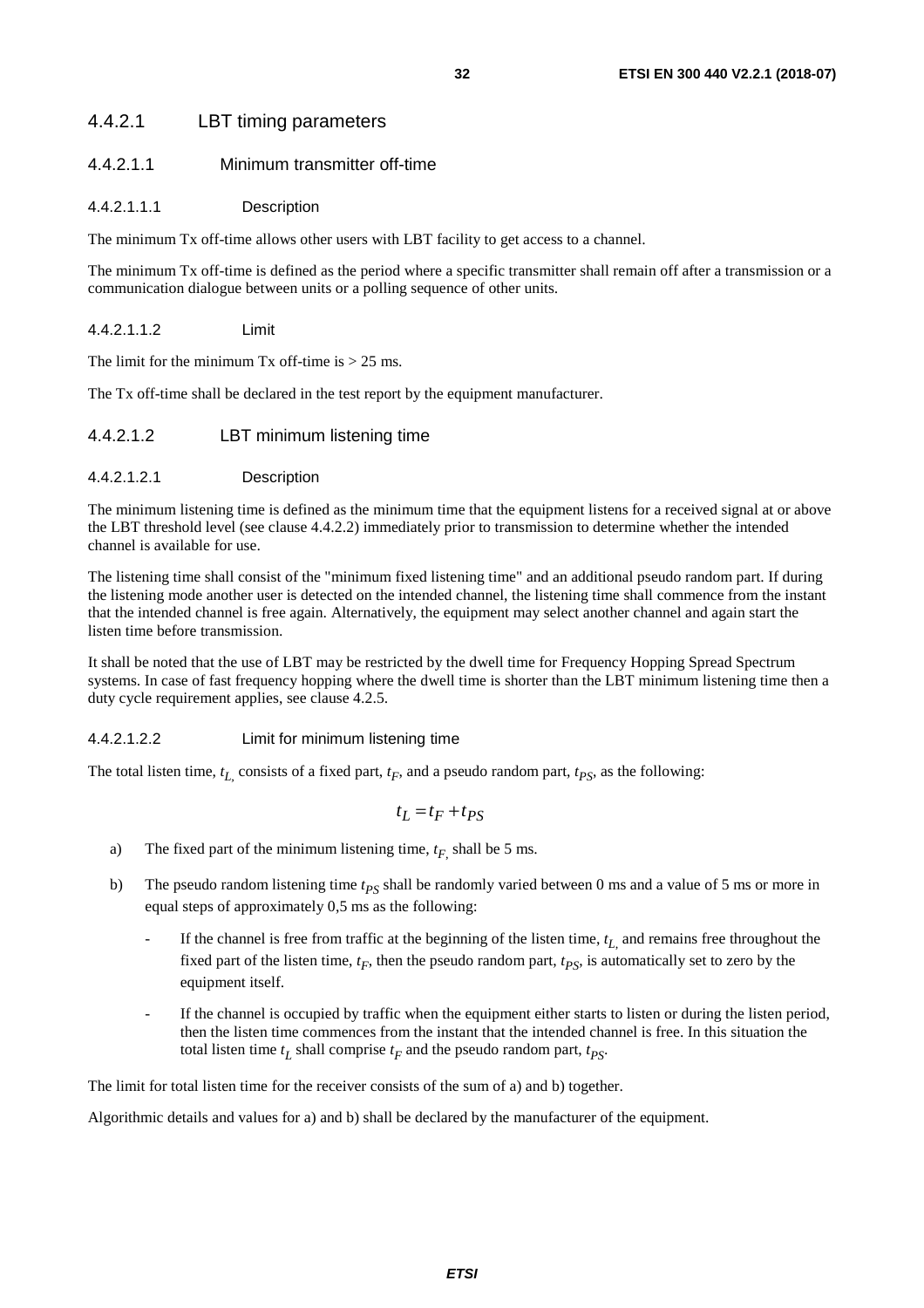#### 4.4.2.1 LBT timing parameters

##### 4.4.2.1.1 Minimum transmitter off-time

###### 4.4.2.1.1.1 Description

The minimum Tx off-time allows other users with LBT facility to get access to a channel.

The minimum Tx off-time is defined as the period where a specific transmitter shall remain off after a transmission or a communication dialogue between units or a polling sequence of other units.

###### 4.4.2.1.1.2 Limit

The limit for the minimum Tx off-time is > 25 ms.

The Tx off-time shall be declared in the test report by the equipment manufacturer.

##### 4.4.2.1.2 LBT minimum listening time

###### 4.4.2.1.2.1 Description

The minimum listening time is defined as the minimum time that the equipment listens for a received signal at or above the LBT threshold level (see clause 4.4.2.2) immediately prior to transmission to determine whether the intended channel is available for use.

The listening time shall consist of the "minimum fixed listening time" and an additional pseudo random part. If during the listening mode another user is detected on the intended channel, the listening time shall commence from the instant that the intended channel is free again. Alternatively, the equipment may select another channel and again start the listen time before transmission.

It shall be noted that the use of LBT may be restricted by the dwell time for Frequency Hopping Spread Spectrum systems. In case of fast frequency hopping where the dwell time is shorter than the LBT minimum listening time then a duty cycle requirement applies, see clause 4.2.5.

###### 4.4.2.1.2.2 Limit for minimum listening time

The total listen time, $t_L$, consists of a fixed part, $t_F$, and a pseudo random part, $t_{PS}$, as the following:

$$t_L = t_F + t_{PS}$$

a) The fixed part of the minimum listening time, $t_F$, shall be 5 ms.

b) The pseudo random listening time $t_{PS}$ shall be randomly varied between 0 ms and a value of 5 ms or more in equal steps of approximately 0,5 ms as the following:

- If the channel is free from traffic at the beginning of the listen time, $t_L$, and remains free throughout the fixed part of the listen time, $t_F$, then the pseudo random part, $t_{PS}$, is automatically set to zero by the equipment itself.
- If the channel is occupied by traffic when the equipment either starts to listen or during the listen period, then the listen time commences from the instant that the intended channel is free. In this situation the total listen time $t_L$ shall comprise $t_F$ and the pseudo random part, $t_{PS}$.

The limit for total listen time for the receiver consists of the sum of a) and b) together.

Algorithmic details and values for a) and b) shall be declared by the manufacturer of the equipment.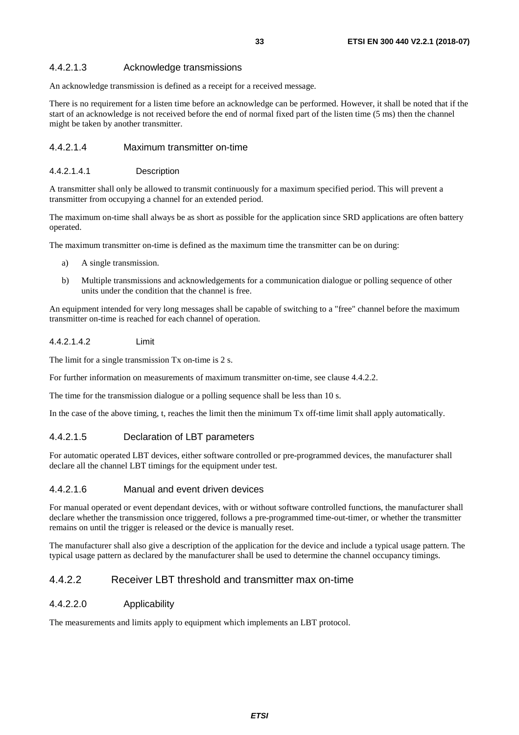#### 4.4.2.1.3 Acknowledge transmissions

An acknowledge transmission is defined as a receipt for a received message.

There is no requirement for a listen time before an acknowledge can be performed. However, it shall be noted that if the start of an acknowledge is not received before the end of normal fixed part of the listen time (5 ms) then the channel might be taken by another transmitter.

#### 4.4.2.1.4 Maximum transmitter on-time

##### 4.4.2.1.4.1 Description

A transmitter shall only be allowed to transmit continuously for a maximum specified period. This will prevent a transmitter from occupying a channel for an extended period.

The maximum on-time shall always be as short as possible for the application since SRD applications are often battery operated.

The maximum transmitter on-time is defined as the maximum time the transmitter can be on during:

a) A single transmission.

b) Multiple transmissions and acknowledgements for a communication dialogue or polling sequence of other units under the condition that the channel is free.

An equipment intended for very long messages shall be capable of switching to a "free" channel before the maximum transmitter on-time is reached for each channel of operation.

##### 4.4.2.1.4.2 Limit

The limit for a single transmission Tx on-time is 2 s.

For further information on measurements of maximum transmitter on-time, see clause 4.4.2.2.

The time for the transmission dialogue or a polling sequence shall be less than 10 s.

In the case of the above timing, t, reaches the limit then the minimum Tx off-time limit shall apply automatically.

#### 4.4.2.1.5 Declaration of LBT parameters

For automatic operated LBT devices, either software controlled or pre-programmed devices, the manufacturer shall declare all the channel LBT timings for the equipment under test.

#### 4.4.2.1.6 Manual and event driven devices

For manual operated or event dependant devices, with or without software controlled functions, the manufacturer shall declare whether the transmission once triggered, follows a pre-programmed time-out-timer, or whether the transmitter remains on until the trigger is released or the device is manually reset.

The manufacturer shall also give a description of the application for the device and include a typical usage pattern. The typical usage pattern as declared by the manufacturer shall be used to determine the channel occupancy timings.

### 4.4.2.2 Receiver LBT threshold and transmitter max on-time

#### 4.4.2.2.0 Applicability

The measurements and limits apply to equipment which implements an LBT protocol.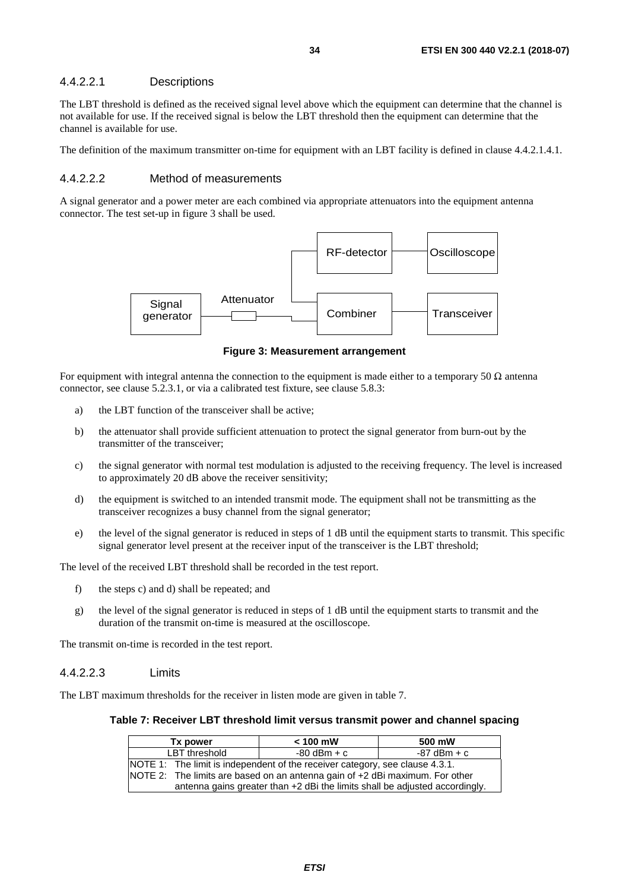#### 4.4.2.2.1 Descriptions

The LBT threshold is defined as the received signal level above which the equipment can determine that the channel is not available for use. If the received signal is below the LBT threshold then the equipment can determine that the channel is available for use.

The definition of the maximum transmitter on-time for equipment with an LBT facility is defined in clause 4.4.2.1.4.1.

#### 4.4.2.2.2 Method of measurements

A signal generator and a power meter are each combined via appropriate attenuators into the equipment antenna connector. The test set-up in figure 3 shall be used.

**Figure 3: Measurement arrangement**

For equipment with integral antenna the connection to the equipment is made either to a temporary 50 Ω antenna connector, see clause 5.2.3.1, or via a calibrated test fixture, see clause 5.8.3:

a) the LBT function of the transceiver shall be active;

b) the attenuator shall provide sufficient attenuation to protect the signal generator from burn-out by the transmitter of the transceiver;

c) the signal generator with normal test modulation is adjusted to the receiving frequency. The level is increased to approximately 20 dB above the receiver sensitivity;

d) the equipment is switched to an intended transmit mode. The equipment shall not be transmitting as the transceiver recognizes a busy channel from the signal generator;

e) the level of the signal generator is reduced in steps of 1 dB until the equipment starts to transmit. This specific signal generator level present at the receiver input of the transceiver is the LBT threshold;

The level of the received LBT threshold shall be recorded in the test report.

f) the steps c) and d) shall be repeated; and

g) the level of the signal generator is reduced in steps of 1 dB until the equipment starts to transmit and the duration of the transmit on-time is measured at the oscilloscope.

The transmit on-time is recorded in the test report.

#### 4.4.2.2.3 Limits

The LBT maximum thresholds for the receiver in listen mode are given in table 7.

**Table 7: Receiver LBT threshold limit versus transmit power and channel spacing**

| Tx power | < 100 mW | 500 mW |
|---|---|---|
| LBT threshold | -80 dBm + c | -87 dBm + c |
| NOTE 1: The limit is independent of the receiver category, see clause 4.3.1.<br>NOTE 2: The limits are based on an antenna gain of +2 dBi maximum. For other antenna gains greater than +2 dBi the limits shall be adjusted accordingly. | | |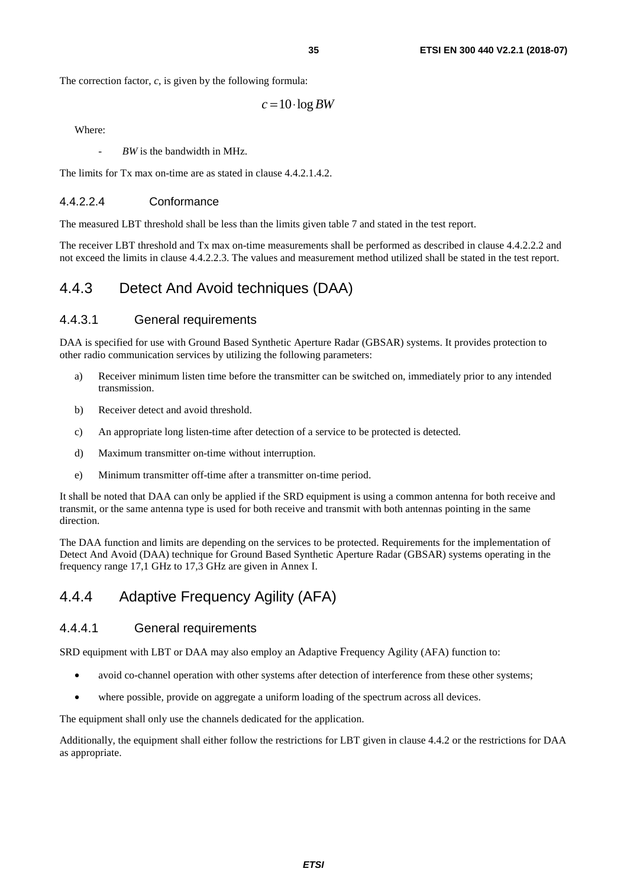The correction factor, *c*, is given by the following formula:

$$c = 10 \cdot \log BW$$

Where:

- *BW* is the bandwidth in MHz.

The limits for Tx max on-time are as stated in clause 4.4.2.1.4.2.

#### 4.4.2.2.4 Conformance

The measured LBT threshold shall be less than the limits given table 7 and stated in the test report.

The receiver LBT threshold and Tx max on-time measurements shall be performed as described in clause 4.4.2.2.2 and not exceed the limits in clause 4.4.2.2.3. The values and measurement method utilized shall be stated in the test report.

## 4.4.3 Detect And Avoid techniques (DAA)

### 4.4.3.1 General requirements

DAA is specified for use with Ground Based Synthetic Aperture Radar (GBSAR) systems. It provides protection to other radio communication services by utilizing the following parameters:

a) Receiver minimum listen time before the transmitter can be switched on, immediately prior to any intended transmission.

b) Receiver detect and avoid threshold.

c) An appropriate long listen-time after detection of a service to be protected is detected.

d) Maximum transmitter on-time without interruption.

e) Minimum transmitter off-time after a transmitter on-time period.

It shall be noted that DAA can only be applied if the SRD equipment is using a common antenna for both receive and transmit, or the same antenna type is used for both receive and transmit with both antennas pointing in the same direction.

The DAA function and limits are depending on the services to be protected. Requirements for the implementation of Detect And Avoid (DAA) technique for Ground Based Synthetic Aperture Radar (GBSAR) systems operating in the frequency range 17,1 GHz to 17,3 GHz are given in Annex I.

## 4.4.4 Adaptive Frequency Agility (AFA)

### 4.4.4.1 General requirements

SRD equipment with LBT or DAA may also employ an Adaptive Frequency Agility (AFA) function to:

- avoid co-channel operation with other systems after detection of interference from these other systems;
- where possible, provide on aggregate a uniform loading of the spectrum across all devices.

The equipment shall only use the channels dedicated for the application.

Additionally, the equipment shall either follow the restrictions for LBT given in clause 4.4.2 or the restrictions for DAA as appropriate.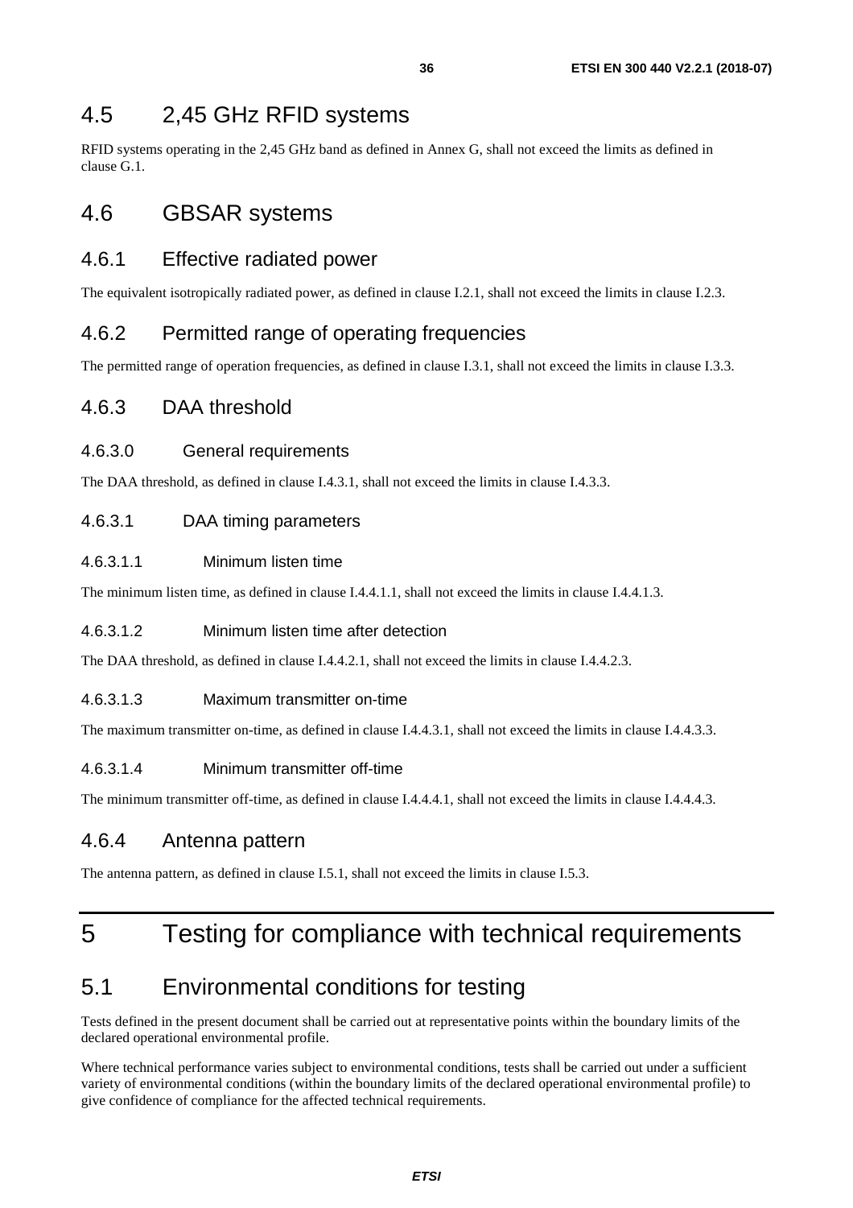## 4.5 2,45 GHz RFID systems

RFID systems operating in the 2,45 GHz band as defined in Annex G, shall not exceed the limits as defined in clause G.1.

## 4.6 GBSAR systems

### 4.6.1 Effective radiated power

The equivalent isotropically radiated power, as defined in clause I.2.1, shall not exceed the limits in clause I.2.3.

### 4.6.2 Permitted range of operating frequencies

The permitted range of operation frequencies, as defined in clause I.3.1, shall not exceed the limits in clause I.3.3.

### 4.6.3 DAA threshold

#### 4.6.3.0 General requirements

The DAA threshold, as defined in clause I.4.3.1, shall not exceed the limits in clause I.4.3.3.

#### 4.6.3.1 DAA timing parameters

##### 4.6.3.1.1 Minimum listen time

The minimum listen time, as defined in clause I.4.4.1.1, shall not exceed the limits in clause I.4.4.1.3.

##### 4.6.3.1.2 Minimum listen time after detection

The DAA threshold, as defined in clause I.4.4.2.1, shall not exceed the limits in clause I.4.4.2.3.

##### 4.6.3.1.3 Maximum transmitter on-time

The maximum transmitter on-time, as defined in clause I.4.4.3.1, shall not exceed the limits in clause I.4.4.3.3.

##### 4.6.3.1.4 Minimum transmitter off-time

The minimum transmitter off-time, as defined in clause I.4.4.4.1, shall not exceed the limits in clause I.4.4.4.3.

### 4.6.4 Antenna pattern

The antenna pattern, as defined in clause I.5.1, shall not exceed the limits in clause I.5.3.

# 5 Testing for compliance with technical requirements

## 5.1 Environmental conditions for testing

Tests defined in the present document shall be carried out at representative points within the boundary limits of the declared operational environmental profile.

Where technical performance varies subject to environmental conditions, tests shall be carried out under a sufficient variety of environmental conditions (within the boundary limits of the declared operational environmental profile) to give confidence of compliance for the affected technical requirements.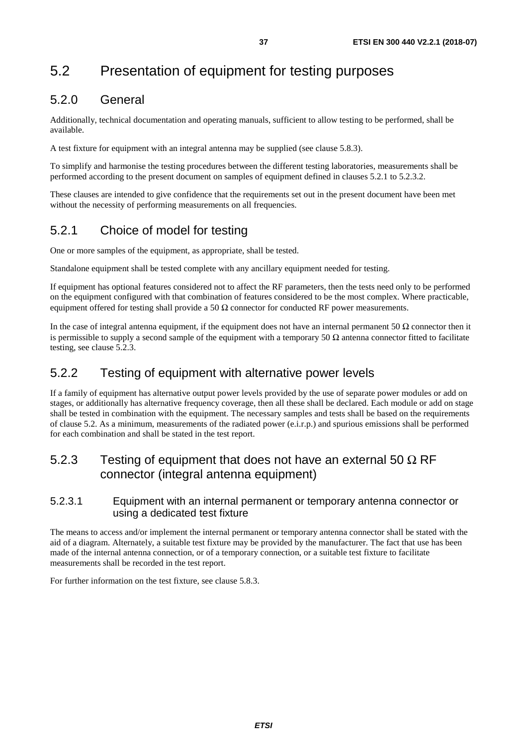# 5.2 Presentation of equipment for testing purposes

## 5.2.0 General

Additionally, technical documentation and operating manuals, sufficient to allow testing to be performed, shall be available.

A test fixture for equipment with an integral antenna may be supplied (see clause 5.8.3).

To simplify and harmonise the testing procedures between the different testing laboratories, measurements shall be performed according to the present document on samples of equipment defined in clauses 5.2.1 to 5.2.3.2.

These clauses are intended to give confidence that the requirements set out in the present document have been met without the necessity of performing measurements on all frequencies.

## 5.2.1 Choice of model for testing

One or more samples of the equipment, as appropriate, shall be tested.

Standalone equipment shall be tested complete with any ancillary equipment needed for testing.

If equipment has optional features considered not to affect the RF parameters, then the tests need only to be performed on the equipment configured with that combination of features considered to be the most complex. Where practicable, equipment offered for testing shall provide a 50 Ω connector for conducted RF power measurements.

In the case of integral antenna equipment, if the equipment does not have an internal permanent 50 Ω connector then it is permissible to supply a second sample of the equipment with a temporary 50 Ω antenna connector fitted to facilitate testing, see clause 5.2.3.

## 5.2.2 Testing of equipment with alternative power levels

If a family of equipment has alternative output power levels provided by the use of separate power modules or add on stages, or additionally has alternative frequency coverage, then all these shall be declared. Each module or add on stage shall be tested in combination with the equipment. The necessary samples and tests shall be based on the requirements of clause 5.2. As a minimum, measurements of the radiated power (e.i.r.p.) and spurious emissions shall be performed for each combination and shall be stated in the test report.

## 5.2.3 Testing of equipment that does not have an external 50 Ω RF connector (integral antenna equipment)

### 5.2.3.1 Equipment with an internal permanent or temporary antenna connector or using a dedicated test fixture

The means to access and/or implement the internal permanent or temporary antenna connector shall be stated with the aid of a diagram. Alternately, a suitable test fixture may be provided by the manufacturer. The fact that use has been made of the internal antenna connection, or of a temporary connection, or a suitable test fixture to facilitate measurements shall be recorded in the test report.

For further information on the test fixture, see clause 5.8.3.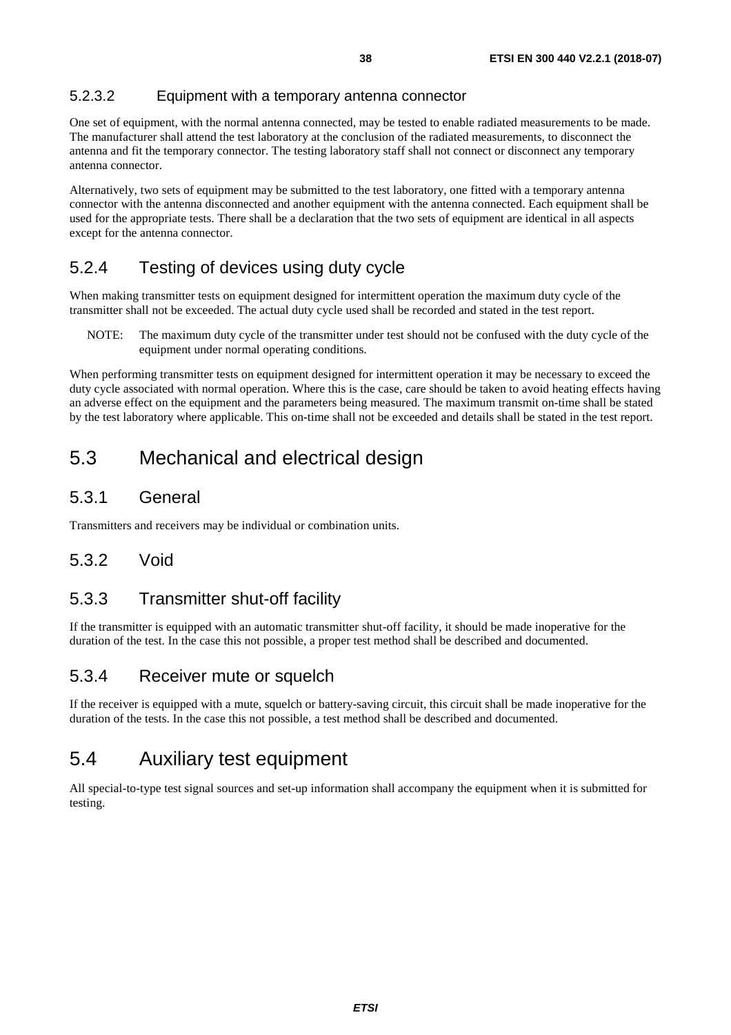#### 5.2.3.2 Equipment with a temporary antenna connector

One set of equipment, with the normal antenna connected, may be tested to enable radiated measurements to be made. The manufacturer shall attend the test laboratory at the conclusion of the radiated measurements, to disconnect the antenna and fit the temporary connector. The testing laboratory staff shall not connect or disconnect any temporary antenna connector.

Alternatively, two sets of equipment may be submitted to the test laboratory, one fitted with a temporary antenna connector with the antenna disconnected and another equipment with the antenna connected. Each equipment shall be used for the appropriate tests. There shall be a declaration that the two sets of equipment are identical in all aspects except for the antenna connector.

### 5.2.4 Testing of devices using duty cycle

When making transmitter tests on equipment designed for intermittent operation the maximum duty cycle of the transmitter shall not be exceeded. The actual duty cycle used shall be recorded and stated in the test report.

NOTE: The maximum duty cycle of the transmitter under test should not be confused with the duty cycle of the equipment under normal operating conditions.

When performing transmitter tests on equipment designed for intermittent operation it may be necessary to exceed the duty cycle associated with normal operation. Where this is the case, care should be taken to avoid heating effects having an adverse effect on the equipment and the parameters being measured. The maximum transmit on-time shall be stated by the test laboratory where applicable. This on-time shall not be exceeded and details shall be stated in the test report.

## 5.3 Mechanical and electrical design

### 5.3.1 General

Transmitters and receivers may be individual or combination units.

### 5.3.2 Void

### 5.3.3 Transmitter shut-off facility

If the transmitter is equipped with an automatic transmitter shut-off facility, it should be made inoperative for the duration of the test. In the case this not possible, a proper test method shall be described and documented.

### 5.3.4 Receiver mute or squelch

If the receiver is equipped with a mute, squelch or battery-saving circuit, this circuit shall be made inoperative for the duration of the tests. In the case this not possible, a test method shall be described and documented.

## 5.4 Auxiliary test equipment

All special-to-type test signal sources and set-up information shall accompany the equipment when it is submitted for testing.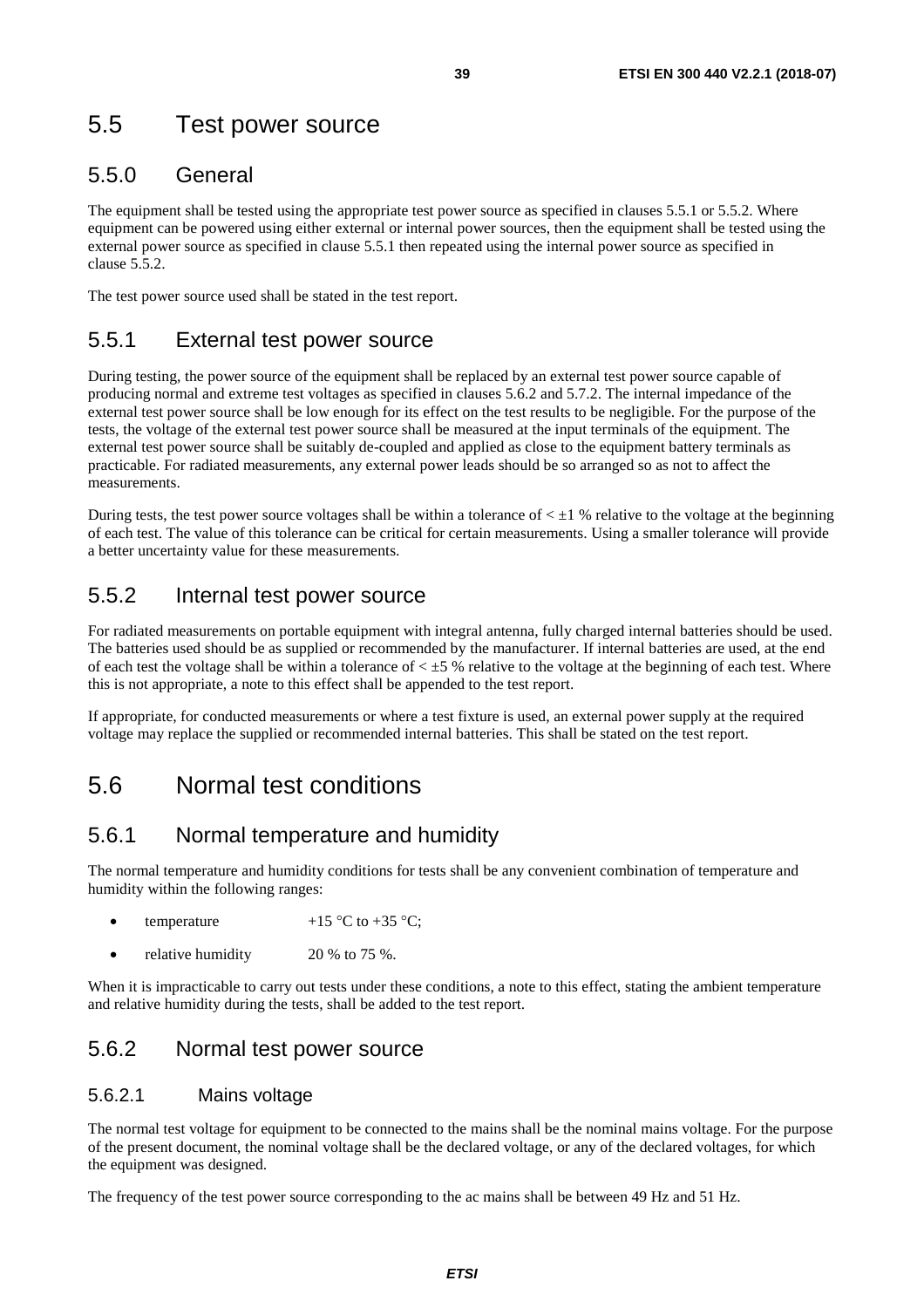## 5.5 Test power source

### 5.5.0 General

The equipment shall be tested using the appropriate test power source as specified in clauses 5.5.1 or 5.5.2. Where equipment can be powered using either external or internal power sources, then the equipment shall be tested using the external power source as specified in clause 5.5.1 then repeated using the internal power source as specified in clause 5.5.2.

The test power source used shall be stated in the test report.

### 5.5.1 External test power source

During testing, the power source of the equipment shall be replaced by an external test power source capable of producing normal and extreme test voltages as specified in clauses 5.6.2 and 5.7.2. The internal impedance of the external test power source shall be low enough for its effect on the test results to be negligible. For the purpose of the tests, the voltage of the external test power source shall be measured at the input terminals of the equipment. The external test power source shall be suitably de-coupled and applied as close to the equipment battery terminals as practicable. For radiated measurements, any external power leads should be so arranged so as not to affect the measurements.

During tests, the test power source voltages shall be within a tolerance of $< \pm 1$ % relative to the voltage at the beginning of each test. The value of this tolerance can be critical for certain measurements. Using a smaller tolerance will provide a better uncertainty value for these measurements.

### 5.5.2 Internal test power source

For radiated measurements on portable equipment with integral antenna, fully charged internal batteries should be used. The batteries used should be as supplied or recommended by the manufacturer. If internal batteries are used, at the end of each test the voltage shall be within a tolerance of $< \pm 5$ % relative to the voltage at the beginning of each test. Where this is not appropriate, a note to this effect shall be appended to the test report.

If appropriate, for conducted measurements or where a test fixture is used, an external power supply at the required voltage may replace the supplied or recommended internal batteries. This shall be stated on the test report.

## 5.6 Normal test conditions

### 5.6.1 Normal temperature and humidity

The normal temperature and humidity conditions for tests shall be any convenient combination of temperature and humidity within the following ranges:

- temperature +15 °C to +35 °C;
- relative humidity 20 % to 75 %.

When it is impracticable to carry out tests under these conditions, a note to this effect, stating the ambient temperature and relative humidity during the tests, shall be added to the test report.

### 5.6.2 Normal test power source

#### 5.6.2.1 Mains voltage

The normal test voltage for equipment to be connected to the mains shall be the nominal mains voltage. For the purpose of the present document, the nominal voltage shall be the declared voltage, or any of the declared voltages, for which the equipment was designed.

The frequency of the test power source corresponding to the ac mains shall be between 49 Hz and 51 Hz.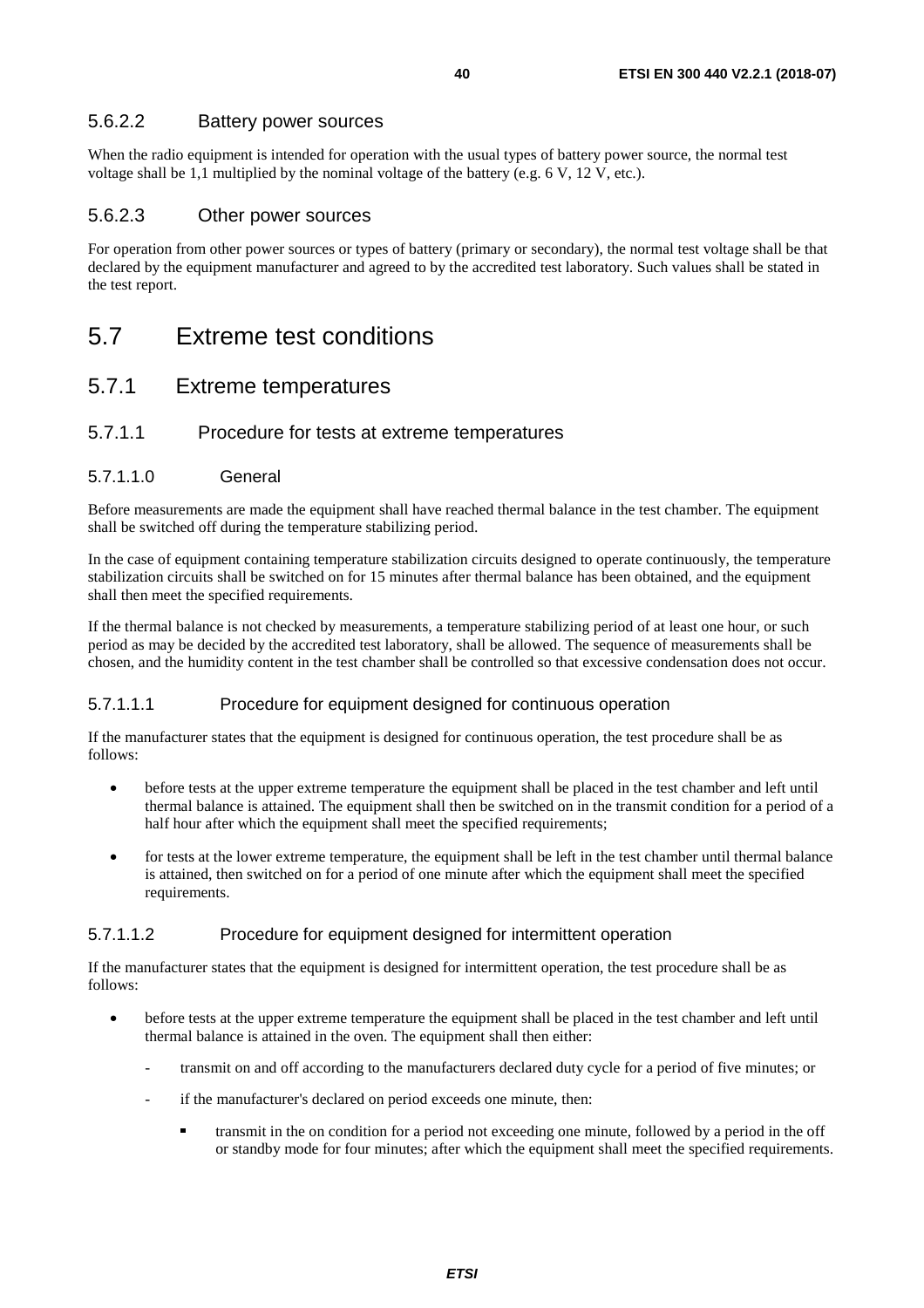#### 5.6.2.2 Battery power sources

When the radio equipment is intended for operation with the usual types of battery power source, the normal test voltage shall be 1,1 multiplied by the nominal voltage of the battery (e.g. 6 V, 12 V, etc.).

#### 5.6.2.3 Other power sources

For operation from other power sources or types of battery (primary or secondary), the normal test voltage shall be that declared by the equipment manufacturer and agreed to by the accredited test laboratory. Such values shall be stated in the test report.

## 5.7 Extreme test conditions

### 5.7.1 Extreme temperatures

#### 5.7.1.1 Procedure for tests at extreme temperatures

##### 5.7.1.1.0 General

Before measurements are made the equipment shall have reached thermal balance in the test chamber. The equipment shall be switched off during the temperature stabilizing period.

In the case of equipment containing temperature stabilization circuits designed to operate continuously, the temperature stabilization circuits shall be switched on for 15 minutes after thermal balance has been obtained, and the equipment shall then meet the specified requirements.

If the thermal balance is not checked by measurements, a temperature stabilizing period of at least one hour, or such period as may be decided by the accredited test laboratory, shall be allowed. The sequence of measurements shall be chosen, and the humidity content in the test chamber shall be controlled so that excessive condensation does not occur.

##### 5.7.1.1.1 Procedure for equipment designed for continuous operation

If the manufacturer states that the equipment is designed for continuous operation, the test procedure shall be as follows:

- before tests at the upper extreme temperature the equipment shall be placed in the test chamber and left until thermal balance is attained. The equipment shall then be switched on in the transmit condition for a period of a half hour after which the equipment shall meet the specified requirements;
- for tests at the lower extreme temperature, the equipment shall be left in the test chamber until thermal balance is attained, then switched on for a period of one minute after which the equipment shall meet the specified requirements.

##### 5.7.1.1.2 Procedure for equipment designed for intermittent operation

If the manufacturer states that the equipment is designed for intermittent operation, the test procedure shall be as follows:

- before tests at the upper extreme temperature the equipment shall be placed in the test chamber and left until thermal balance is attained in the oven. The equipment shall then either:
  - transmit on and off according to the manufacturers declared duty cycle for a period of five minutes; or
  - if the manufacturer's declared on period exceeds one minute, then:
    - transmit in the on condition for a period not exceeding one minute, followed by a period in the off or standby mode for four minutes; after which the equipment shall meet the specified requirements.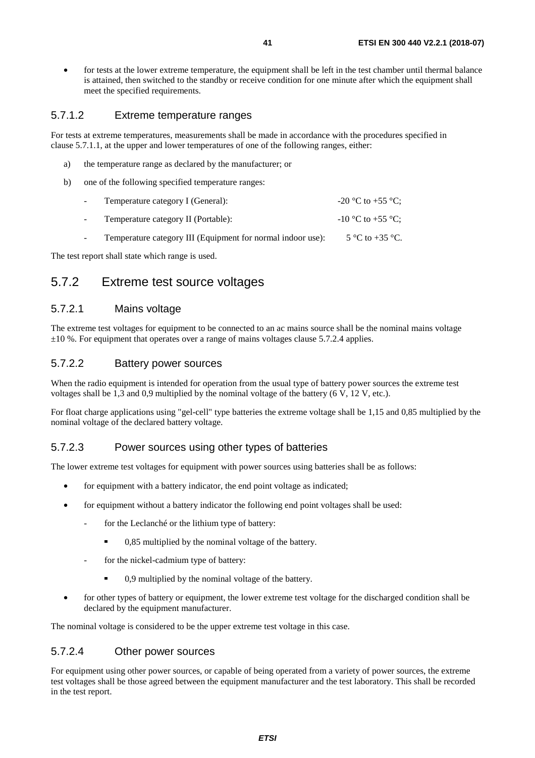- for tests at the lower extreme temperature, the equipment shall be left in the test chamber until thermal balance is attained, then switched to the standby or receive condition for one minute after which the equipment shall meet the specified requirements.

#### 5.7.1.2 Extreme temperature ranges

For tests at extreme temperatures, measurements shall be made in accordance with the procedures specified in clause 5.7.1.1, at the upper and lower temperatures of one of the following ranges, either:

a) the temperature range as declared by the manufacturer; or

b) one of the following specified temperature ranges:

- Temperature category I (General): -20 °C to +55 °C;
- Temperature category II (Portable): -10 °C to +55 °C;
- Temperature category III (Equipment for normal indoor use): 5 °C to +35 °C.

The test report shall state which range is used.

### 5.7.2 Extreme test source voltages

#### 5.7.2.1 Mains voltage

The extreme test voltages for equipment to be connected to an ac mains source shall be the nominal mains voltage ±10 %. For equipment that operates over a range of mains voltages clause 5.7.2.4 applies.

#### 5.7.2.2 Battery power sources

When the radio equipment is intended for operation from the usual type of battery power sources the extreme test voltages shall be 1,3 and 0,9 multiplied by the nominal voltage of the battery (6 V, 12 V, etc.).

For float charge applications using "gel-cell" type batteries the extreme voltage shall be 1,15 and 0,85 multiplied by the nominal voltage of the declared battery voltage.

#### 5.7.2.3 Power sources using other types of batteries

The lower extreme test voltages for equipment with power sources using batteries shall be as follows:

- for equipment with a battery indicator, the end point voltage as indicated;
- for equipment without a battery indicator the following end point voltages shall be used:
  - for the Leclanché or the lithium type of battery:
    - 0,85 multiplied by the nominal voltage of the battery.
  - for the nickel-cadmium type of battery:
    - 0,9 multiplied by the nominal voltage of the battery.
- for other types of battery or equipment, the lower extreme test voltage for the discharged condition shall be declared by the equipment manufacturer.

The nominal voltage is considered to be the upper extreme test voltage in this case.

#### 5.7.2.4 Other power sources

For equipment using other power sources, or capable of being operated from a variety of power sources, the extreme test voltages shall be those agreed between the equipment manufacturer and the test laboratory. This shall be recorded in the test report.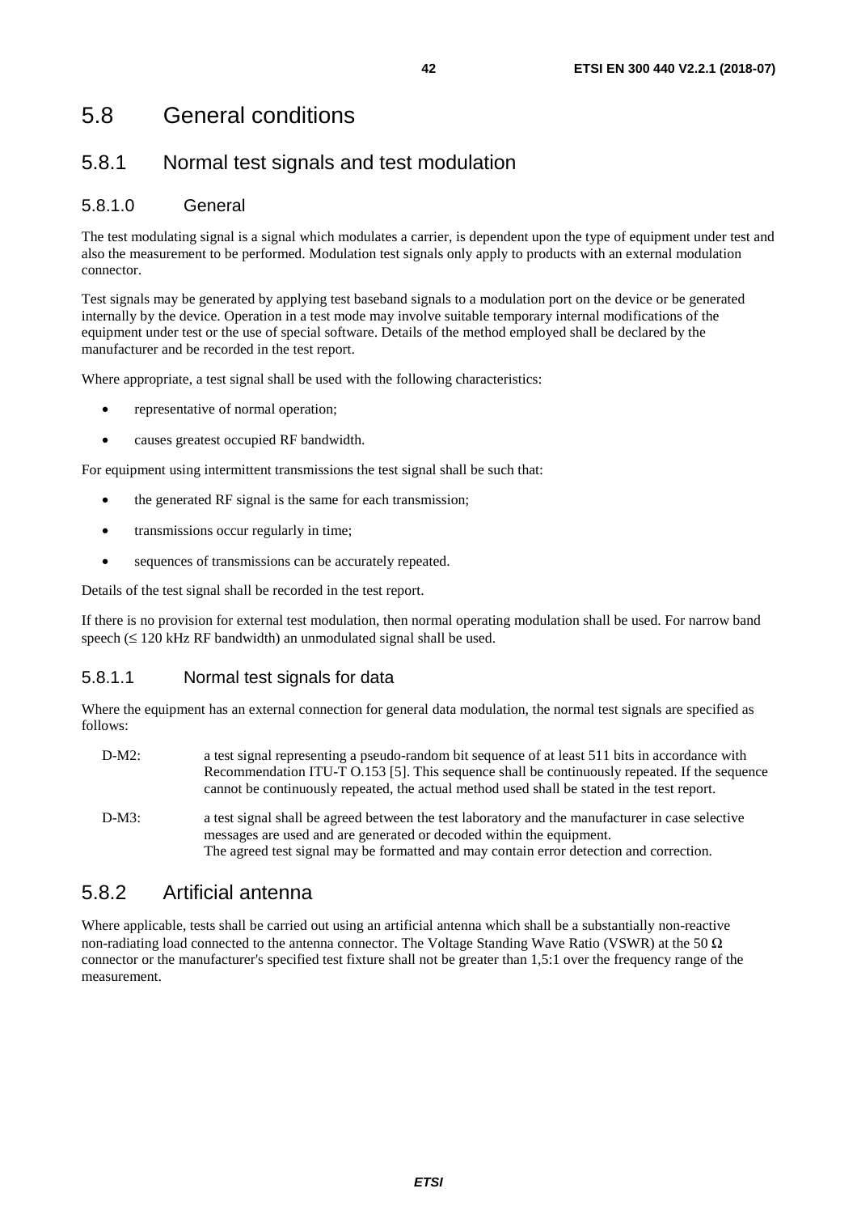# 5.8 General conditions

## 5.8.1 Normal test signals and test modulation

### 5.8.1.0 General

The test modulating signal is a signal which modulates a carrier, is dependent upon the type of equipment under test and also the measurement to be performed. Modulation test signals only apply to products with an external modulation connector.

Test signals may be generated by applying test baseband signals to a modulation port on the device or be generated internally by the device. Operation in a test mode may involve suitable temporary internal modifications of the equipment under test or the use of special software. Details of the method employed shall be declared by the manufacturer and be recorded in the test report.

Where appropriate, a test signal shall be used with the following characteristics:

- representative of normal operation;
- causes greatest occupied RF bandwidth.

For equipment using intermittent transmissions the test signal shall be such that:

- the generated RF signal is the same for each transmission;
- transmissions occur regularly in time;
- sequences of transmissions can be accurately repeated.

Details of the test signal shall be recorded in the test report.

If there is no provision for external test modulation, then normal operating modulation shall be used. For narrow band speech (≤ 120 kHz RF bandwidth) an unmodulated signal shall be used.

### 5.8.1.1 Normal test signals for data

Where the equipment has an external connection for general data modulation, the normal test signals are specified as follows:

D-M2: a test signal representing a pseudo-random bit sequence of at least 511 bits in accordance with Recommendation ITU-T O.153 [5]. This sequence shall be continuously repeated. If the sequence cannot be continuously repeated, the actual method used shall be stated in the test report.

D-M3: a test signal shall be agreed between the test laboratory and the manufacturer in case selective messages are used and are generated or decoded within the equipment.
The agreed test signal may be formatted and may contain error detection and correction.

## 5.8.2 Artificial antenna

Where applicable, tests shall be carried out using an artificial antenna which shall be a substantially non-reactive non-radiating load connected to the antenna connector. The Voltage Standing Wave Ratio (VSWR) at the 50 Ω connector or the manufacturer's specified test fixture shall not be greater than 1,5:1 over the frequency range of the measurement.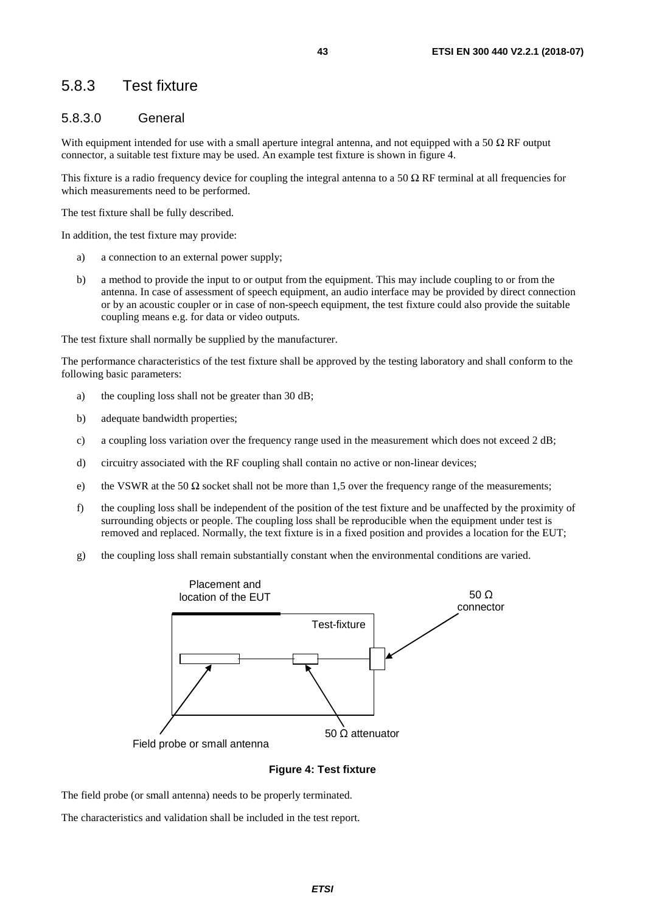### 5.8.3 Test fixture

#### 5.8.3.0 General

With equipment intended for use with a small aperture integral antenna, and not equipped with a 50 Ω RF output connector, a suitable test fixture may be used. An example test fixture is shown in figure 4.

This fixture is a radio frequency device for coupling the integral antenna to a 50 Ω RF terminal at all frequencies for which measurements need to be performed.

The test fixture shall be fully described.

In addition, the test fixture may provide:

a) a connection to an external power supply;

b) a method to provide the input to or output from the equipment. This may include coupling to or from the antenna. In case of assessment of speech equipment, an audio interface may be provided by direct connection or by an acoustic coupler or in case of non-speech equipment, the test fixture could also provide the suitable coupling means e.g. for data or video outputs.

The test fixture shall normally be supplied by the manufacturer.

The performance characteristics of the test fixture shall be approved by the testing laboratory and shall conform to the following basic parameters:

a) the coupling loss shall not be greater than 30 dB;

b) adequate bandwidth properties;

c) a coupling loss variation over the frequency range used in the measurement which does not exceed 2 dB;

d) circuitry associated with the RF coupling shall contain no active or non-linear devices;

e) the VSWR at the 50 Ω socket shall not be more than 1,5 over the frequency range of the measurements;

f) the coupling loss shall be independent of the position of the test fixture and be unaffected by the proximity of surrounding objects or people. The coupling loss shall be reproducible when the equipment under test is removed and replaced. Normally, the text fixture is in a fixed position and provides a location for the EUT;

g) the coupling loss shall remain substantially constant when the environmental conditions are varied.

Placement and location of the EUT

Test-fixture

50 Ω connector

Field probe or small antenna

50 Ω attenuator

**Figure 4: Test fixture**

The field probe (or small antenna) needs to be properly terminated.

The characteristics and validation shall be included in the test report.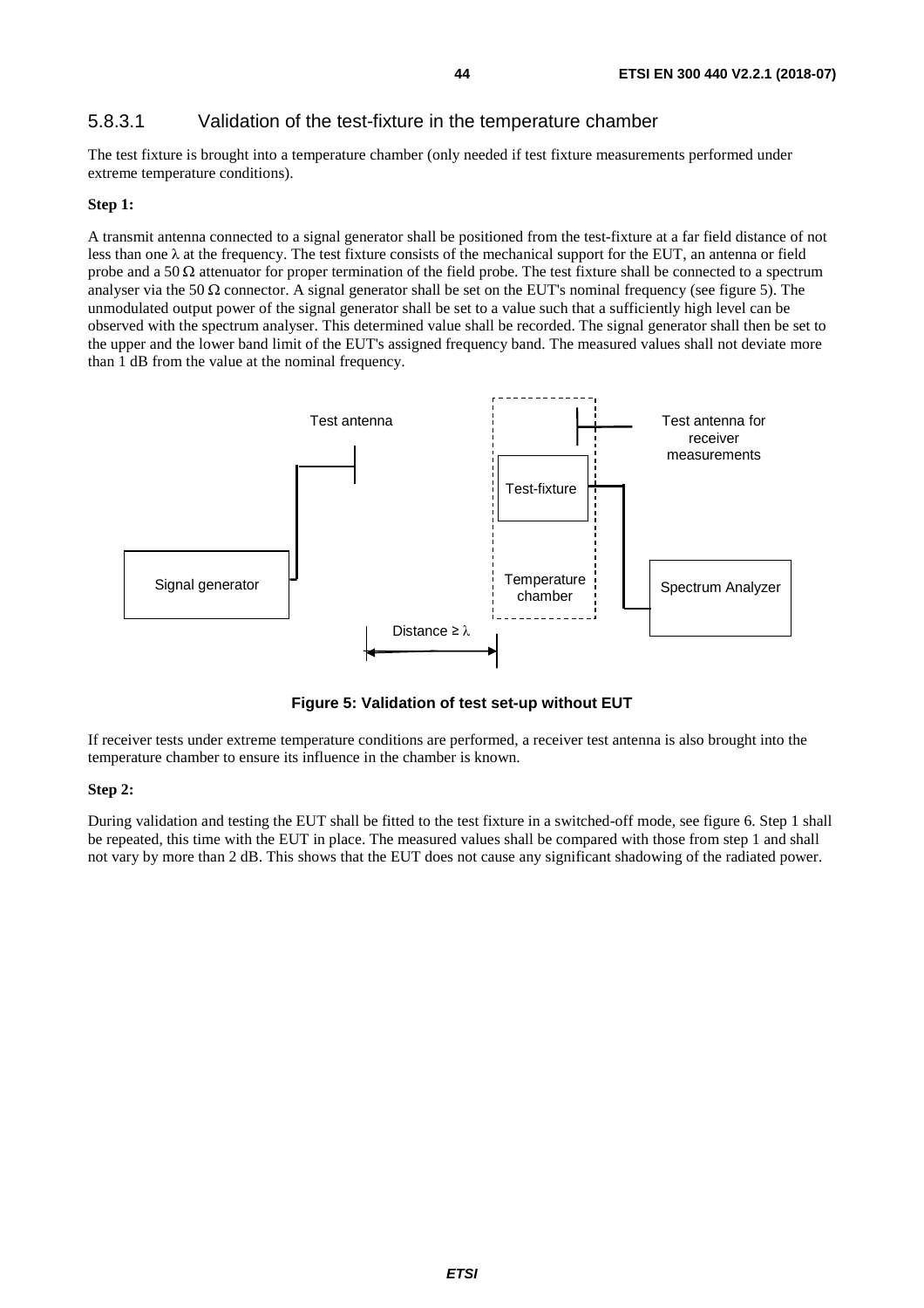### 5.8.3.1 Validation of the test-fixture in the temperature chamber

The test fixture is brought into a temperature chamber (only needed if test fixture measurements performed under extreme temperature conditions).

**Step 1:**

A transmit antenna connected to a signal generator shall be positioned from the test-fixture at a far field distance of not less than one λ at the frequency. The test fixture consists of the mechanical support for the EUT, an antenna or field probe and a 50 Ω attenuator for proper termination of the field probe. The test fixture shall be connected to a spectrum analyser via the 50 Ω connector. A signal generator shall be set on the EUT's nominal frequency (see figure 5). The unmodulated output power of the signal generator shall be set to a value such that a sufficiently high level can be observed with the spectrum analyser. This determined value shall be recorded. The signal generator shall then be set to the upper and the lower band limit of the EUT's assigned frequency band. The measured values shall not deviate more than 1 dB from the value at the nominal frequency.

Test antenna

Test antenna for receiver measurements

Test-fixture

Signal generator

Temperature chamber

Spectrum Analyzer

Distance ≥ λ

**Figure 5: Validation of test set-up without EUT**

If receiver tests under extreme temperature conditions are performed, a receiver test antenna is also brought into the temperature chamber to ensure its influence in the chamber is known.

**Step 2:**

During validation and testing the EUT shall be fitted to the test fixture in a switched-off mode, see figure 6. Step 1 shall be repeated, this time with the EUT in place. The measured values shall be compared with those from step 1 and shall not vary by more than 2 dB. This shows that the EUT does not cause any significant shadowing of the radiated power.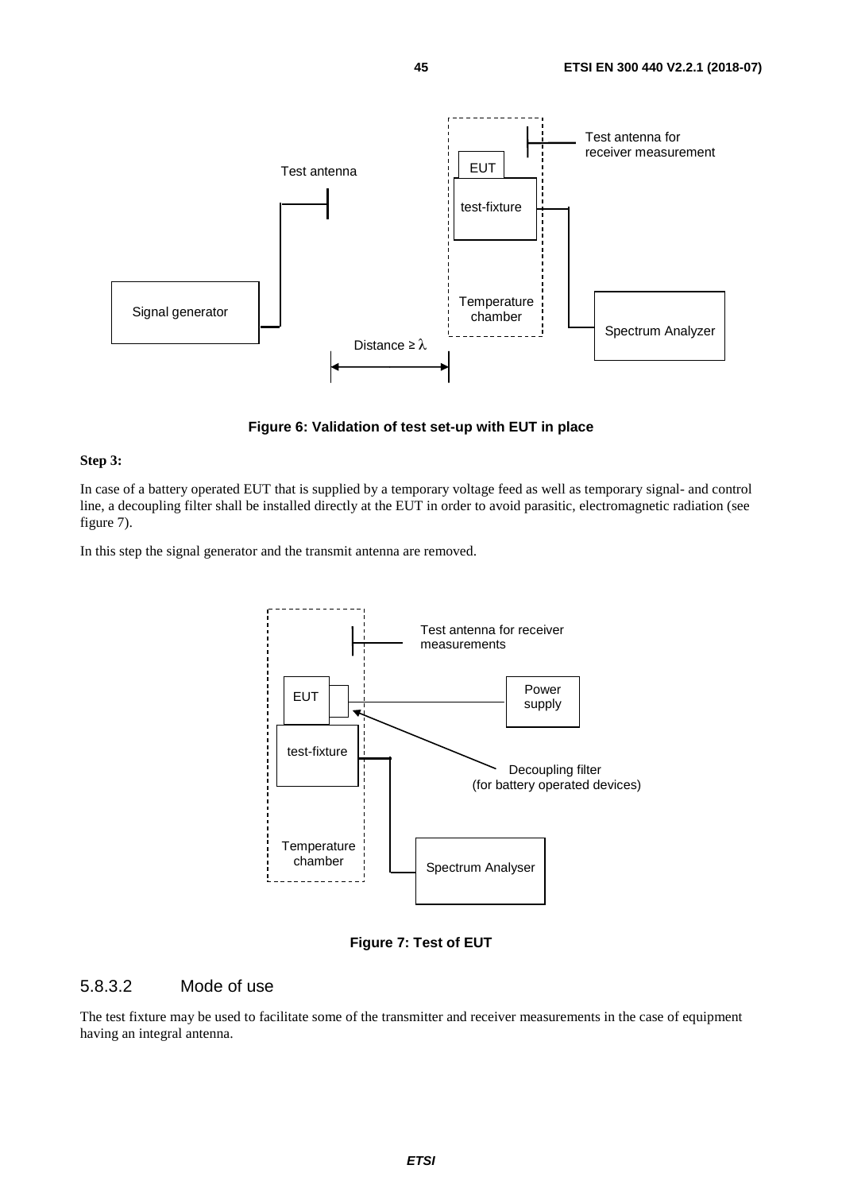**Figure 6: Validation of test set-up with EUT in place**

**Step 3:**

In case of a battery operated EUT that is supplied by a temporary voltage feed as well as temporary signal- and control line, a decoupling filter shall be installed directly at the EUT in order to avoid parasitic, electromagnetic radiation (see figure 7).

In this step the signal generator and the transmit antenna are removed.

**Figure 7: Test of EUT**

### 5.8.3.2 Mode of use

The test fixture may be used to facilitate some of the transmitter and receiver measurements in the case of equipment having an integral antenna.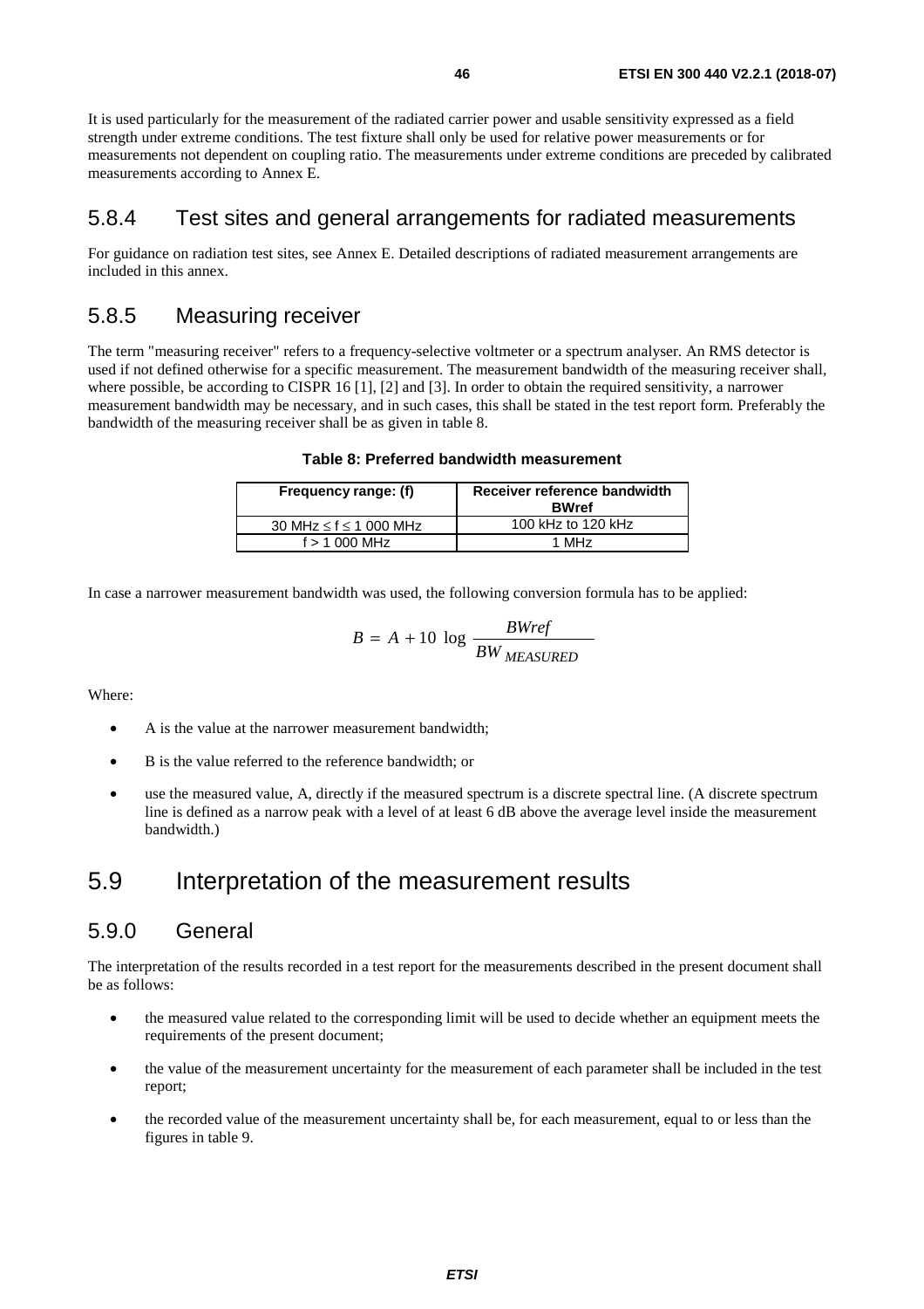It is used particularly for the measurement of the radiated carrier power and usable sensitivity expressed as a field strength under extreme conditions. The test fixture shall only be used for relative power measurements or for measurements not dependent on coupling ratio. The measurements under extreme conditions are preceded by calibrated measurements according to Annex E.

### 5.8.4 Test sites and general arrangements for radiated measurements

For guidance on radiation test sites, see Annex E. Detailed descriptions of radiated measurement arrangements are included in this annex.

### 5.8.5 Measuring receiver

The term "measuring receiver" refers to a frequency-selective voltmeter or a spectrum analyser. An RMS detector is used if not defined otherwise for a specific measurement. The measurement bandwidth of the measuring receiver shall, where possible, be according to CISPR 16 [1], [2] and [3]. In order to obtain the required sensitivity, a narrower measurement bandwidth may be necessary, and in such cases, this shall be stated in the test report form. Preferably the bandwidth of the measuring receiver shall be as given in table 8.

**Table 8: Preferred bandwidth measurement**

| Frequency range: (f) | Receiver reference bandwidth BWref |
|---|---|
| 30 MHz ≤ f ≤ 1 000 MHz | 100 kHz to 120 kHz |
| f > 1 000 MHz | 1 MHz |

In case a narrower measurement bandwidth was used, the following conversion formula has to be applied:

$$B = A + 10 \log \frac{BWref}{BW_{MEASURED}}$$

Where:

- A is the value at the narrower measurement bandwidth;
- B is the value referred to the reference bandwidth; or
- use the measured value, A, directly if the measured spectrum is a discrete spectral line. (A discrete spectrum line is defined as a narrow peak with a level of at least 6 dB above the average level inside the measurement bandwidth.)

## 5.9 Interpretation of the measurement results

### 5.9.0 General

The interpretation of the results recorded in a test report for the measurements described in the present document shall be as follows:

- the measured value related to the corresponding limit will be used to decide whether an equipment meets the requirements of the present document;
- the value of the measurement uncertainty for the measurement of each parameter shall be included in the test report;
- the recorded value of the measurement uncertainty shall be, for each measurement, equal to or less than the figures in table 9.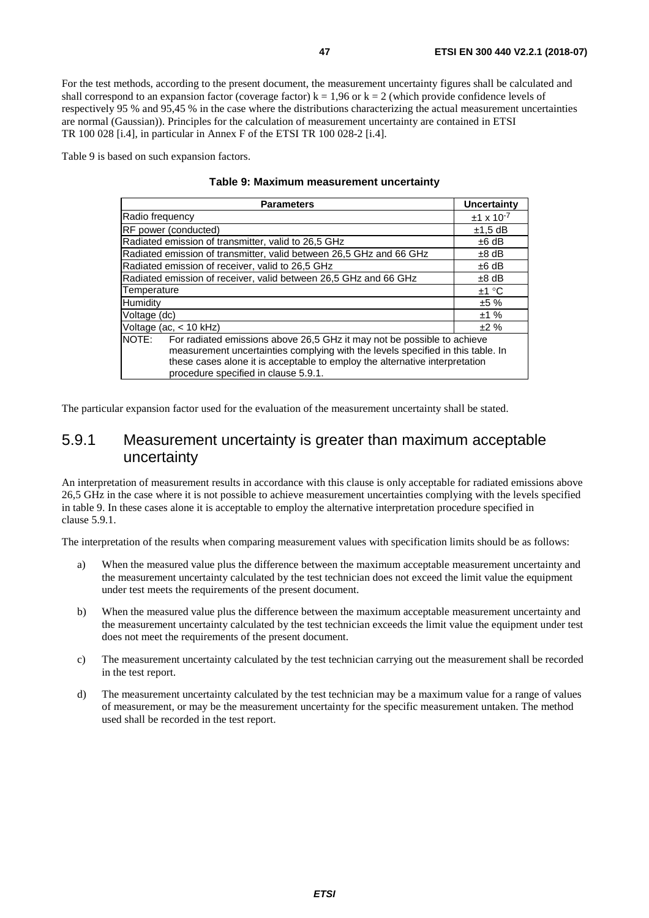For the test methods, according to the present document, the measurement uncertainty figures shall be calculated and shall correspond to an expansion factor (coverage factor) k = 1,96 or k = 2 (which provide confidence levels of respectively 95 % and 95,45 % in the case where the distributions characterizing the actual measurement uncertainties are normal (Gaussian)). Principles for the calculation of measurement uncertainty are contained in ETSI TR 100 028 [i.4], in particular in Annex F of the ETSI TR 100 028-2 [i.4].

Table 9 is based on such expansion factors.

**Table 9: Maximum measurement uncertainty**

| Parameters | Uncertainty |
|---|---|
| Radio frequency | $\pm 1 \times 10^{-7}$ |
| RF power (conducted) | ±1,5 dB |
| Radiated emission of transmitter, valid to 26,5 GHz | ±6 dB |
| Radiated emission of transmitter, valid between 26,5 GHz and 66 GHz | ±8 dB |
| Radiated emission of receiver, valid to 26,5 GHz | ±6 dB |
| Radiated emission of receiver, valid between 26,5 GHz and 66 GHz | ±8 dB |
| Temperature | ±1 °C |
| Humidity | ±5 % |
| Voltage (dc) | ±1 % |
| Voltage (ac, < 10 kHz) | ±2 % |
| NOTE: For radiated emissions above 26,5 GHz it may not be possible to achieve measurement uncertainties complying with the levels specified in this table. In these cases alone it is acceptable to employ the alternative interpretation procedure specified in clause 5.9.1. | |

The particular expansion factor used for the evaluation of the measurement uncertainty shall be stated.

## 5.9.1 Measurement uncertainty is greater than maximum acceptable uncertainty

An interpretation of measurement results in accordance with this clause is only acceptable for radiated emissions above 26,5 GHz in the case where it is not possible to achieve measurement uncertainties complying with the levels specified in table 9. In these cases alone it is acceptable to employ the alternative interpretation procedure specified in clause 5.9.1.

The interpretation of the results when comparing measurement values with specification limits should be as follows:

a) When the measured value plus the difference between the maximum acceptable measurement uncertainty and the measurement uncertainty calculated by the test technician does not exceed the limit value the equipment under test meets the requirements of the present document.

b) When the measured value plus the difference between the maximum acceptable measurement uncertainty and the measurement uncertainty calculated by the test technician exceeds the limit value the equipment under test does not meet the requirements of the present document.

c) The measurement uncertainty calculated by the test technician carrying out the measurement shall be recorded in the test report.

d) The measurement uncertainty calculated by the test technician may be a maximum value for a range of values of measurement, or may be the measurement uncertainty for the specific measurement untaken. The method used shall be recorded in the test report.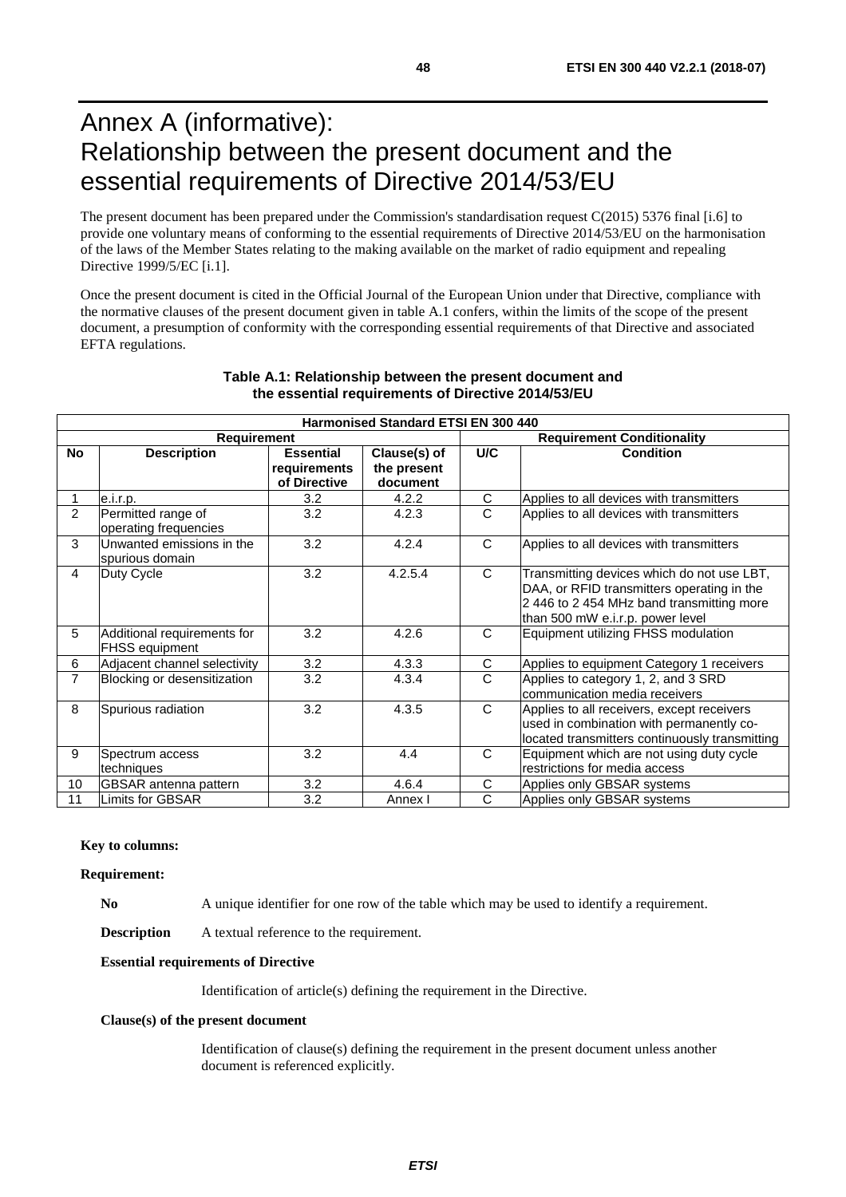# Annex A (informative): Relationship between the present document and the essential requirements of Directive 2014/53/EU

The present document has been prepared under the Commission's standardisation request C(2015) 5376 final [i.6] to provide one voluntary means of conforming to the essential requirements of Directive 2014/53/EU on the harmonisation of the laws of the Member States relating to the making available on the market of radio equipment and repealing Directive 1999/5/EC [i.1].

Once the present document is cited in the Official Journal of the European Union under that Directive, compliance with the normative clauses of the present document given in table A.1 confers, within the limits of the scope of the present document, a presumption of conformity with the corresponding essential requirements of that Directive and associated EFTA regulations.

**Table A.1: Relationship between the present document and the essential requirements of Directive 2014/53/EU**

| Harmonised Standard ETSI EN 300 440 | | | | | |
|---|---|---|---|---|---|
| **Requirement** | | | | **Requirement Conditionality** | |
| **No** | **Description** | **Essential requirements of Directive** | **Clause(s) of the present document** | **U/C** | **Condition** |
| 1 | e.i.r.p. | 3.2 | 4.2.2 | C | Applies to all devices with transmitters |
| 2 | Permitted range of operating frequencies | 3.2 | 4.2.3 | C | Applies to all devices with transmitters |
| 3 | Unwanted emissions in the spurious domain | 3.2 | 4.2.4 | C | Applies to all devices with transmitters |
| 4 | Duty Cycle | 3.2 | 4.2.5.4 | C | Transmitting devices which do not use LBT, DAA, or RFID transmitters operating in the 2 446 to 2 454 MHz band transmitting more than 500 mW e.i.r.p. power level |
| 5 | Additional requirements for FHSS equipment | 3.2 | 4.2.6 | C | Equipment utilizing FHSS modulation |
| 6 | Adjacent channel selectivity | 3.2 | 4.3.3 | C | Applies to equipment Category 1 receivers |
| 7 | Blocking or desensitization | 3.2 | 4.3.4 | C | Applies to category 1, 2, and 3 SRD communication media receivers |
| 8 | Spurious radiation | 3.2 | 4.3.5 | C | Applies to all receivers, except receivers used in combination with permanently co-located transmitters continuously transmitting |
| 9 | Spectrum access techniques | 3.2 | 4.4 | C | Equipment which are not using duty cycle restrictions for media access |
| 10 | GBSAR antenna pattern | 3.2 | 4.6.4 | C | Applies only GBSAR systems |
| 11 | Limits for GBSAR | 3.2 | Annex I | C | Applies only GBSAR systems |

**Key to columns:**

**Requirement:**

**No** A unique identifier for one row of the table which may be used to identify a requirement.

**Description** A textual reference to the requirement.

**Essential requirements of Directive**

Identification of article(s) defining the requirement in the Directive.

**Clause(s) of the present document**

Identification of clause(s) defining the requirement in the present document unless another document is referenced explicitly.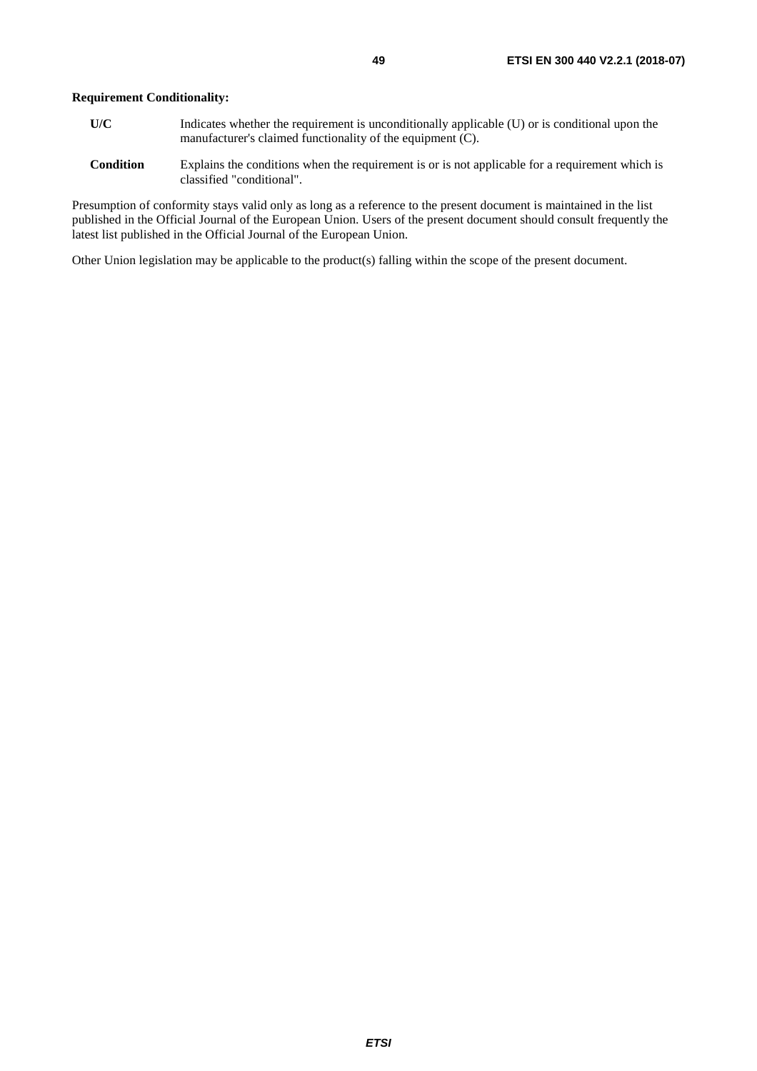**Requirement Conditionality:**

**U/C** Indicates whether the requirement is unconditionally applicable (U) or is conditional upon the manufacturer's claimed functionality of the equipment (C).

**Condition** Explains the conditions when the requirement is or is not applicable for a requirement which is classified "conditional".

Presumption of conformity stays valid only as long as a reference to the present document is maintained in the list published in the Official Journal of the European Union. Users of the present document should consult frequently the latest list published in the Official Journal of the European Union.

Other Union legislation may be applicable to the product(s) falling within the scope of the present document.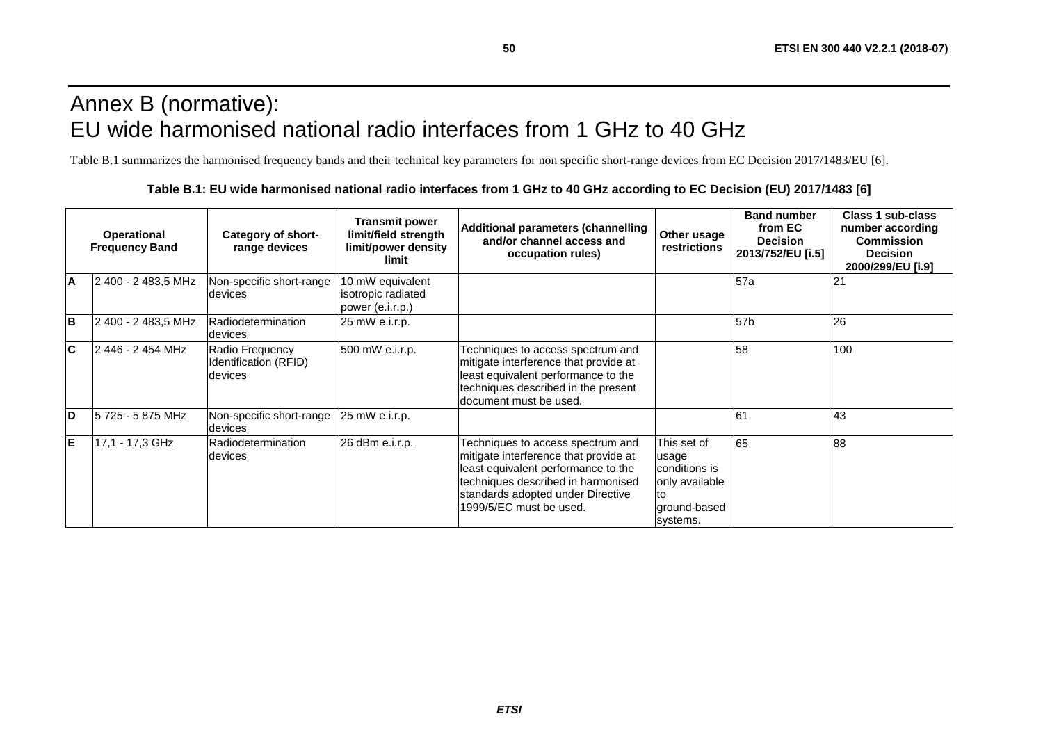# Annex B (normative): EU wide harmonised national radio interfaces from 1 GHz to 40 GHz

Table B.1 summarizes the harmonised frequency bands and their technical key parameters for non specific short-range devices from EC Decision 2017/1483/EU [6].

**Table B.1: EU wide harmonised national radio interfaces from 1 GHz to 40 GHz according to EC Decision (EU) 2017/1483 [6]**

| | Operational Frequency Band | Category of short-range devices | Transmit power limit/field strength limit/power density limit | Additional parameters (channelling and/or channel access and occupation rules) | Other usage restrictions | Band number from EC Decision 2013/752/EU [i.5] | Class 1 sub-class number according Commission Decision 2000/299/EU [i.9] |
|---|---|---|---|---|---|---|---|
| **A** | 2 400 - 2 483,5 MHz | Non-specific short-range devices | 10 mW equivalent isotropic radiated power (e.i.r.p.) | | | 57a | 21 |
| **B** | 2 400 - 2 483,5 MHz | Radiodetermination devices | 25 mW e.i.r.p. | | | 57b | 26 |
| **C** | 2 446 - 2 454 MHz | Radio Frequency Identification (RFID) devices | 500 mW e.i.r.p. | Techniques to access spectrum and mitigate interference that provide at least equivalent performance to the techniques described in the present document must be used. | | 58 | 100 |
| **D** | 5 725 - 5 875 MHz | Non-specific short-range devices | 25 mW e.i.r.p. | | | 61 | 43 |
| **E** | 17,1 - 17,3 GHz | Radiodetermination devices | 26 dBm e.i.r.p. | Techniques to access spectrum and mitigate interference that provide at least equivalent performance to the techniques described in harmonised standards adopted under Directive 1999/5/EC must be used. | This set of usage conditions is only available to ground-based systems. | 65 | 88 |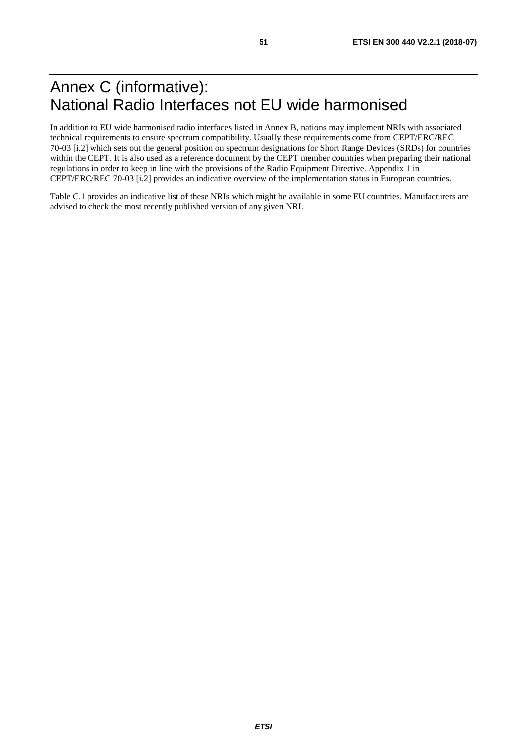# Annex C (informative): National Radio Interfaces not EU wide harmonised

In addition to EU wide harmonised radio interfaces listed in Annex B, nations may implement NRIs with associated technical requirements to ensure spectrum compatibility. Usually these requirements come from CEPT/ERC/REC 70-03 [i.2] which sets out the general position on spectrum designations for Short Range Devices (SRDs) for countries within the CEPT. It is also used as a reference document by the CEPT member countries when preparing their national regulations in order to keep in line with the provisions of the Radio Equipment Directive. Appendix 1 in CEPT/ERC/REC 70-03 [i.2] provides an indicative overview of the implementation status in European countries.

Table C.1 provides an indicative list of these NRIs which might be available in some EU countries. Manufacturers are advised to check the most recently published version of any given NRI.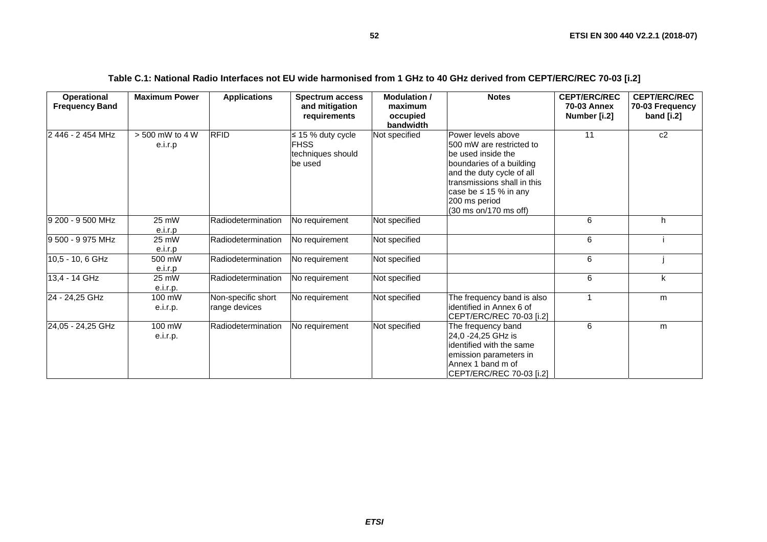**Table C.1: National Radio Interfaces not EU wide harmonised from 1 GHz to 40 GHz derived from CEPT/ERC/REC 70-03 [i.2]**

| Operational Frequency Band | Maximum Power | Applications | Spectrum access and mitigation requirements | Modulation / maximum occupied bandwidth | Notes | CEPT/ERC/REC 70-03 Annex Number [i.2] | CEPT/ERC/REC 70-03 Frequency band [i.2] |
|---|---|---|---|---|---|---|---|
| 2 446 - 2 454 MHz | > 500 mW to 4 W e.i.r.p | RFID | ≤ 15 % duty cycle FHSS techniques should be used | Not specified | Power levels above 500 mW are restricted to be used inside the boundaries of a building and the duty cycle of all transmissions shall in this case be ≤ 15 % in any 200 ms period (30 ms on/170 ms off) | 11 | c2 |
| 9 200 - 9 500 MHz | 25 mW e.i.r.p | Radiodetermination | No requirement | Not specified | | 6 | h |
| 9 500 - 9 975 MHz | 25 mW e.i.r.p | Radiodetermination | No requirement | Not specified | | 6 | i |
| 10,5 - 10, 6 GHz | 500 mW e.i.r.p | Radiodetermination | No requirement | Not specified | | 6 | j |
| 13,4 - 14 GHz | 25 mW e.i.r.p. | Radiodetermination | No requirement | Not specified | | 6 | k |
| 24 - 24,25 GHz | 100 mW e.i.r.p. | Non-specific short range devices | No requirement | Not specified | The frequency band is also identified in Annex 6 of CEPT/ERC/REC 70-03 [i.2] | 1 | m |
| 24,05 - 24,25 GHz | 100 mW e.i.r.p. | Radiodetermination | No requirement | Not specified | The frequency band 24,0 -24,25 GHz is identified with the same emission parameters in Annex 1 band m of CEPT/ERC/REC 70-03 [i.2] | 6 | m |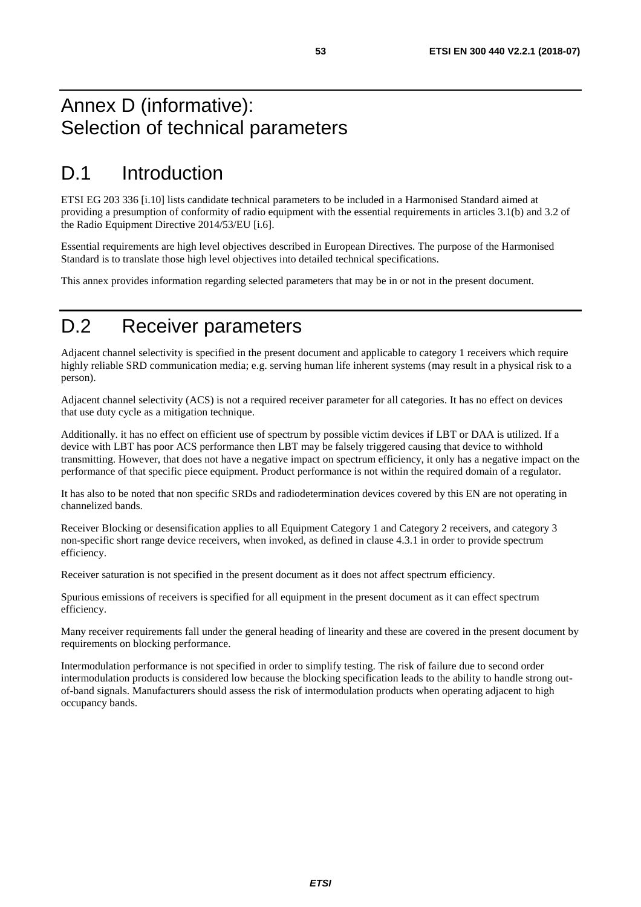# Annex D (informative): Selection of technical parameters

# D.1 Introduction

ETSI EG 203 336 [i.10] lists candidate technical parameters to be included in a Harmonised Standard aimed at providing a presumption of conformity of radio equipment with the essential requirements in articles 3.1(b) and 3.2 of the Radio Equipment Directive 2014/53/EU [i.6].

Essential requirements are high level objectives described in European Directives. The purpose of the Harmonised Standard is to translate those high level objectives into detailed technical specifications.

This annex provides information regarding selected parameters that may be in or not in the present document.

# D.2 Receiver parameters

Adjacent channel selectivity is specified in the present document and applicable to category 1 receivers which require highly reliable SRD communication media; e.g. serving human life inherent systems (may result in a physical risk to a person).

Adjacent channel selectivity (ACS) is not a required receiver parameter for all categories. It has no effect on devices that use duty cycle as a mitigation technique.

Additionally. it has no effect on efficient use of spectrum by possible victim devices if LBT or DAA is utilized. If a device with LBT has poor ACS performance then LBT may be falsely triggered causing that device to withhold transmitting. However, that does not have a negative impact on spectrum efficiency, it only has a negative impact on the performance of that specific piece equipment. Product performance is not within the required domain of a regulator.

It has also to be noted that non specific SRDs and radiodetermination devices covered by this EN are not operating in channelized bands.

Receiver Blocking or desensification applies to all Equipment Category 1 and Category 2 receivers, and category 3 non-specific short range device receivers, when invoked, as defined in clause 4.3.1 in order to provide spectrum efficiency.

Receiver saturation is not specified in the present document as it does not affect spectrum efficiency.

Spurious emissions of receivers is specified for all equipment in the present document as it can effect spectrum efficiency.

Many receiver requirements fall under the general heading of linearity and these are covered in the present document by requirements on blocking performance.

Intermodulation performance is not specified in order to simplify testing. The risk of failure due to second order intermodulation products is considered low because the blocking specification leads to the ability to handle strong out-of-band signals. Manufacturers should assess the risk of intermodulation products when operating adjacent to high occupancy bands.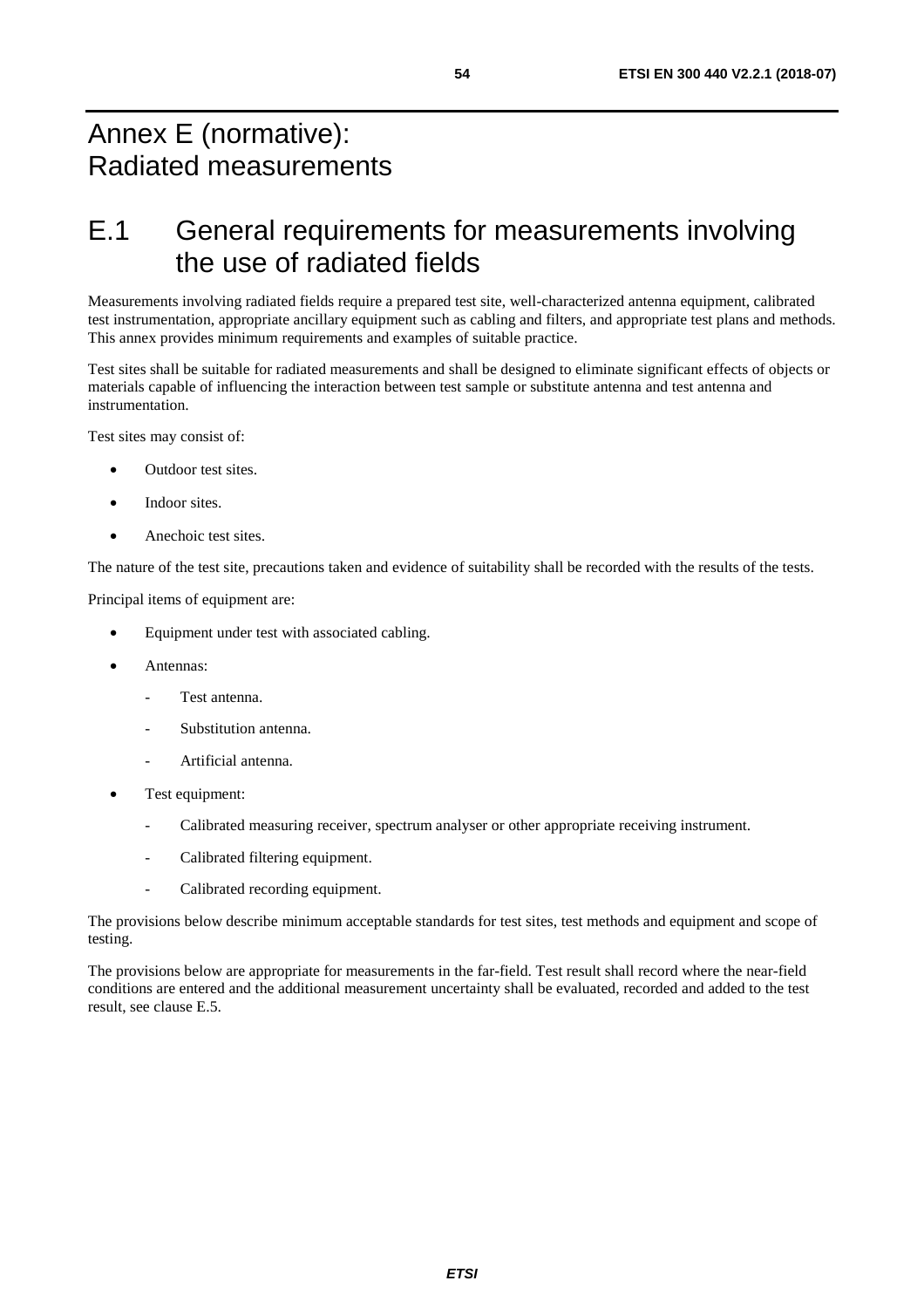# Annex E (normative): Radiated measurements

# E.1 General requirements for measurements involving the use of radiated fields

Measurements involving radiated fields require a prepared test site, well-characterized antenna equipment, calibrated test instrumentation, appropriate ancillary equipment such as cabling and filters, and appropriate test plans and methods. This annex provides minimum requirements and examples of suitable practice.

Test sites shall be suitable for radiated measurements and shall be designed to eliminate significant effects of objects or materials capable of influencing the interaction between test sample or substitute antenna and test antenna and instrumentation.

Test sites may consist of:

- Outdoor test sites.
- Indoor sites.
- Anechoic test sites.

The nature of the test site, precautions taken and evidence of suitability shall be recorded with the results of the tests.

Principal items of equipment are:

- Equipment under test with associated cabling.
- Antennas:
  - Test antenna.
  - Substitution antenna.
  - Artificial antenna.
- Test equipment:
  - Calibrated measuring receiver, spectrum analyser or other appropriate receiving instrument.
  - Calibrated filtering equipment.
  - Calibrated recording equipment.

The provisions below describe minimum acceptable standards for test sites, test methods and equipment and scope of testing.

The provisions below are appropriate for measurements in the far-field. Test result shall record where the near-field conditions are entered and the additional measurement uncertainty shall be evaluated, recorded and added to the test result, see clause E.5.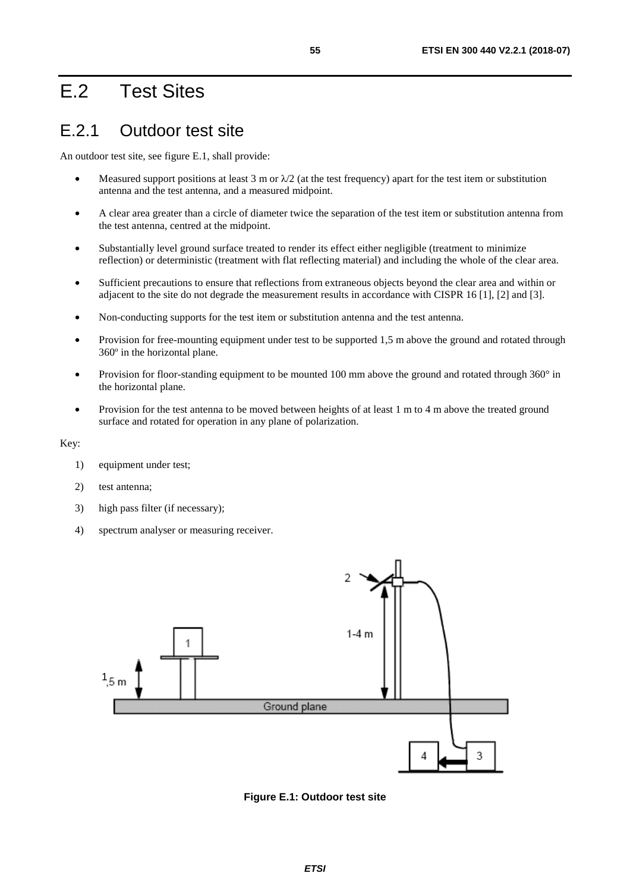# E.2 Test Sites

## E.2.1 Outdoor test site

An outdoor test site, see figure E.1, shall provide:

- Measured support positions at least 3 m or λ/2 (at the test frequency) apart for the test item or substitution antenna and the test antenna, and a measured midpoint.
- A clear area greater than a circle of diameter twice the separation of the test item or substitution antenna from the test antenna, centred at the midpoint.
- Substantially level ground surface treated to render its effect either negligible (treatment to minimize reflection) or deterministic (treatment with flat reflecting material) and including the whole of the clear area.
- Sufficient precautions to ensure that reflections from extraneous objects beyond the clear area and within or adjacent to the site do not degrade the measurement results in accordance with CISPR 16 [1], [2] and [3].
- Non-conducting supports for the test item or substitution antenna and the test antenna.
- Provision for free-mounting equipment under test to be supported 1,5 m above the ground and rotated through 360º in the horizontal plane.
- Provision for floor-standing equipment to be mounted 100 mm above the ground and rotated through 360° in the horizontal plane.
- Provision for the test antenna to be moved between heights of at least 1 m to 4 m above the treated ground surface and rotated for operation in any plane of polarization.

Key:

1) equipment under test;
2) test antenna;
3) high pass filter (if necessary);
4) spectrum analyser or measuring receiver.

**Figure E.1: Outdoor test site**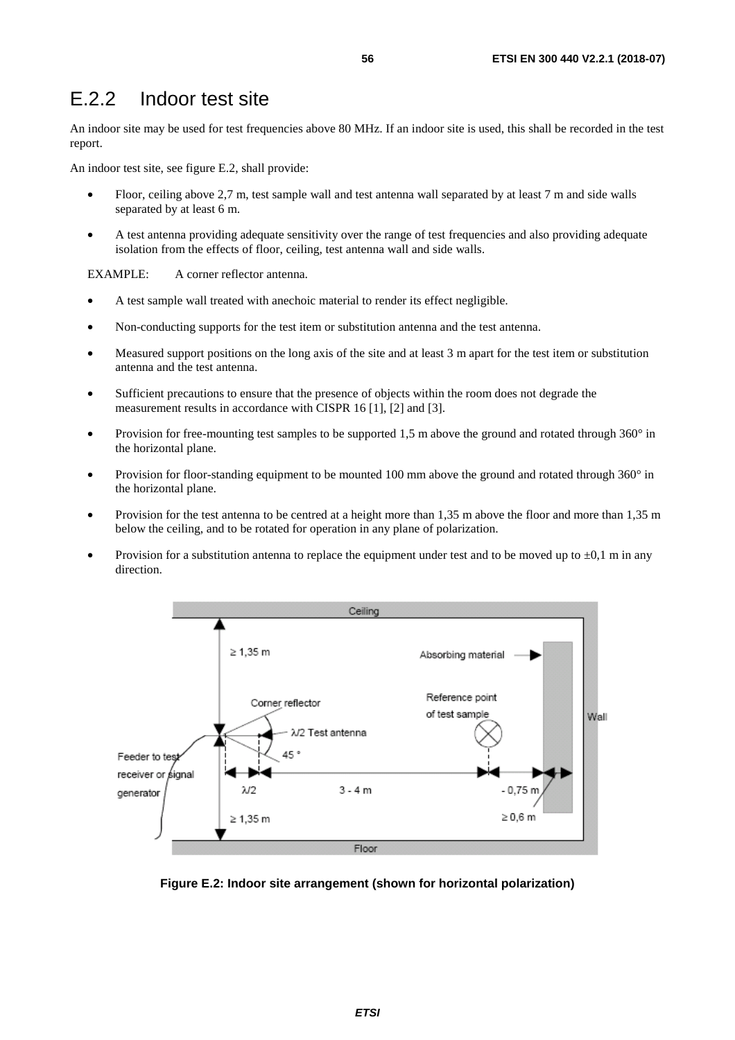## E.2.2 Indoor test site

An indoor site may be used for test frequencies above 80 MHz. If an indoor site is used, this shall be recorded in the test report.

An indoor test site, see figure E.2, shall provide:

- Floor, ceiling above 2,7 m, test sample wall and test antenna wall separated by at least 7 m and side walls separated by at least 6 m.
- A test antenna providing adequate sensitivity over the range of test frequencies and also providing adequate isolation from the effects of floor, ceiling, test antenna wall and side walls.

EXAMPLE: A corner reflector antenna.

- A test sample wall treated with anechoic material to render its effect negligible.
- Non-conducting supports for the test item or substitution antenna and the test antenna.
- Measured support positions on the long axis of the site and at least 3 m apart for the test item or substitution antenna and the test antenna.
- Sufficient precautions to ensure that the presence of objects within the room does not degrade the measurement results in accordance with CISPR 16 [1], [2] and [3].
- Provision for free-mounting test samples to be supported 1,5 m above the ground and rotated through 360° in the horizontal plane.
- Provision for floor-standing equipment to be mounted 100 mm above the ground and rotated through 360° in the horizontal plane.
- Provision for the test antenna to be centred at a height more than 1,35 m above the floor and more than 1,35 m below the ceiling, and to be rotated for operation in any plane of polarization.
- Provision for a substitution antenna to replace the equipment under test and to be moved up to ±0,1 m in any direction.

**Figure E.2: Indoor site arrangement (shown for horizontal polarization)**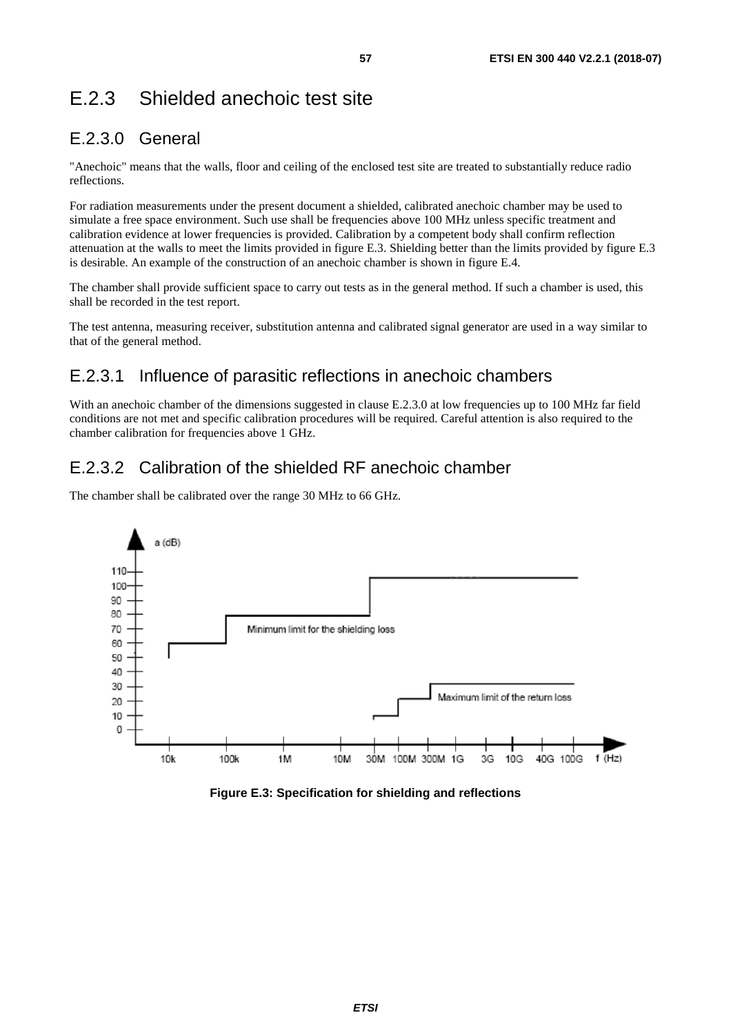## E.2.3 Shielded anechoic test site

### E.2.3.0 General

"Anechoic" means that the walls, floor and ceiling of the enclosed test site are treated to substantially reduce radio reflections.

For radiation measurements under the present document a shielded, calibrated anechoic chamber may be used to simulate a free space environment. Such use shall be frequencies above 100 MHz unless specific treatment and calibration evidence at lower frequencies is provided. Calibration by a competent body shall confirm reflection attenuation at the walls to meet the limits provided in figure E.3. Shielding better than the limits provided by figure E.3 is desirable. An example of the construction of an anechoic chamber is shown in figure E.4.

The chamber shall provide sufficient space to carry out tests as in the general method. If such a chamber is used, this shall be recorded in the test report.

The test antenna, measuring receiver, substitution antenna and calibrated signal generator are used in a way similar to that of the general method.

### E.2.3.1 Influence of parasitic reflections in anechoic chambers

With an anechoic chamber of the dimensions suggested in clause E.2.3.0 at low frequencies up to 100 MHz far field conditions are not met and specific calibration procedures will be required. Careful attention is also required to the chamber calibration for frequencies above 1 GHz.

### E.2.3.2 Calibration of the shielded RF anechoic chamber

The chamber shall be calibrated over the range 30 MHz to 66 GHz.

**Figure E.3: Specification for shielding and reflections**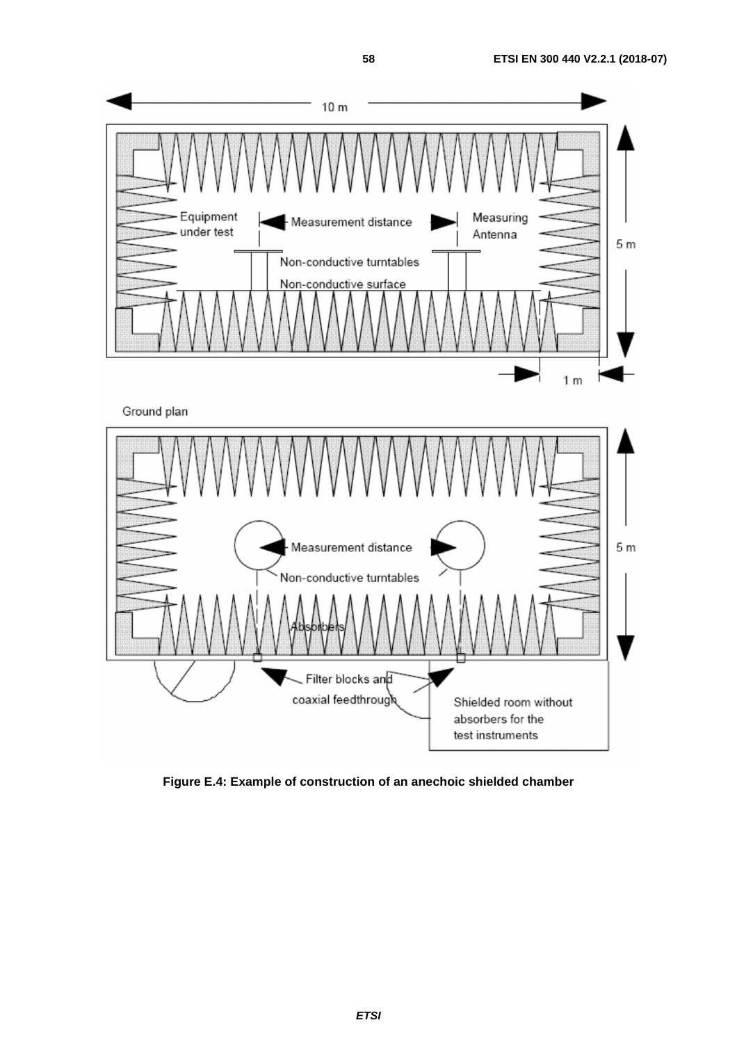Figure E.4: Example of construction of an anechoic shielded chamber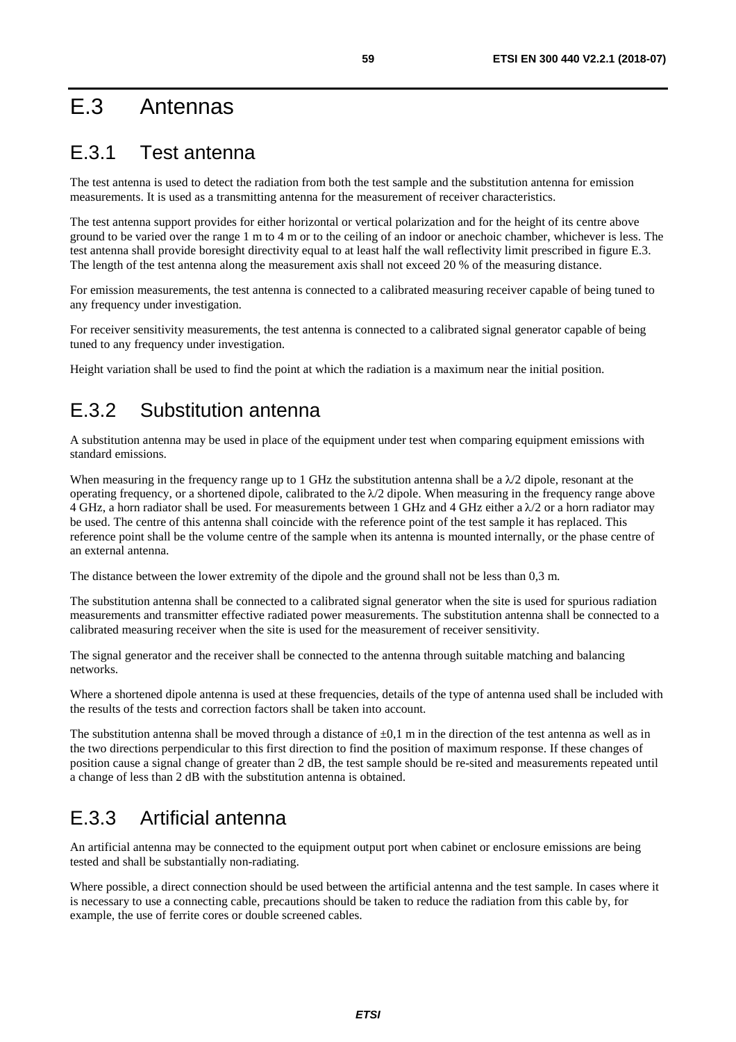# E.3 Antennas

## E.3.1 Test antenna

The test antenna is used to detect the radiation from both the test sample and the substitution antenna for emission measurements. It is used as a transmitting antenna for the measurement of receiver characteristics.

The test antenna support provides for either horizontal or vertical polarization and for the height of its centre above ground to be varied over the range 1 m to 4 m or to the ceiling of an indoor or anechoic chamber, whichever is less. The test antenna shall provide boresight directivity equal to at least half the wall reflectivity limit prescribed in figure E.3. The length of the test antenna along the measurement axis shall not exceed 20 % of the measuring distance.

For emission measurements, the test antenna is connected to a calibrated measuring receiver capable of being tuned to any frequency under investigation.

For receiver sensitivity measurements, the test antenna is connected to a calibrated signal generator capable of being tuned to any frequency under investigation.

Height variation shall be used to find the point at which the radiation is a maximum near the initial position.

## E.3.2 Substitution antenna

A substitution antenna may be used in place of the equipment under test when comparing equipment emissions with standard emissions.

When measuring in the frequency range up to 1 GHz the substitution antenna shall be a $\lambda/2$ dipole, resonant at the operating frequency, or a shortened dipole, calibrated to the $\lambda/2$ dipole. When measuring in the frequency range above 4 GHz, a horn radiator shall be used. For measurements between 1 GHz and 4 GHz either a $\lambda/2$ or a horn radiator may be used. The centre of this antenna shall coincide with the reference point of the test sample it has replaced. This reference point shall be the volume centre of the sample when its antenna is mounted internally, or the phase centre of an external antenna.

The distance between the lower extremity of the dipole and the ground shall not be less than 0,3 m.

The substitution antenna shall be connected to a calibrated signal generator when the site is used for spurious radiation measurements and transmitter effective radiated power measurements. The substitution antenna shall be connected to a calibrated measuring receiver when the site is used for the measurement of receiver sensitivity.

The signal generator and the receiver shall be connected to the antenna through suitable matching and balancing networks.

Where a shortened dipole antenna is used at these frequencies, details of the type of antenna used shall be included with the results of the tests and correction factors shall be taken into account.

The substitution antenna shall be moved through a distance of $\pm 0,1$ m in the direction of the test antenna as well as in the two directions perpendicular to this first direction to find the position of maximum response. If these changes of position cause a signal change of greater than 2 dB, the test sample should be re-sited and measurements repeated until a change of less than 2 dB with the substitution antenna is obtained.

## E.3.3 Artificial antenna

An artificial antenna may be connected to the equipment output port when cabinet or enclosure emissions are being tested and shall be substantially non-radiating.

Where possible, a direct connection should be used between the artificial antenna and the test sample. In cases where it is necessary to use a connecting cable, precautions should be taken to reduce the radiation from this cable by, for example, the use of ferrite cores or double screened cables.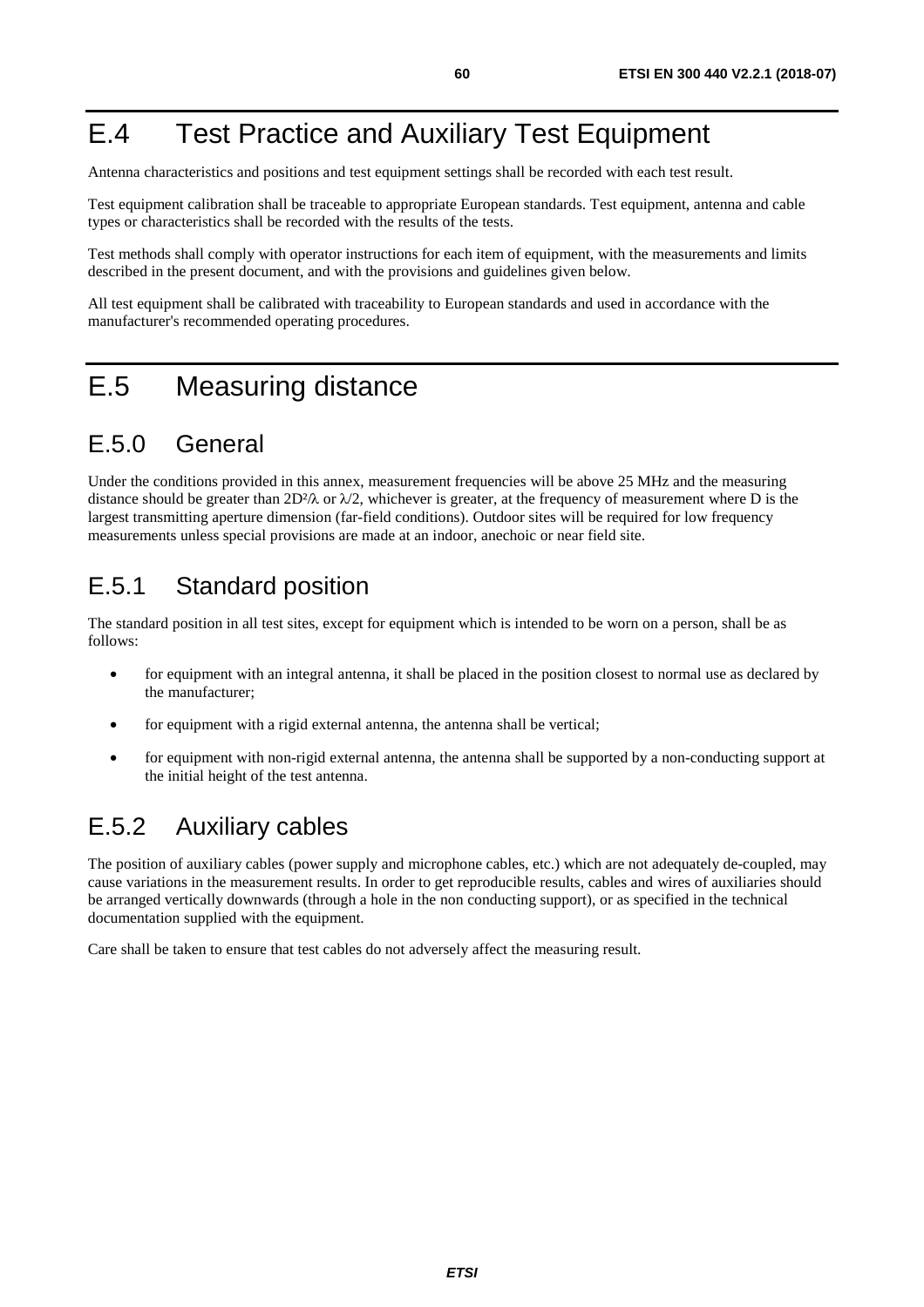# E.4 Test Practice and Auxiliary Test Equipment

Antenna characteristics and positions and test equipment settings shall be recorded with each test result.

Test equipment calibration shall be traceable to appropriate European standards. Test equipment, antenna and cable types or characteristics shall be recorded with the results of the tests.

Test methods shall comply with operator instructions for each item of equipment, with the measurements and limits described in the present document, and with the provisions and guidelines given below.

All test equipment shall be calibrated with traceability to European standards and used in accordance with the manufacturer's recommended operating procedures.

# E.5 Measuring distance

## E.5.0 General

Under the conditions provided in this annex, measurement frequencies will be above 25 MHz and the measuring distance should be greater than $2D^2/\lambda$ or $\lambda/2$, whichever is greater, at the frequency of measurement where D is the largest transmitting aperture dimension (far-field conditions). Outdoor sites will be required for low frequency measurements unless special provisions are made at an indoor, anechoic or near field site.

## E.5.1 Standard position

The standard position in all test sites, except for equipment which is intended to be worn on a person, shall be as follows:

- for equipment with an integral antenna, it shall be placed in the position closest to normal use as declared by the manufacturer;
- for equipment with a rigid external antenna, the antenna shall be vertical;
- for equipment with non-rigid external antenna, the antenna shall be supported by a non-conducting support at the initial height of the test antenna.

## E.5.2 Auxiliary cables

The position of auxiliary cables (power supply and microphone cables, etc.) which are not adequately de-coupled, may cause variations in the measurement results. In order to get reproducible results, cables and wires of auxiliaries should be arranged vertically downwards (through a hole in the non conducting support), or as specified in the technical documentation supplied with the equipment.

Care shall be taken to ensure that test cables do not adversely affect the measuring result.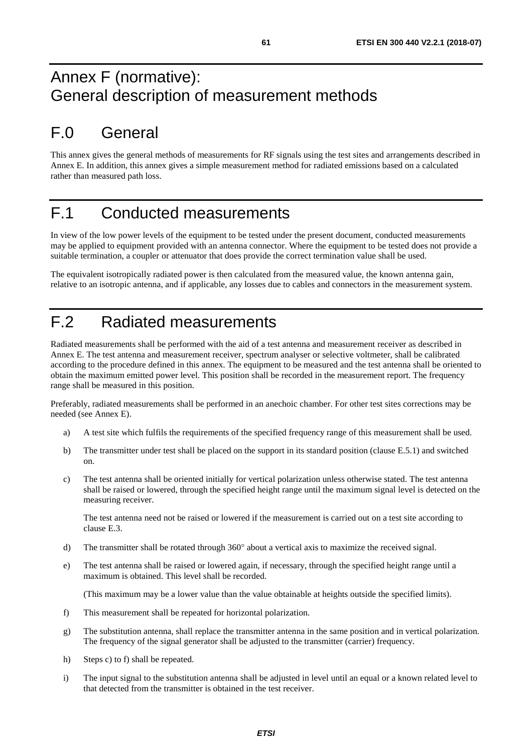# Annex F (normative): General description of measurement methods

# F.0 General

This annex gives the general methods of measurements for RF signals using the test sites and arrangements described in Annex E. In addition, this annex gives a simple measurement method for radiated emissions based on a calculated rather than measured path loss.

# F.1 Conducted measurements

In view of the low power levels of the equipment to be tested under the present document, conducted measurements may be applied to equipment provided with an antenna connector. Where the equipment to be tested does not provide a suitable termination, a coupler or attenuator that does provide the correct termination value shall be used.

The equivalent isotropically radiated power is then calculated from the measured value, the known antenna gain, relative to an isotropic antenna, and if applicable, any losses due to cables and connectors in the measurement system.

# F.2 Radiated measurements

Radiated measurements shall be performed with the aid of a test antenna and measurement receiver as described in Annex E. The test antenna and measurement receiver, spectrum analyser or selective voltmeter, shall be calibrated according to the procedure defined in this annex. The equipment to be measured and the test antenna shall be oriented to obtain the maximum emitted power level. This position shall be recorded in the measurement report. The frequency range shall be measured in this position.

Preferably, radiated measurements shall be performed in an anechoic chamber. For other test sites corrections may be needed (see Annex E).

a) A test site which fulfils the requirements of the specified frequency range of this measurement shall be used.

b) The transmitter under test shall be placed on the support in its standard position (clause E.5.1) and switched on.

c) The test antenna shall be oriented initially for vertical polarization unless otherwise stated. The test antenna shall be raised or lowered, through the specified height range until the maximum signal level is detected on the measuring receiver.

   The test antenna need not be raised or lowered if the measurement is carried out on a test site according to clause E.3.

d) The transmitter shall be rotated through 360° about a vertical axis to maximize the received signal.

e) The test antenna shall be raised or lowered again, if necessary, through the specified height range until a maximum is obtained. This level shall be recorded.

   (This maximum may be a lower value than the value obtainable at heights outside the specified limits).

f) This measurement shall be repeated for horizontal polarization.

g) The substitution antenna, shall replace the transmitter antenna in the same position and in vertical polarization. The frequency of the signal generator shall be adjusted to the transmitter (carrier) frequency.

h) Steps c) to f) shall be repeated.

i) The input signal to the substitution antenna shall be adjusted in level until an equal or a known related level to that detected from the transmitter is obtained in the test receiver.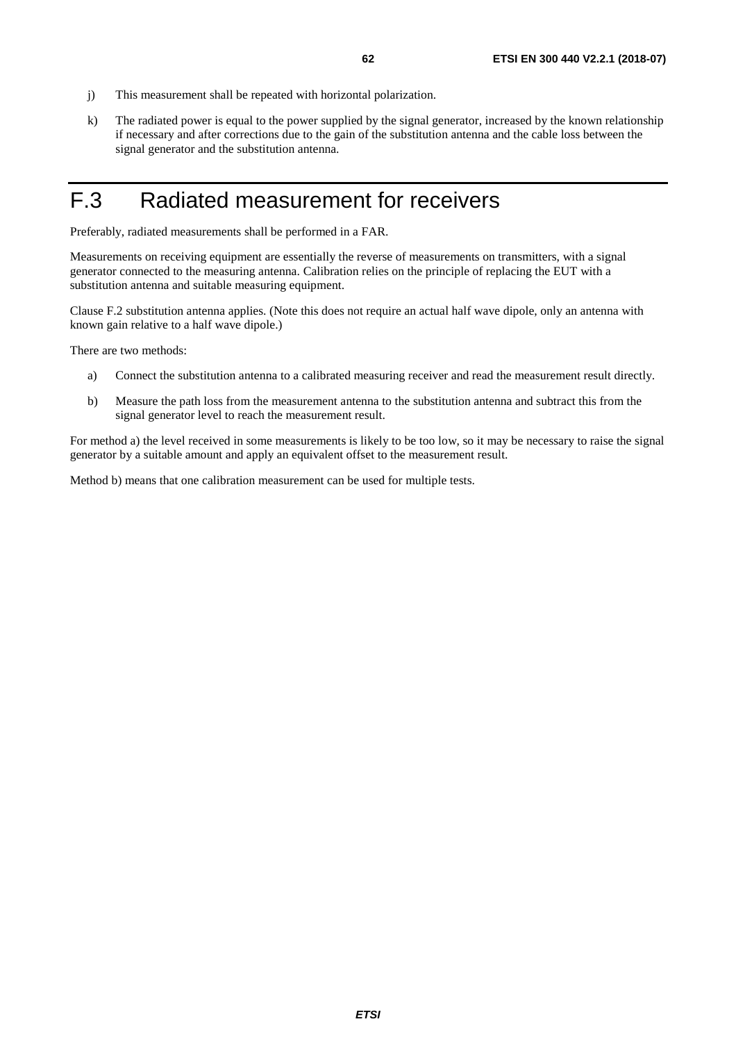j) This measurement shall be repeated with horizontal polarization.

k) The radiated power is equal to the power supplied by the signal generator, increased by the known relationship if necessary and after corrections due to the gain of the substitution antenna and the cable loss between the signal generator and the substitution antenna.

# F.3 Radiated measurement for receivers

Preferably, radiated measurements shall be performed in a FAR.

Measurements on receiving equipment are essentially the reverse of measurements on transmitters, with a signal generator connected to the measuring antenna. Calibration relies on the principle of replacing the EUT with a substitution antenna and suitable measuring equipment.

Clause F.2 substitution antenna applies. (Note this does not require an actual half wave dipole, only an antenna with known gain relative to a half wave dipole.)

There are two methods:

a) Connect the substitution antenna to a calibrated measuring receiver and read the measurement result directly.

b) Measure the path loss from the measurement antenna to the substitution antenna and subtract this from the signal generator level to reach the measurement result.

For method a) the level received in some measurements is likely to be too low, so it may be necessary to raise the signal generator by a suitable amount and apply an equivalent offset to the measurement result.

Method b) means that one calibration measurement can be used for multiple tests.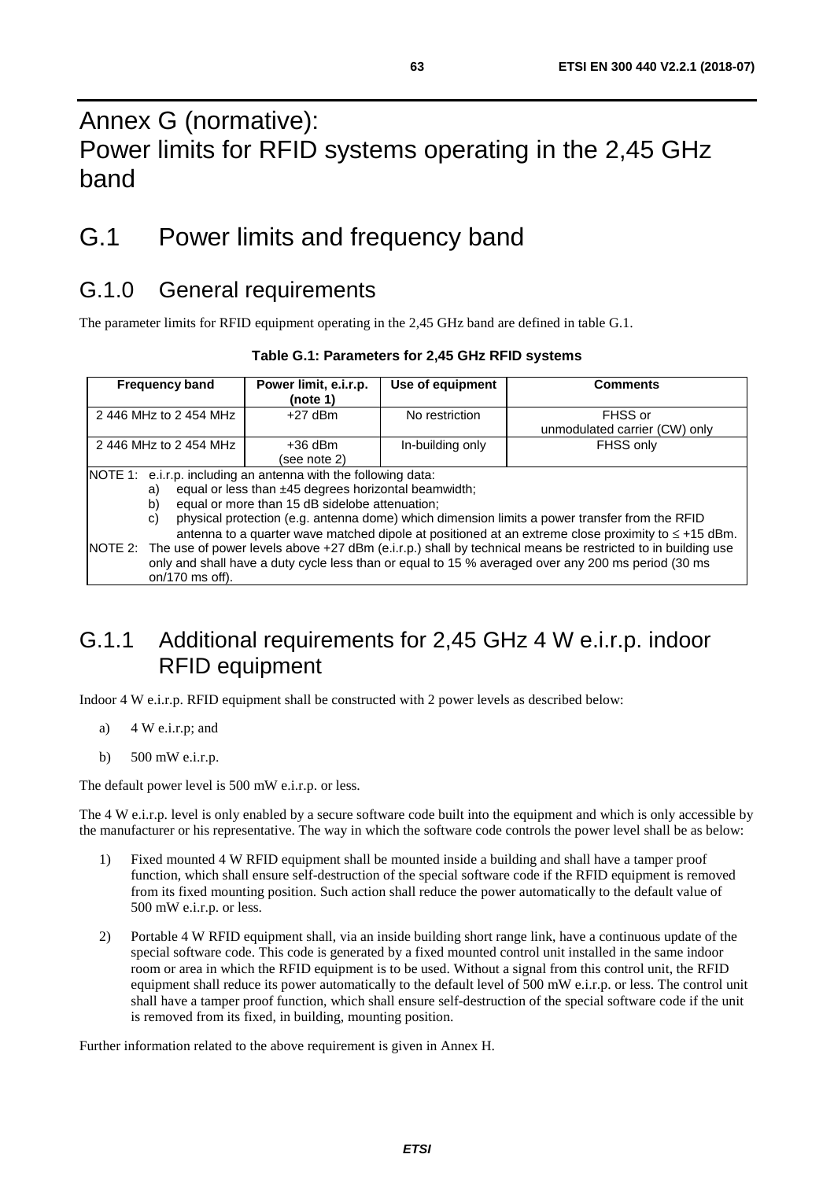# Annex G (normative): Power limits for RFID systems operating in the 2,45 GHz band

## G.1 Power limits and frequency band

### G.1.0 General requirements

The parameter limits for RFID equipment operating in the 2,45 GHz band are defined in table G.1.

**Table G.1: Parameters for 2,45 GHz RFID systems**

| Frequency band | Power limit, e.i.r.p. (note 1) | Use of equipment | Comments |
|---|---|---|---|
| 2 446 MHz to 2 454 MHz | +27 dBm | No restriction | FHSS or unmodulated carrier (CW) only |
| 2 446 MHz to 2 454 MHz | +36 dBm (see note 2) | In-building only | FHSS only |

NOTE 1: e.i.r.p. including an antenna with the following data:
- a) equal or less than ±45 degrees horizontal beamwidth;
- b) equal or more than 15 dB sidelobe attenuation;
- c) physical protection (e.g. antenna dome) which dimension limits a power transfer from the RFID antenna to a quarter wave matched dipole at positioned at an extreme close proximity to ≤ +15 dBm.

NOTE 2: The use of power levels above +27 dBm (e.i.r.p.) shall by technical means be restricted to in building use only and shall have a duty cycle less than or equal to 15 % averaged over any 200 ms period (30 ms on/170 ms off).

### G.1.1 Additional requirements for 2,45 GHz 4 W e.i.r.p. indoor RFID equipment

Indoor 4 W e.i.r.p. RFID equipment shall be constructed with 2 power levels as described below:

a) 4 W e.i.r.p; and

b) 500 mW e.i.r.p.

The default power level is 500 mW e.i.r.p. or less.

The 4 W e.i.r.p. level is only enabled by a secure software code built into the equipment and which is only accessible by the manufacturer or his representative. The way in which the software code controls the power level shall be as below:

1) Fixed mounted 4 W RFID equipment shall be mounted inside a building and shall have a tamper proof function, which shall ensure self-destruction of the special software code if the RFID equipment is removed from its fixed mounting position. Such action shall reduce the power automatically to the default value of 500 mW e.i.r.p. or less.

2) Portable 4 W RFID equipment shall, via an inside building short range link, have a continuous update of the special software code. This code is generated by a fixed mounted control unit installed in the same indoor room or area in which the RFID equipment is to be used. Without a signal from this control unit, the RFID equipment shall reduce its power automatically to the default level of 500 mW e.i.r.p. or less. The control unit shall have a tamper proof function, which shall ensure self-destruction of the special software code if the unit is removed from its fixed, in building, mounting position.

Further information related to the above requirement is given in Annex H.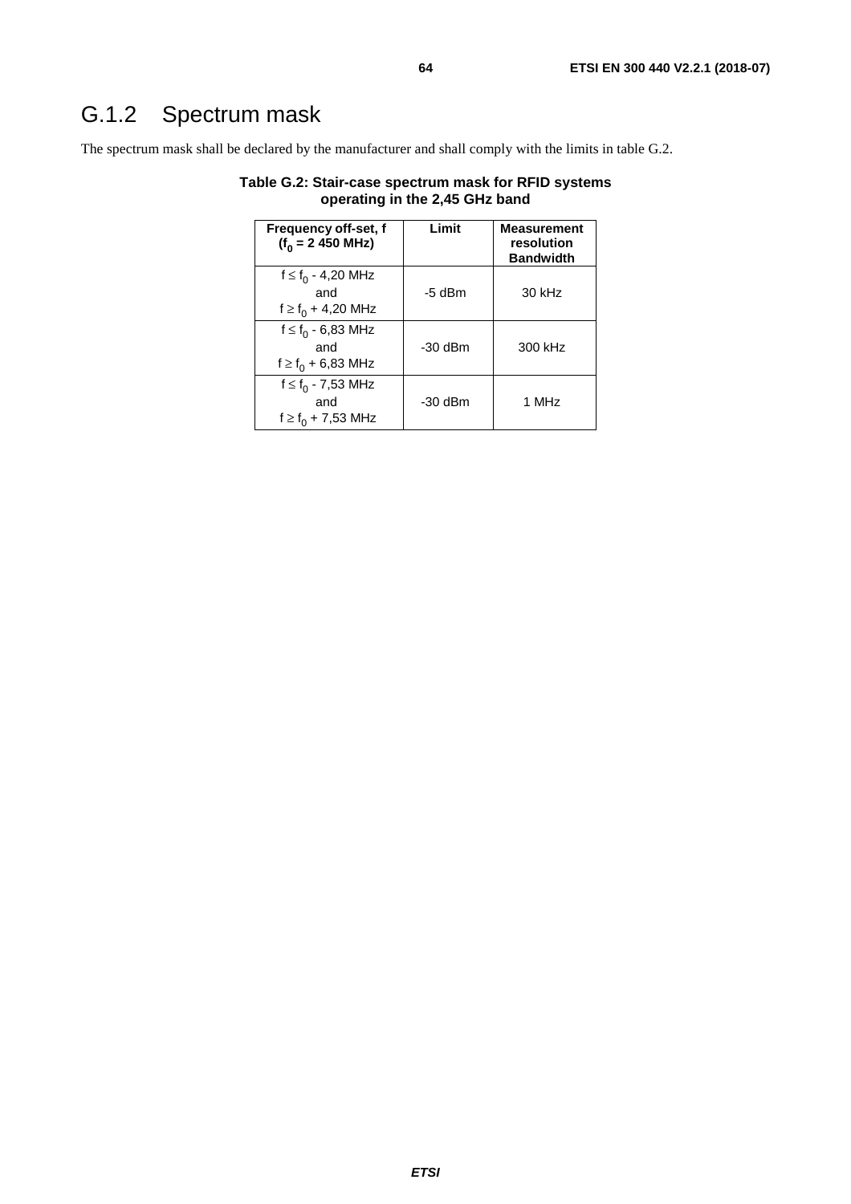## G.1.2 Spectrum mask

The spectrum mask shall be declared by the manufacturer and shall comply with the limits in table G.2.

**Table G.2: Stair-case spectrum mask for RFID systems operating in the 2,45 GHz band**

| Frequency off-set, f ($f_0$ = 2 450 MHz) | Limit | Measurement resolution Bandwidth |
|---|---|---|
| f ≤ $f_0$ - 4,20 MHz and f ≥ $f_0$ + 4,20 MHz | -5 dBm | 30 kHz |
| f ≤ $f_0$ - 6,83 MHz and f ≥ $f_0$ + 6,83 MHz | -30 dBm | 300 kHz |
| f ≤ $f_0$ - 7,53 MHz and f ≥ $f_0$ + 7,53 MHz | -30 dBm | 1 MHz |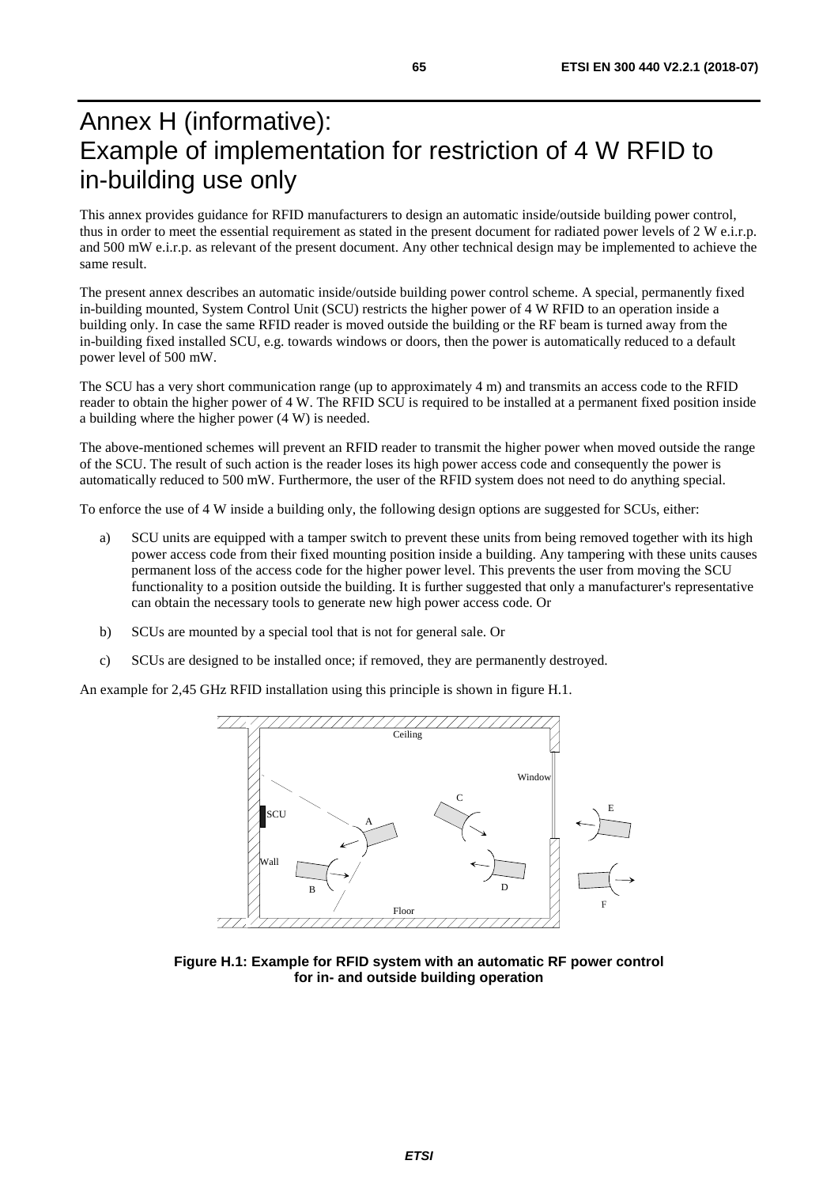# Annex H (informative): Example of implementation for restriction of 4 W RFID to in-building use only

This annex provides guidance for RFID manufacturers to design an automatic inside/outside building power control, thus in order to meet the essential requirement as stated in the present document for radiated power levels of 2 W e.i.r.p. and 500 mW e.i.r.p. as relevant of the present document. Any other technical design may be implemented to achieve the same result.

The present annex describes an automatic inside/outside building power control scheme. A special, permanently fixed in-building mounted, System Control Unit (SCU) restricts the higher power of 4 W RFID to an operation inside a building only. In case the same RFID reader is moved outside the building or the RF beam is turned away from the in-building fixed installed SCU, e.g. towards windows or doors, then the power is automatically reduced to a default power level of 500 mW.

The SCU has a very short communication range (up to approximately 4 m) and transmits an access code to the RFID reader to obtain the higher power of 4 W. The RFID SCU is required to be installed at a permanent fixed position inside a building where the higher power (4 W) is needed.

The above-mentioned schemes will prevent an RFID reader to transmit the higher power when moved outside the range of the SCU. The result of such action is the reader loses its high power access code and consequently the power is automatically reduced to 500 mW. Furthermore, the user of the RFID system does not need to do anything special.

To enforce the use of 4 W inside a building only, the following design options are suggested for SCUs, either:

a) SCU units are equipped with a tamper switch to prevent these units from being removed together with its high power access code from their fixed mounting position inside a building. Any tampering with these units causes permanent loss of the access code for the higher power level. This prevents the user from moving the SCU functionality to a position outside the building. It is further suggested that only a manufacturer's representative can obtain the necessary tools to generate new high power access code. Or

b) SCUs are mounted by a special tool that is not for general sale. Or

c) SCUs are designed to be installed once; if removed, they are permanently destroyed.

An example for 2,45 GHz RFID installation using this principle is shown in figure H.1.

**Figure H.1: Example for RFID system with an automatic RF power control for in- and outside building operation**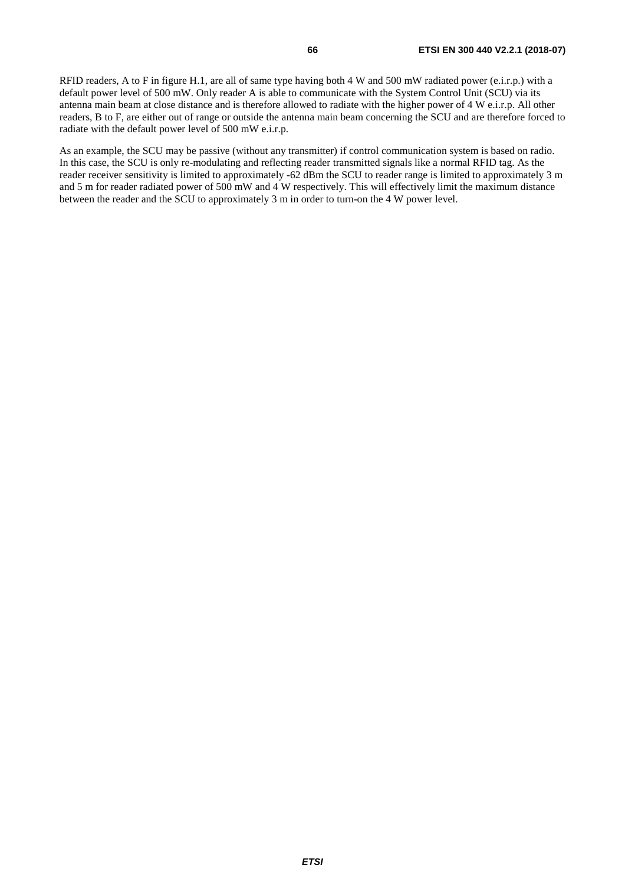RFID readers, A to F in figure H.1, are all of same type having both 4 W and 500 mW radiated power (e.i.r.p.) with a default power level of 500 mW. Only reader A is able to communicate with the System Control Unit (SCU) via its antenna main beam at close distance and is therefore allowed to radiate with the higher power of 4 W e.i.r.p. All other readers, B to F, are either out of range or outside the antenna main beam concerning the SCU and are therefore forced to radiate with the default power level of 500 mW e.i.r.p.

As an example, the SCU may be passive (without any transmitter) if control communication system is based on radio. In this case, the SCU is only re-modulating and reflecting reader transmitted signals like a normal RFID tag. As the reader receiver sensitivity is limited to approximately -62 dBm the SCU to reader range is limited to approximately 3 m and 5 m for reader radiated power of 500 mW and 4 W respectively. This will effectively limit the maximum distance between the reader and the SCU to approximately 3 m in order to turn-on the 4 W power level.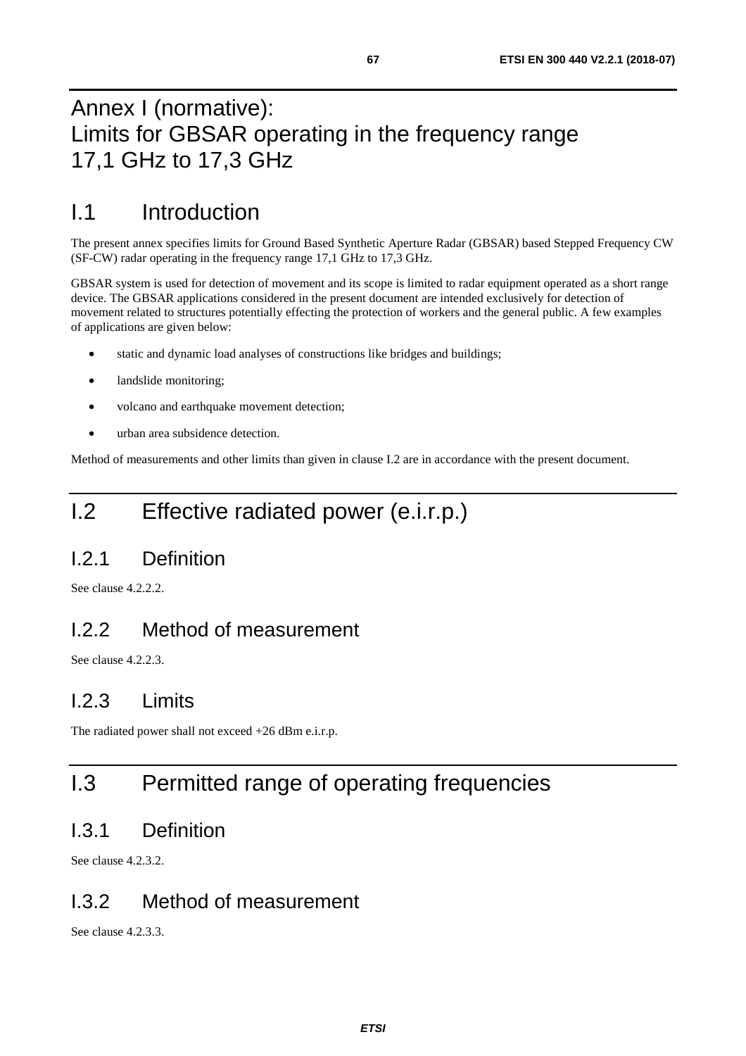# Annex I (normative): Limits for GBSAR operating in the frequency range 17,1 GHz to 17,3 GHz

## I.1 Introduction

The present annex specifies limits for Ground Based Synthetic Aperture Radar (GBSAR) based Stepped Frequency CW (SF-CW) radar operating in the frequency range 17,1 GHz to 17,3 GHz.

GBSAR system is used for detection of movement and its scope is limited to radar equipment operated as a short range device. The GBSAR applications considered in the present document are intended exclusively for detection of movement related to structures potentially effecting the protection of workers and the general public. A few examples of applications are given below:

- static and dynamic load analyses of constructions like bridges and buildings;
- landslide monitoring;
- volcano and earthquake movement detection;
- urban area subsidence detection.

Method of measurements and other limits than given in clause I.2 are in accordance with the present document.

## I.2 Effective radiated power (e.i.r.p.)

### I.2.1 Definition

See clause 4.2.2.2.

### I.2.2 Method of measurement

See clause 4.2.2.3.

### I.2.3 Limits

The radiated power shall not exceed +26 dBm e.i.r.p.

## I.3 Permitted range of operating frequencies

### I.3.1 Definition

See clause 4.2.3.2.

### I.3.2 Method of measurement

See clause 4.2.3.3.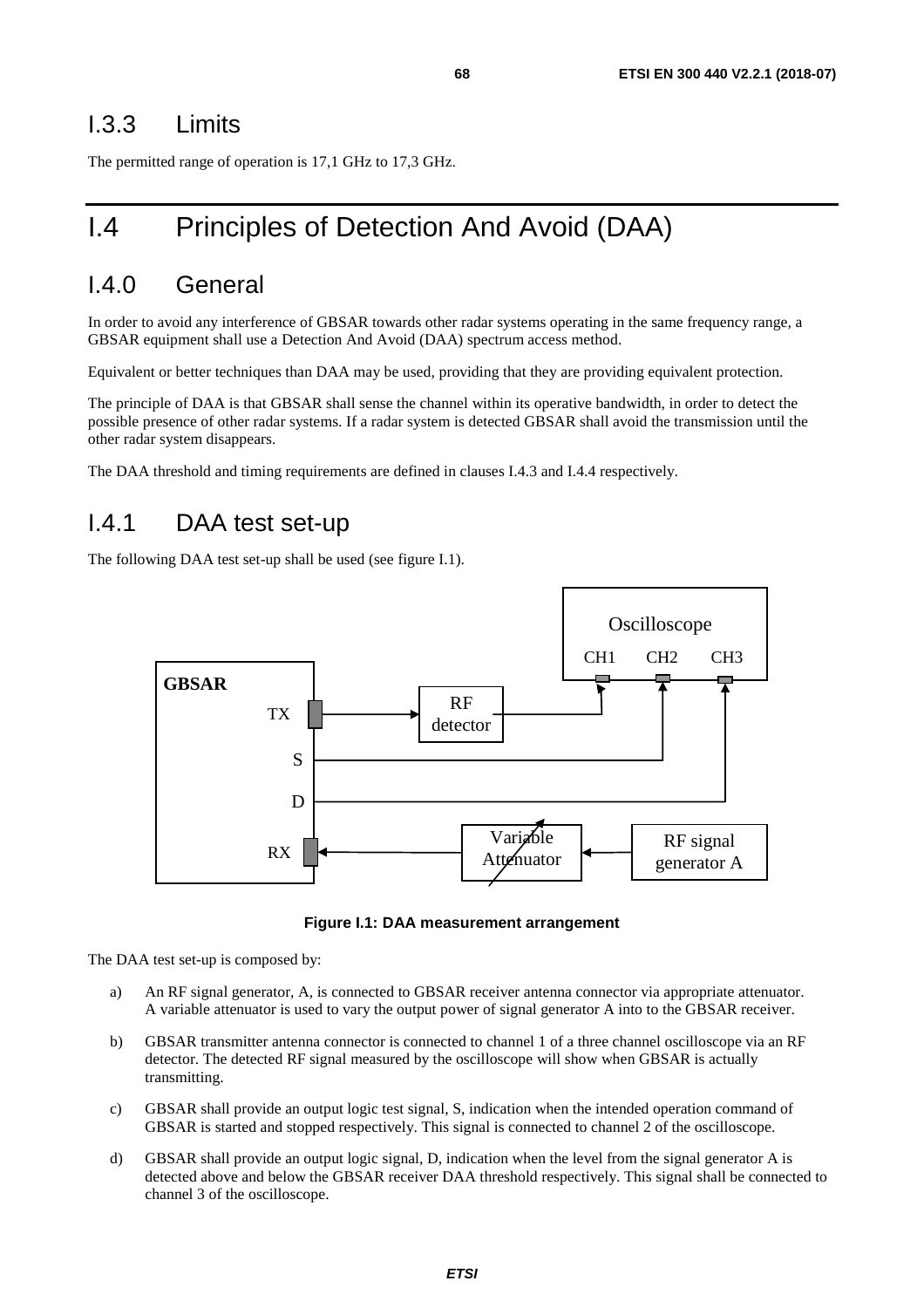## I.3.3 Limits

The permitted range of operation is 17,1 GHz to 17,3 GHz.

# I.4 Principles of Detection And Avoid (DAA)

## I.4.0 General

In order to avoid any interference of GBSAR towards other radar systems operating in the same frequency range, a GBSAR equipment shall use a Detection And Avoid (DAA) spectrum access method.

Equivalent or better techniques than DAA may be used, providing that they are providing equivalent protection.

The principle of DAA is that GBSAR shall sense the channel within its operative bandwidth, in order to detect the possible presence of other radar systems. If a radar system is detected GBSAR shall avoid the transmission until the other radar system disappears.

The DAA threshold and timing requirements are defined in clauses I.4.3 and I.4.4 respectively.

## I.4.1 DAA test set-up

The following DAA test set-up shall be used (see figure I.1).

**Figure I.1: DAA measurement arrangement**

The DAA test set-up is composed by:

a) An RF signal generator, A, is connected to GBSAR receiver antenna connector via appropriate attenuator. A variable attenuator is used to vary the output power of signal generator A into to the GBSAR receiver.

b) GBSAR transmitter antenna connector is connected to channel 1 of a three channel oscilloscope via an RF detector. The detected RF signal measured by the oscilloscope will show when GBSAR is actually transmitting.

c) GBSAR shall provide an output logic test signal, S, indication when the intended operation command of GBSAR is started and stopped respectively. This signal is connected to channel 2 of the oscilloscope.

d) GBSAR shall provide an output logic signal, D, indication when the level from the signal generator A is detected above and below the GBSAR receiver DAA threshold respectively. This signal shall be connected to channel 3 of the oscilloscope.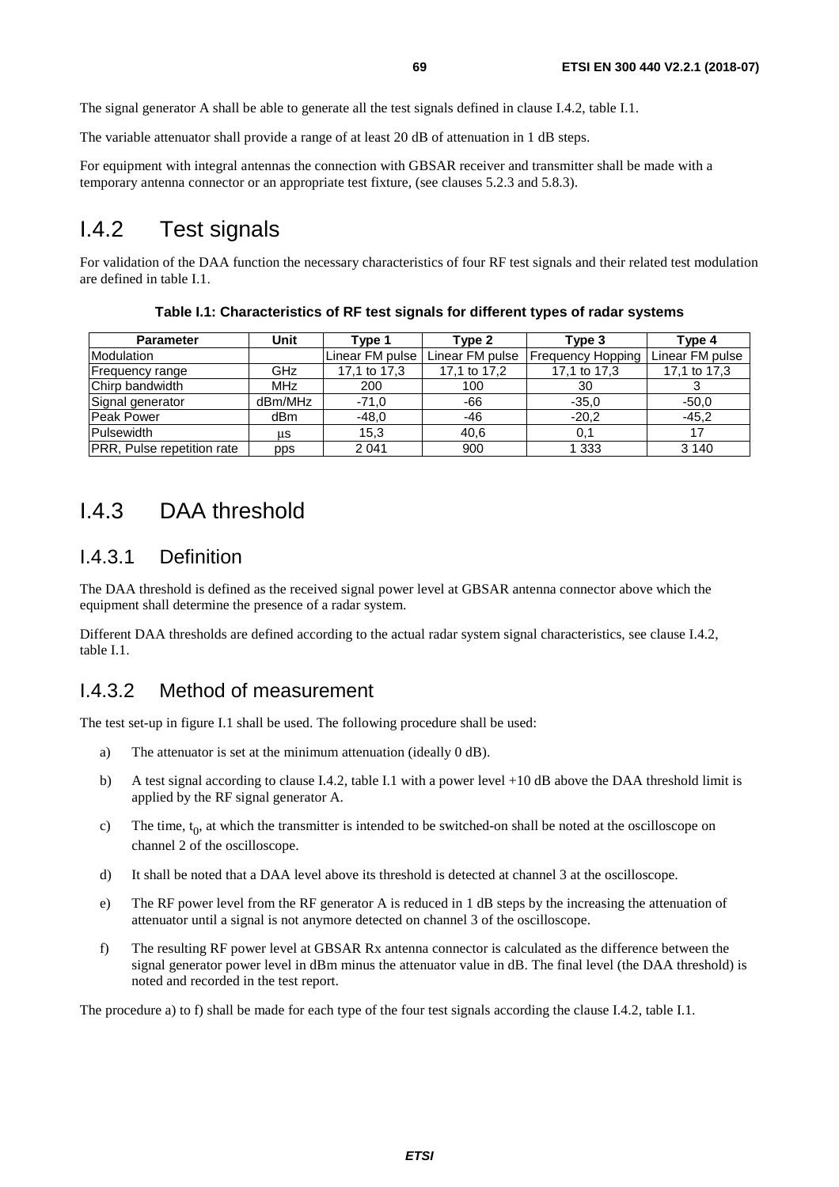The signal generator A shall be able to generate all the test signals defined in clause I.4.2, table I.1.

The variable attenuator shall provide a range of at least 20 dB of attenuation in 1 dB steps.

For equipment with integral antennas the connection with GBSAR receiver and transmitter shall be made with a temporary antenna connector or an appropriate test fixture, (see clauses 5.2.3 and 5.8.3).

## I.4.2 Test signals

For validation of the DAA function the necessary characteristics of four RF test signals and their related test modulation are defined in table I.1.

**Table I.1: Characteristics of RF test signals for different types of radar systems**

| Parameter | Unit | Type 1 | Type 2 | Type 3 | Type 4 |
|---|---|---|---|---|---|
| Modulation | | Linear FM pulse | Linear FM pulse | Frequency Hopping | Linear FM pulse |
| Frequency range | GHz | 17,1 to 17,3 | 17,1 to 17,2 | 17,1 to 17,3 | 17,1 to 17,3 |
| Chirp bandwidth | MHz | 200 | 100 | 30 | 3 |
| Signal generator | dBm/MHz | -71,0 | -66 | -35,0 | -50,0 |
| Peak Power | dBm | -48,0 | -46 | -20,2 | -45,2 |
| Pulsewidth | µs | 15,3 | 40,6 | 0,1 | 17 |
| PRR, Pulse repetition rate | pps | 2 041 | 900 | 1 333 | 3 140 |

## I.4.3 DAA threshold

### I.4.3.1 Definition

The DAA threshold is defined as the received signal power level at GBSAR antenna connector above which the equipment shall determine the presence of a radar system.

Different DAA thresholds are defined according to the actual radar system signal characteristics, see clause I.4.2, table I.1.

### I.4.3.2 Method of measurement

The test set-up in figure I.1 shall be used. The following procedure shall be used:

a) The attenuator is set at the minimum attenuation (ideally 0 dB).

b) A test signal according to clause I.4.2, table I.1 with a power level +10 dB above the DAA threshold limit is applied by the RF signal generator A.

c) The time, $t_0$, at which the transmitter is intended to be switched-on shall be noted at the oscilloscope on channel 2 of the oscilloscope.

d) It shall be noted that a DAA level above its threshold is detected at channel 3 at the oscilloscope.

e) The RF power level from the RF generator A is reduced in 1 dB steps by the increasing the attenuation of attenuator until a signal is not anymore detected on channel 3 of the oscilloscope.

f) The resulting RF power level at GBSAR Rx antenna connector is calculated as the difference between the signal generator power level in dBm minus the attenuator value in dB. The final level (the DAA threshold) is noted and recorded in the test report.

The procedure a) to f) shall be made for each type of the four test signals according the clause I.4.2, table I.1.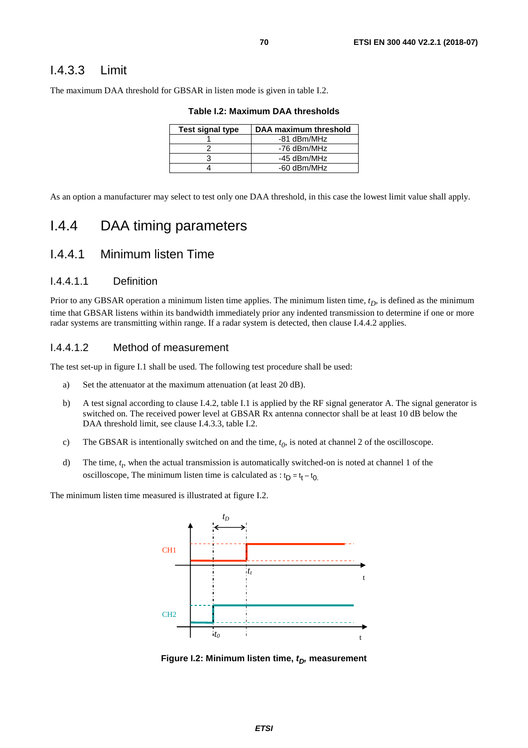### I.4.3.3 Limit

The maximum DAA threshold for GBSAR in listen mode is given in table I.2.

**Table I.2: Maximum DAA thresholds**

| Test signal type | DAA maximum threshold |
|---|---|
| 1 | -81 dBm/MHz |
| 2 | -76 dBm/MHz |
| 3 | -45 dBm/MHz |
| 4 | -60 dBm/MHz |

As an option a manufacturer may select to test only one DAA threshold, in this case the lowest limit value shall apply.

## I.4.4 DAA timing parameters

### I.4.4.1 Minimum listen Time

#### I.4.4.1.1 Definition

Prior to any GBSAR operation a minimum listen time applies. The minimum listen time, $t_D$, is defined as the minimum time that GBSAR listens within its bandwidth immediately prior any indented transmission to determine if one or more radar systems are transmitting within range. If a radar system is detected, then clause I.4.4.2 applies.

#### I.4.4.1.2 Method of measurement

The test set-up in figure I.1 shall be used. The following test procedure shall be used:

a) Set the attenuator at the maximum attenuation (at least 20 dB).

b) A test signal according to clause I.4.2, table I.1 is applied by the RF signal generator A. The signal generator is switched on. The received power level at GBSAR Rx antenna connector shall be at least 10 dB below the DAA threshold limit, see clause I.4.3.3, table I.2.

c) The GBSAR is intentionally switched on and the time, $t_0$, is noted at channel 2 of the oscilloscope.

d) The time, $t_t$, when the actual transmission is automatically switched-on is noted at channel 1 of the oscilloscope, The minimum listen time is calculated as : $t_D = t_t - t_0$.

The minimum listen time measured is illustrated at figure I.2.

**Figure I.2: Minimum listen time, $t_D$, measurement**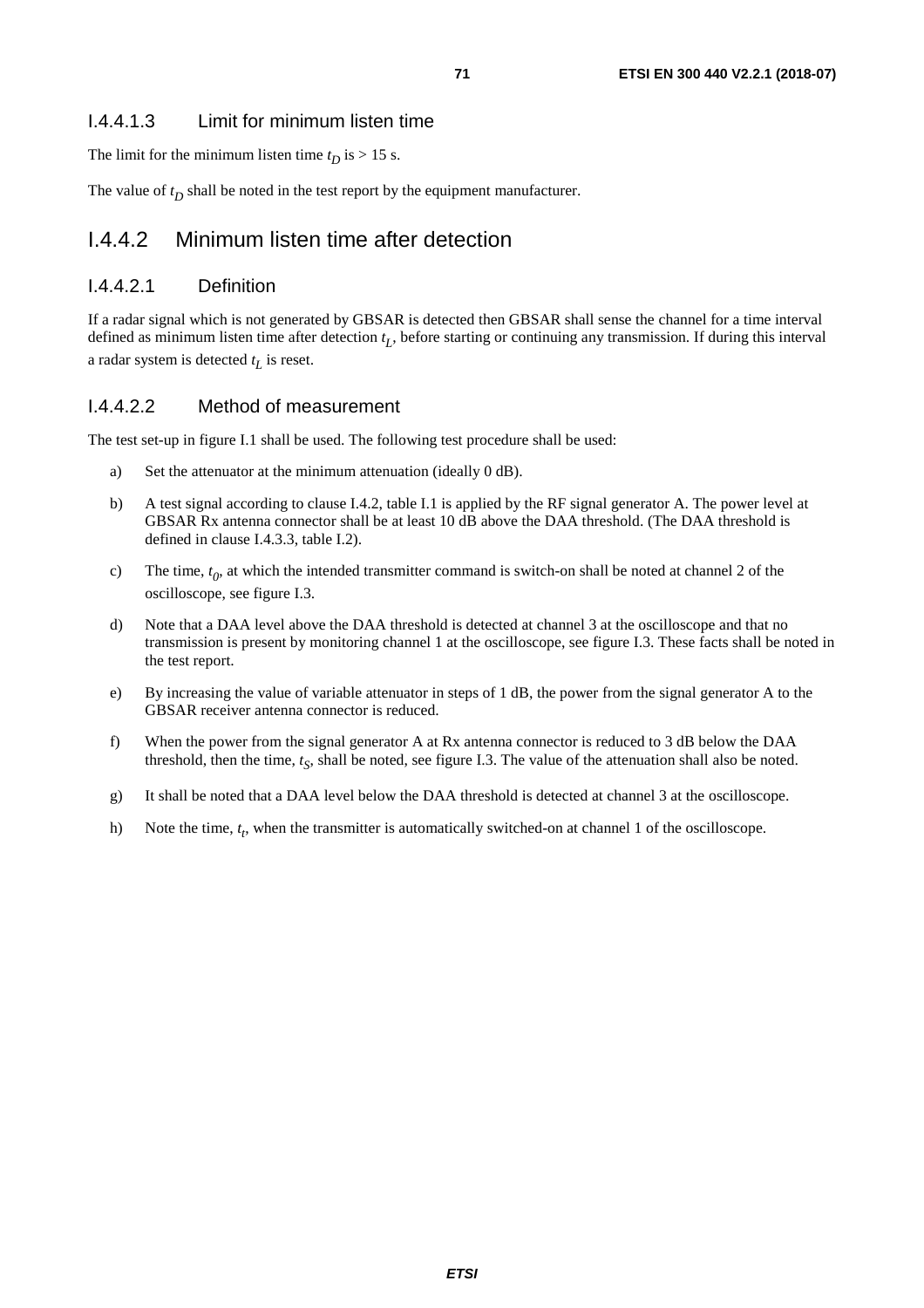#### I.4.4.1.3 Limit for minimum listen time

The limit for the minimum listen time $t_D$ is > 15 s.

The value of $t_D$ shall be noted in the test report by the equipment manufacturer.

### I.4.4.2 Minimum listen time after detection

#### I.4.4.2.1 Definition

If a radar signal which is not generated by GBSAR is detected then GBSAR shall sense the channel for a time interval defined as minimum listen time after detection $t_L$, before starting or continuing any transmission. If during this interval a radar system is detected $t_L$ is reset.

#### I.4.4.2.2 Method of measurement

The test set-up in figure I.1 shall be used. The following test procedure shall be used:

a) Set the attenuator at the minimum attenuation (ideally 0 dB).

b) A test signal according to clause I.4.2, table I.1 is applied by the RF signal generator A. The power level at GBSAR Rx antenna connector shall be at least 10 dB above the DAA threshold. (The DAA threshold is defined in clause I.4.3.3, table I.2).

c) The time, $t_0$, at which the intended transmitter command is switch-on shall be noted at channel 2 of the oscilloscope, see figure I.3.

d) Note that a DAA level above the DAA threshold is detected at channel 3 at the oscilloscope and that no transmission is present by monitoring channel 1 at the oscilloscope, see figure I.3. These facts shall be noted in the test report.

e) By increasing the value of variable attenuator in steps of 1 dB, the power from the signal generator A to the GBSAR receiver antenna connector is reduced.

f) When the power from the signal generator A at Rx antenna connector is reduced to 3 dB below the DAA threshold, then the time, $t_S$, shall be noted, see figure I.3. The value of the attenuation shall also be noted.

g) It shall be noted that a DAA level below the DAA threshold is detected at channel 3 at the oscilloscope.

h) Note the time, $t_t$, when the transmitter is automatically switched-on at channel 1 of the oscilloscope.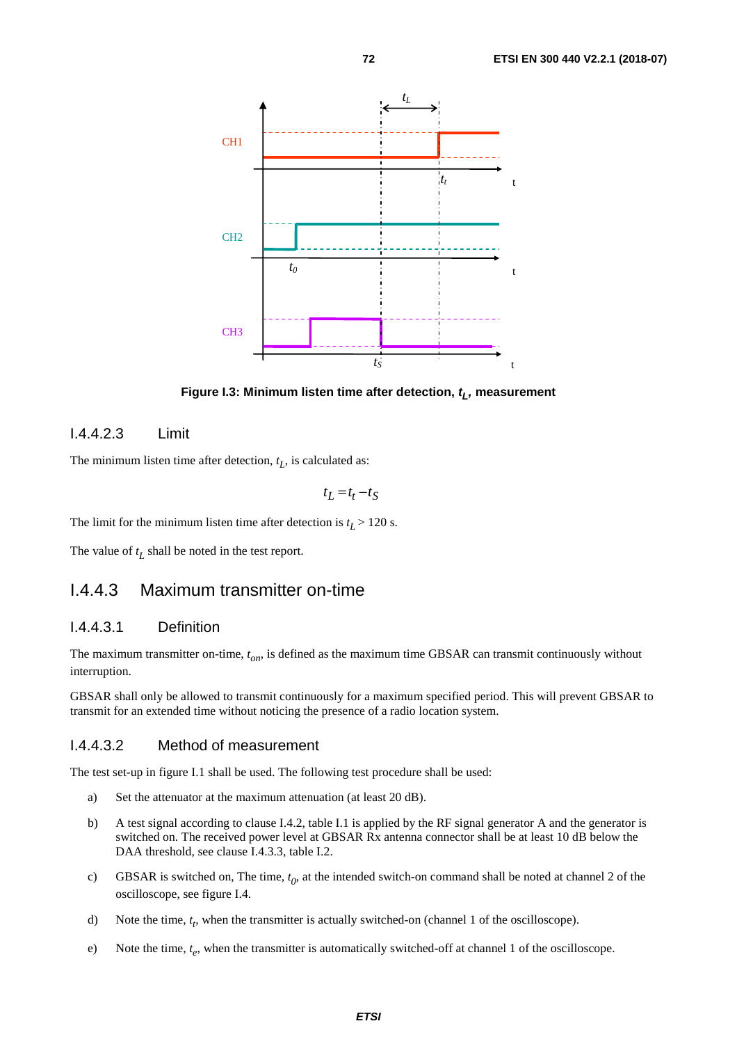**Figure I.3: Minimum listen time after detection, $t_L$, measurement**

#### I.4.4.2.3 Limit

The minimum listen time after detection, $t_L$, is calculated as:

$$t_L = t_t - t_S$$

The limit for the minimum listen time after detection is $t_L > 120$ s.

The value of $t_L$ shall be noted in the test report.

### I.4.4.3 Maximum transmitter on-time

#### I.4.4.3.1 Definition

The maximum transmitter on-time, $t_{on}$, is defined as the maximum time GBSAR can transmit continuously without interruption.

GBSAR shall only be allowed to transmit continuously for a maximum specified period. This will prevent GBSAR to transmit for an extended time without noticing the presence of a radio location system.

#### I.4.4.3.2 Method of measurement

The test set-up in figure I.1 shall be used. The following test procedure shall be used:

a) Set the attenuator at the maximum attenuation (at least 20 dB).

b) A test signal according to clause I.4.2, table I.1 is applied by the RF signal generator A and the generator is switched on. The received power level at GBSAR Rx antenna connector shall be at least 10 dB below the DAA threshold, see clause I.4.3.3, table I.2.

c) GBSAR is switched on, The time, $t_0$, at the intended switch-on command shall be noted at channel 2 of the oscilloscope, see figure I.4.

d) Note the time, $t_t$, when the transmitter is actually switched-on (channel 1 of the oscilloscope).

e) Note the time, $t_e$, when the transmitter is automatically switched-off at channel 1 of the oscilloscope.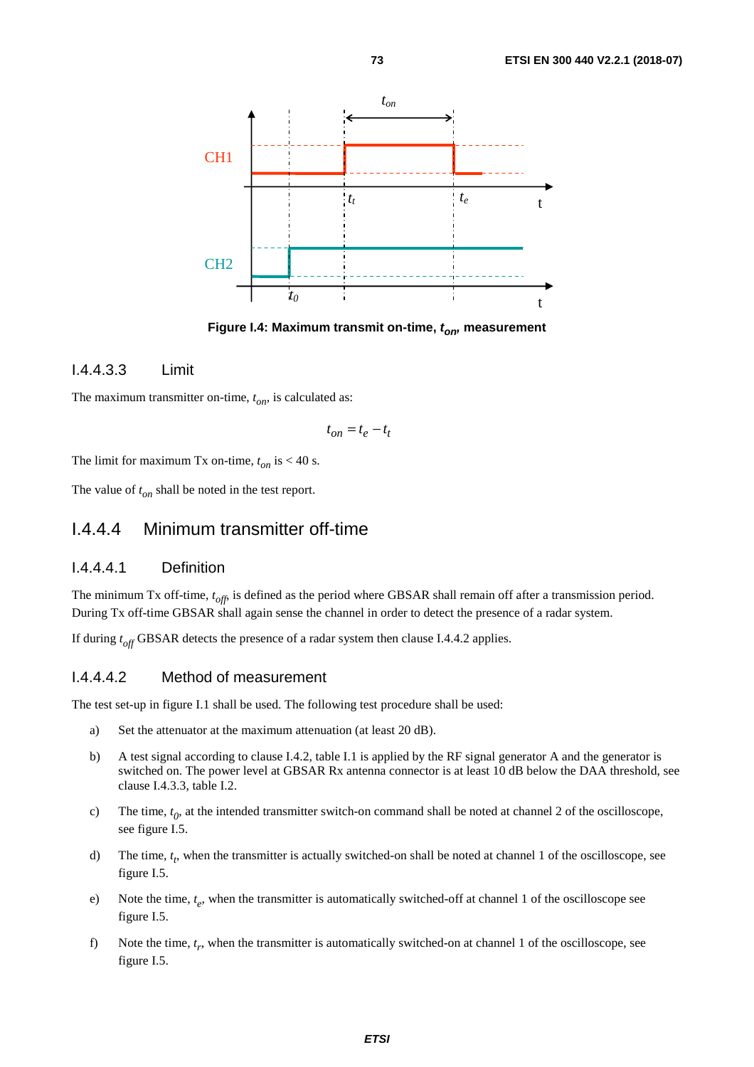Figure I.4: Maximum transmit on-time, $t_{on}$, measurement

### I.4.4.3.3 Limit

The maximum transmitter on-time, $t_{on}$, is calculated as:

$$t_{on} = t_e - t_t$$

The limit for maximum Tx on-time, $t_{on}$ is < 40 s.

The value of $t_{on}$ shall be noted in the test report.

## I.4.4.4 Minimum transmitter off-time

### I.4.4.4.1 Definition

The minimum Tx off-time, $t_{off}$, is defined as the period where GBSAR shall remain off after a transmission period. During Tx off-time GBSAR shall again sense the channel in order to detect the presence of a radar system.

If during $t_{off}$ GBSAR detects the presence of a radar system then clause I.4.4.2 applies.

### I.4.4.4.2 Method of measurement

The test set-up in figure I.1 shall be used. The following test procedure shall be used:

a) Set the attenuator at the maximum attenuation (at least 20 dB).

b) A test signal according to clause I.4.2, table I.1 is applied by the RF signal generator A and the generator is switched on. The power level at GBSAR Rx antenna connector is at least 10 dB below the DAA threshold, see clause I.4.3.3, table I.2.

c) The time, $t_0$, at the intended transmitter switch-on command shall be noted at channel 2 of the oscilloscope, see figure I.5.

d) The time, $t_t$, when the transmitter is actually switched-on shall be noted at channel 1 of the oscilloscope, see figure I.5.

e) Note the time, $t_e$, when the transmitter is automatically switched-off at channel 1 of the oscilloscope see figure I.5.

f) Note the time, $t_r$, when the transmitter is automatically switched-on at channel 1 of the oscilloscope, see figure I.5.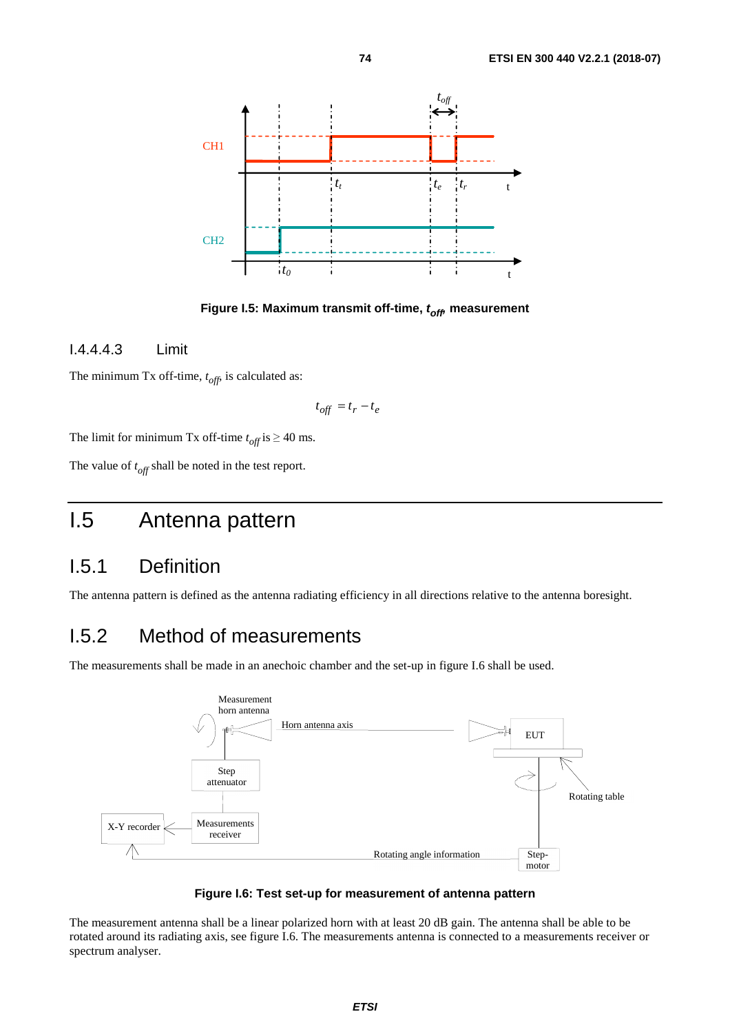**Figure I.5: Maximum transmit off-time, $t_{off}$, measurement**

#### I.4.4.4.3 Limit

The minimum Tx off-time, $t_{off}$, is calculated as:

$$t_{off} = t_r - t_e$$

The limit for minimum Tx off-time $t_{off}$ is ≥ 40 ms.

The value of $t_{off}$ shall be noted in the test report.

# I.5 Antenna pattern

## I.5.1 Definition

The antenna pattern is defined as the antenna radiating efficiency in all directions relative to the antenna boresight.

## I.5.2 Method of measurements

The measurements shall be made in an anechoic chamber and the set-up in figure I.6 shall be used.

**Figure I.6: Test set-up for measurement of antenna pattern**

The measurement antenna shall be a linear polarized horn with at least 20 dB gain. The antenna shall be able to be rotated around its radiating axis, see figure I.6. The measurements antenna is connected to a measurements receiver or spectrum analyser.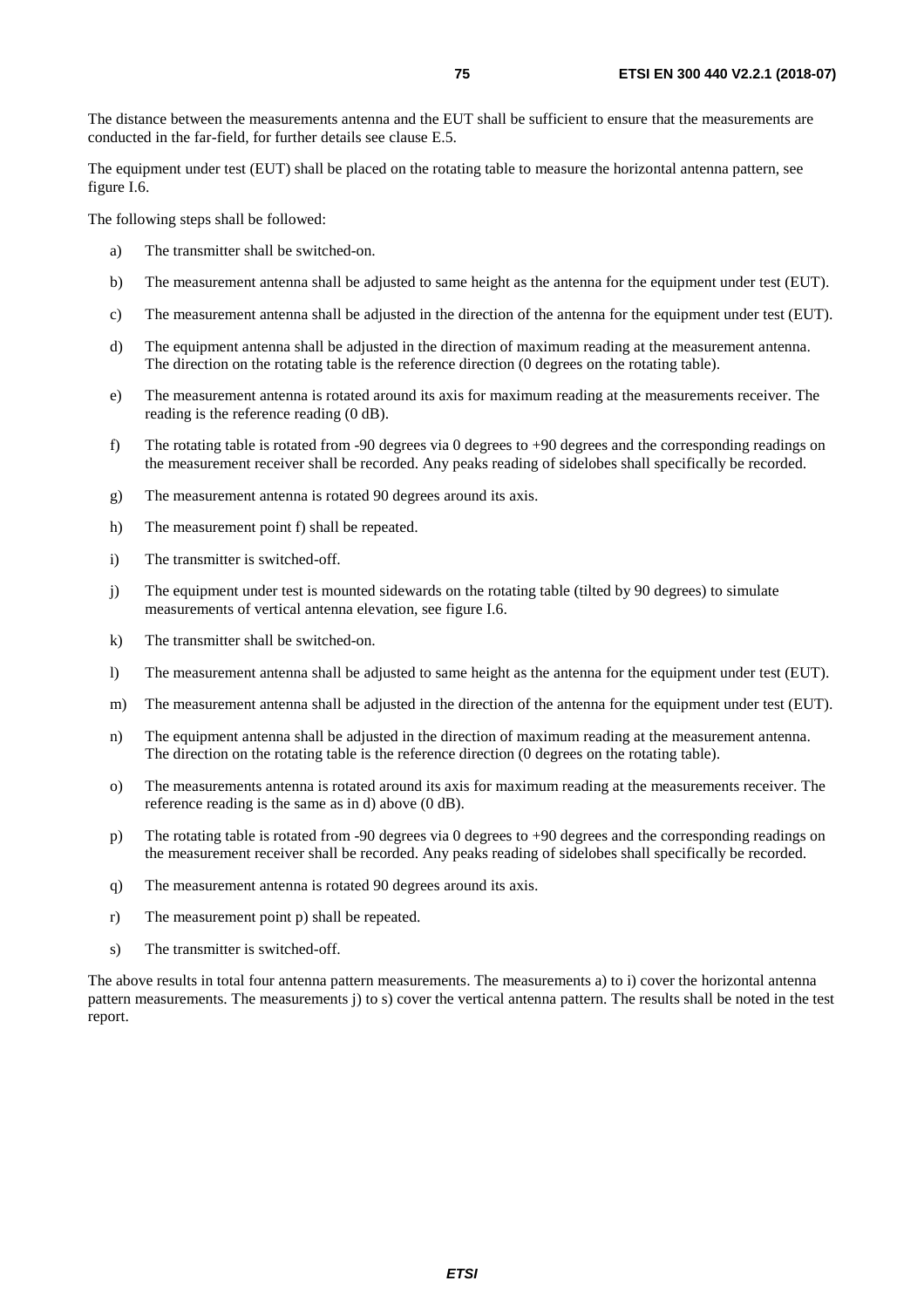The distance between the measurements antenna and the EUT shall be sufficient to ensure that the measurements are conducted in the far-field, for further details see clause E.5.

The equipment under test (EUT) shall be placed on the rotating table to measure the horizontal antenna pattern, see figure I.6.

The following steps shall be followed:

a) The transmitter shall be switched-on.

b) The measurement antenna shall be adjusted to same height as the antenna for the equipment under test (EUT).

c) The measurement antenna shall be adjusted in the direction of the antenna for the equipment under test (EUT).

d) The equipment antenna shall be adjusted in the direction of maximum reading at the measurement antenna. The direction on the rotating table is the reference direction (0 degrees on the rotating table).

e) The measurement antenna is rotated around its axis for maximum reading at the measurements receiver. The reading is the reference reading (0 dB).

f) The rotating table is rotated from -90 degrees via 0 degrees to +90 degrees and the corresponding readings on the measurement receiver shall be recorded. Any peaks reading of sidelobes shall specifically be recorded.

g) The measurement antenna is rotated 90 degrees around its axis.

h) The measurement point f) shall be repeated.

i) The transmitter is switched-off.

j) The equipment under test is mounted sidewards on the rotating table (tilted by 90 degrees) to simulate measurements of vertical antenna elevation, see figure I.6.

k) The transmitter shall be switched-on.

l) The measurement antenna shall be adjusted to same height as the antenna for the equipment under test (EUT).

m) The measurement antenna shall be adjusted in the direction of the antenna for the equipment under test (EUT).

n) The equipment antenna shall be adjusted in the direction of maximum reading at the measurement antenna. The direction on the rotating table is the reference direction (0 degrees on the rotating table).

o) The measurements antenna is rotated around its axis for maximum reading at the measurements receiver. The reference reading is the same as in d) above (0 dB).

p) The rotating table is rotated from -90 degrees via 0 degrees to +90 degrees and the corresponding readings on the measurement receiver shall be recorded. Any peaks reading of sidelobes shall specifically be recorded.

q) The measurement antenna is rotated 90 degrees around its axis.

r) The measurement point p) shall be repeated.

s) The transmitter is switched-off.

The above results in total four antenna pattern measurements. The measurements a) to i) cover the horizontal antenna pattern measurements. The measurements j) to s) cover the vertical antenna pattern. The results shall be noted in the test report.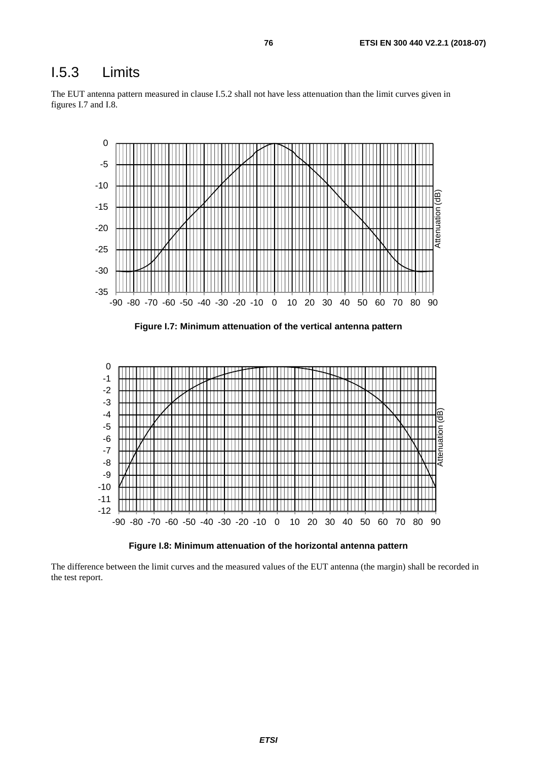# I.5.3 Limits

The EUT antenna pattern measured in clause I.5.2 shall not have less attenuation than the limit curves given in figures I.7 and I.8.

**Figure I.7: Minimum attenuation of the vertical antenna pattern**

**Figure I.8: Minimum attenuation of the horizontal antenna pattern**

The difference between the limit curves and the measured values of the EUT antenna (the margin) shall be recorded in the test report.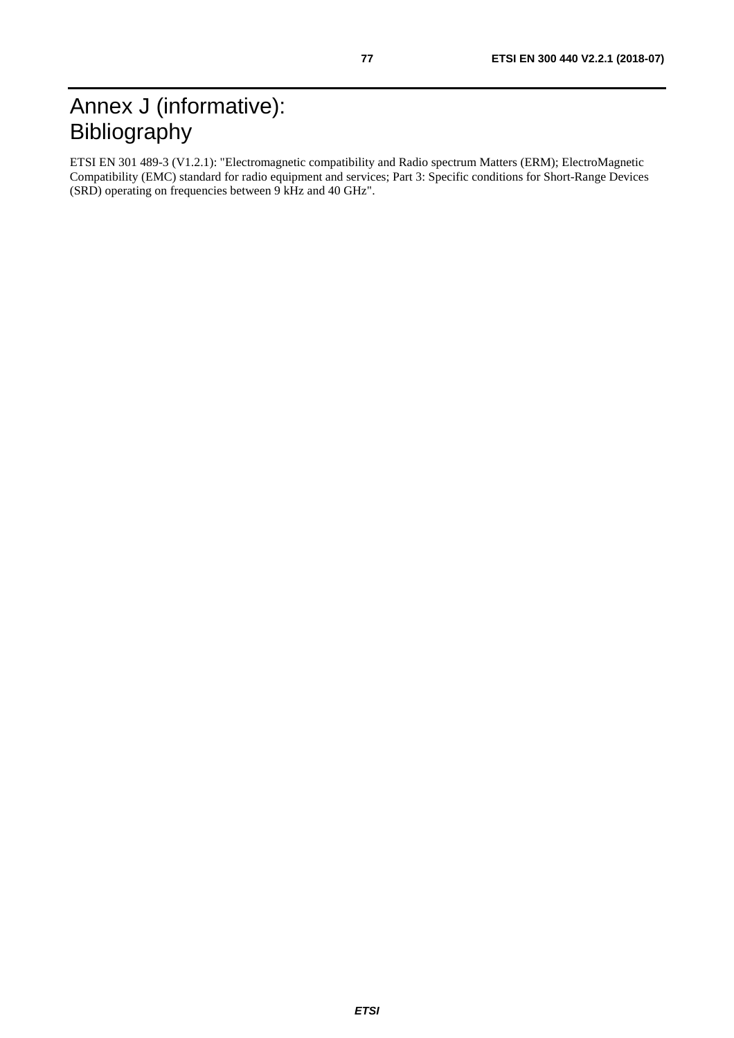# Annex J (informative): Bibliography

ETSI EN 301 489-3 (V1.2.1): "Electromagnetic compatibility and Radio spectrum Matters (ERM); ElectroMagnetic Compatibility (EMC) standard for radio equipment and services; Part 3: Specific conditions for Short-Range Devices (SRD) operating on frequencies between 9 kHz and 40 GHz".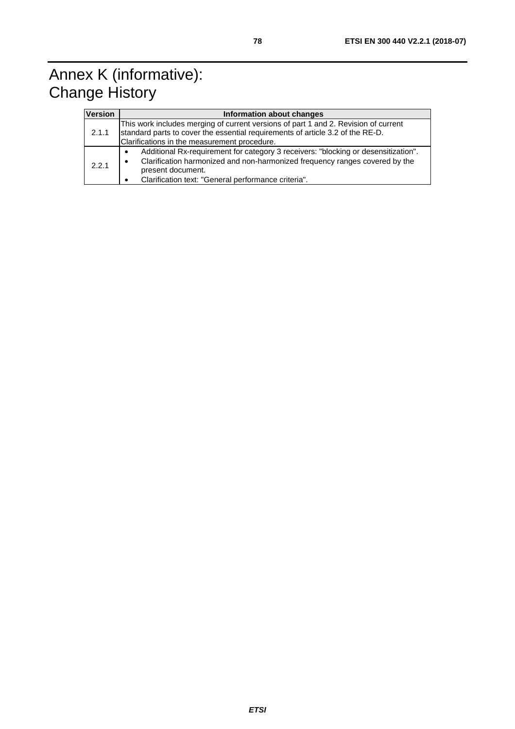# Annex K (informative): Change History

| Version | Information about changes |
|---|---|
| 2.1.1 | This work includes merging of current versions of part 1 and 2. Revision of current standard parts to cover the essential requirements of article 3.2 of the RE-D. Clarifications in the measurement procedure. |
| 2.2.1 | • Additional Rx-requirement for category 3 receivers: "blocking or desensitization".<br>• Clarification harmonized and non-harmonized frequency ranges covered by the present document.<br>• Clarification text: "General performance criteria". |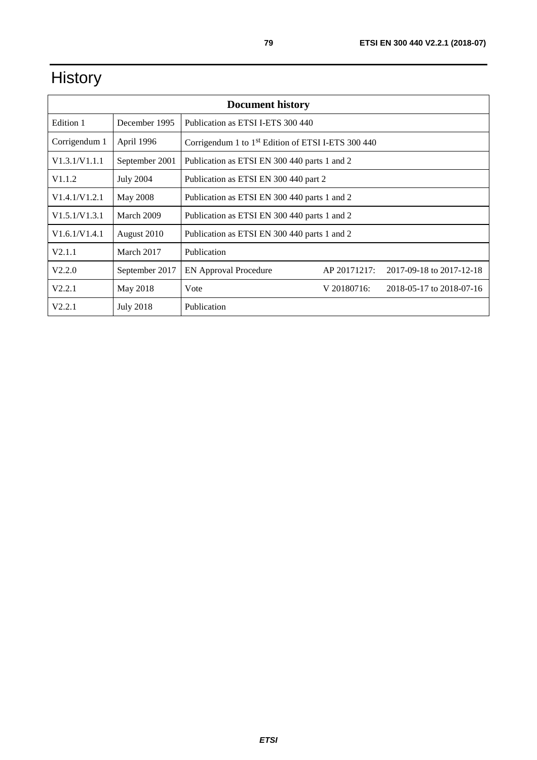# History

| Document history | | | | |
|---|---|---|---|---|
| Edition 1 | December 1995 | Publication as ETSI I-ETS 300 440 | | |
| Corrigendum 1 | April 1996 | Corrigendum 1 to 1st Edition of ETSI I-ETS 300 440 | | |
| V1.3.1/V1.1.1 | September 2001 | Publication as ETSI EN 300 440 parts 1 and 2 | | |
| V1.1.2 | July 2004 | Publication as ETSI EN 300 440 part 2 | | |
| V1.4.1/V1.2.1 | May 2008 | Publication as ETSI EN 300 440 parts 1 and 2 | | |
| V1.5.1/V1.3.1 | March 2009 | Publication as ETSI EN 300 440 parts 1 and 2 | | |
| V1.6.1/V1.4.1 | August 2010 | Publication as ETSI EN 300 440 parts 1 and 2 | | |
| V2.1.1 | March 2017 | Publication | | |
| V2.2.0 | September 2017 | EN Approval Procedure | AP 20171217: | 2017-09-18 to 2017-12-18 |
| V2.2.1 | May 2018 | Vote | V 20180716: | 2018-05-17 to 2018-07-16 |
| V2.2.1 | July 2018 | Publication | | |